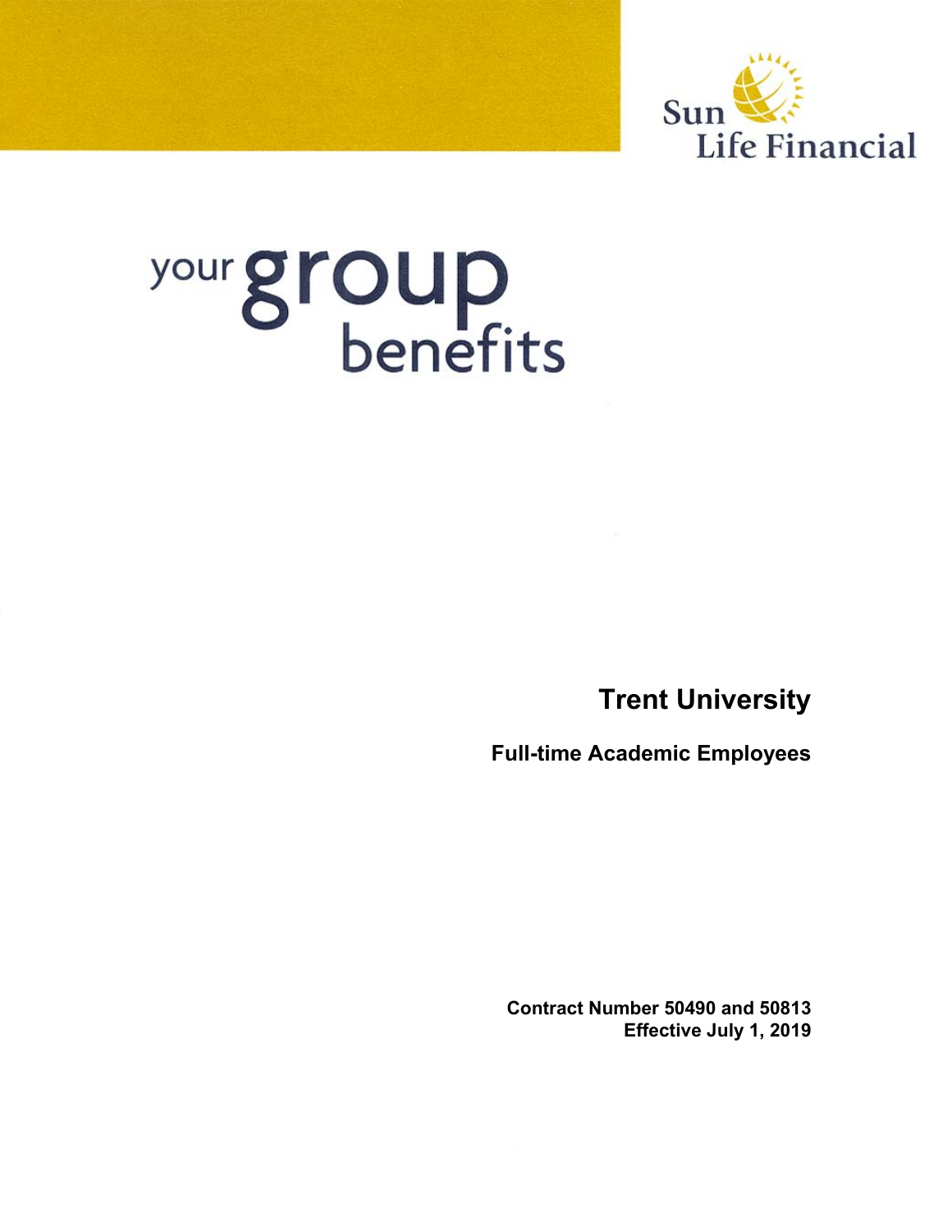Sun Life Financial

# your group benefits

## Trent University

### Full-time Academic Employees

**Contract Number 50490 and 50813**
**Effective July 1, 2019**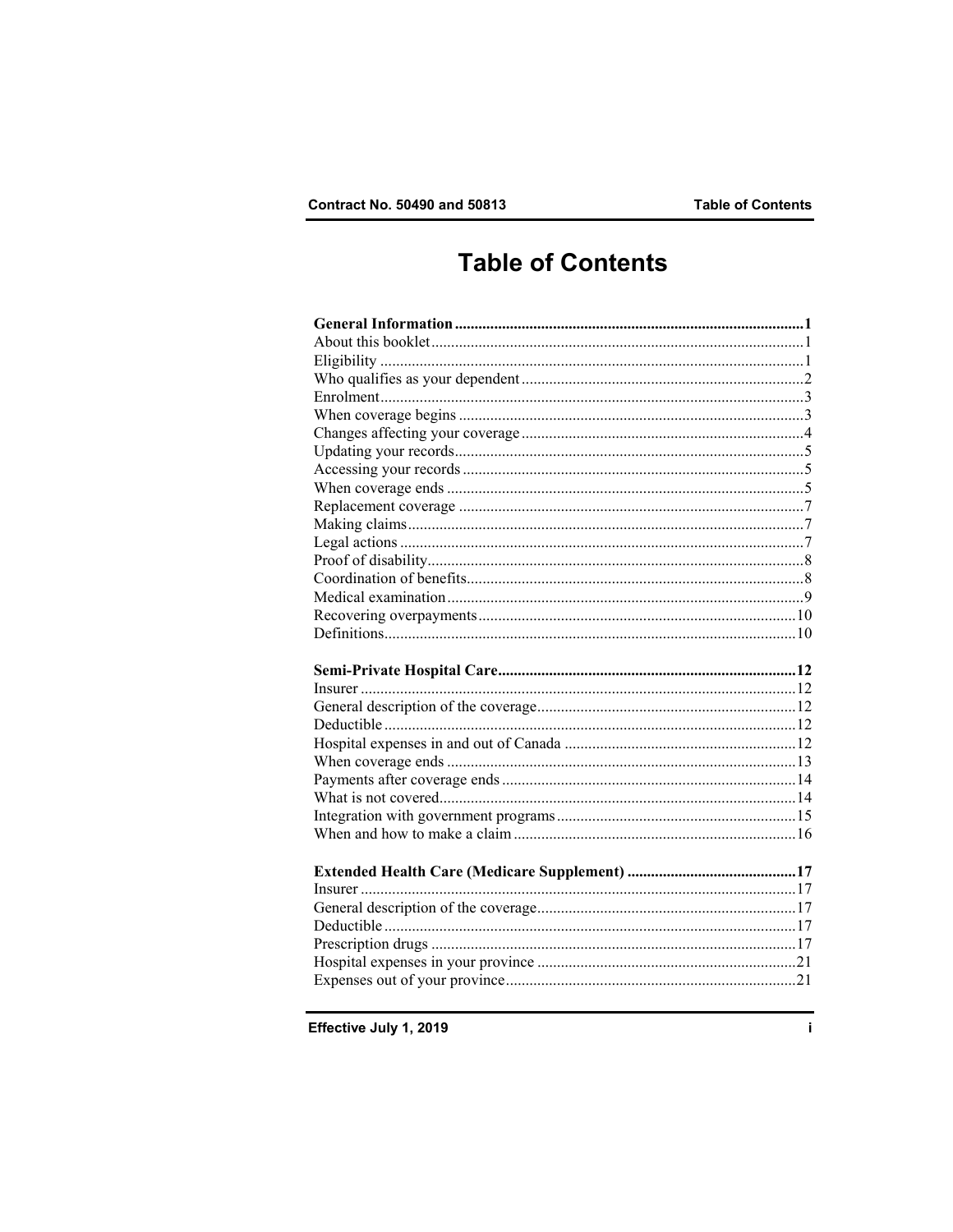# Table of Contents

| | |
|---|---|
| **General Information** | **1** |
| About this booklet | 1 |
| Eligibility | 1 |
| Who qualifies as your dependent | 2 |
| Enrolment | 3 |
| When coverage begins | 3 |
| Changes affecting your coverage | 4 |
| Updating your records | 5 |
| Accessing your records | 5 |
| When coverage ends | 5 |
| Replacement coverage | 7 |
| Making claims | 7 |
| Legal actions | 7 |
| Proof of disability | 8 |
| Coordination of benefits | 8 |
| Medical examination | 9 |
| Recovering overpayments | 10 |
| Definitions | 10 |
| **Semi-Private Hospital Care** | **12** |
| Insurer | 12 |
| General description of the coverage | 12 |
| Deductible | 12 |
| Hospital expenses in and out of Canada | 12 |
| When coverage ends | 13 |
| Payments after coverage ends | 14 |
| What is not covered | 14 |
| Integration with government programs | 15 |
| When and how to make a claim | 16 |
| **Extended Health Care (Medicare Supplement)** | **17** |
| Insurer | 17 |
| General description of the coverage | 17 |
| Deductible | 17 |
| Prescription drugs | 17 |
| Hospital expenses in your province | 21 |
| Expenses out of your province | 21 |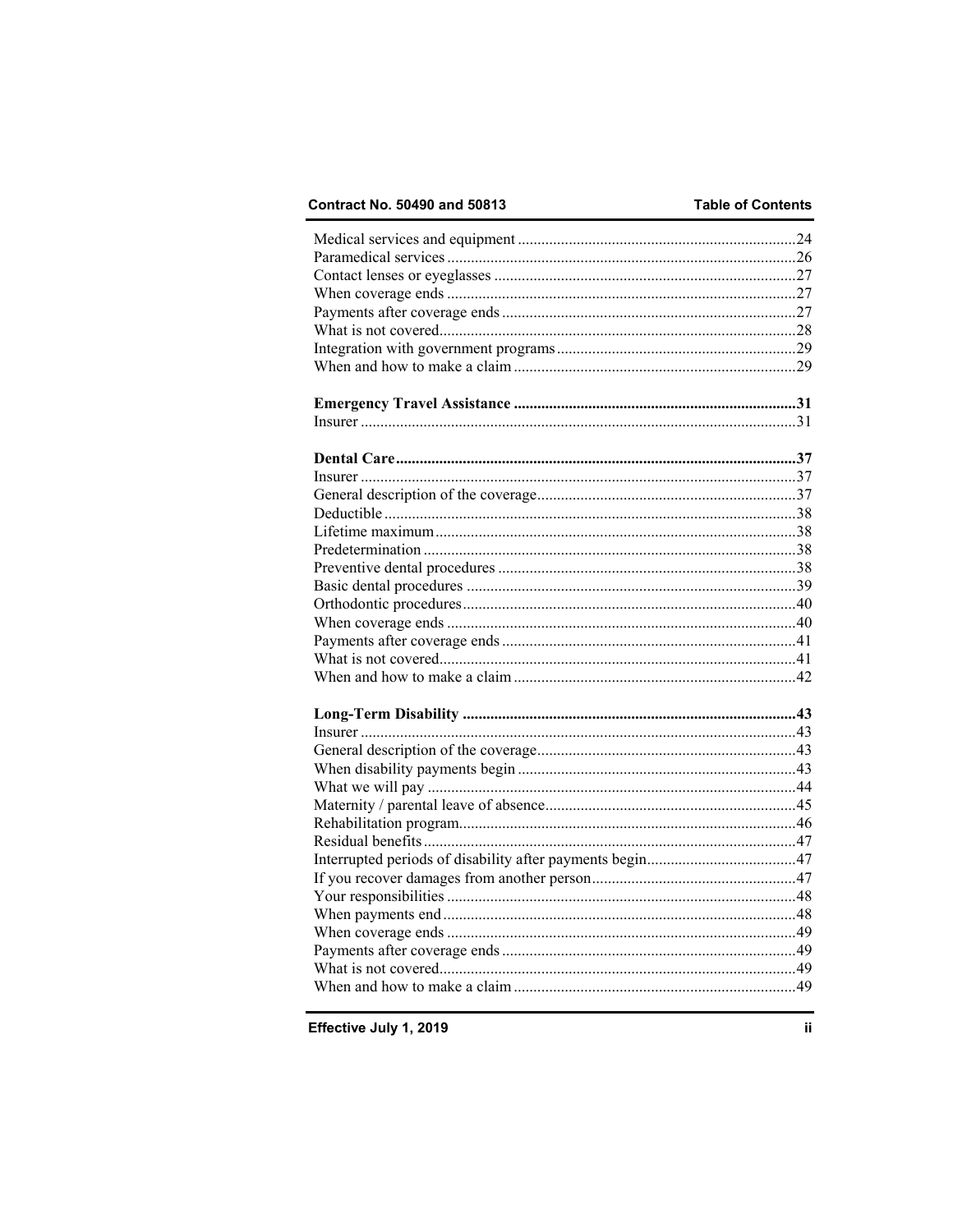Medical services and equipment ......................................................................24
Paramedical services .......................................................................................26
Contact lenses or eyeglasses ...........................................................................27
When coverage ends .......................................................................................27
Payments after coverage ends .........................................................................27
What is not covered.........................................................................................28
Integration with government programs...........................................................29
When and how to make a claim ......................................................................29

**Emergency Travel Assistance .......................................................................31**
Insurer .............................................................................................................31

**Dental Care.....................................................................................................37**
Insurer .............................................................................................................37
General description of the coverage................................................................37
Deductible .......................................................................................................38
Lifetime maximum..........................................................................................38
Predetermination .............................................................................................38
Preventive dental procedures ..........................................................................38
Basic dental procedures ..................................................................................39
Orthodontic procedures...................................................................................40
When coverage ends .......................................................................................40
Payments after coverage ends .........................................................................41
What is not covered.........................................................................................41
When and how to make a claim ......................................................................42

**Long-Term Disability ...................................................................................43**
Insurer .............................................................................................................43
General description of the coverage................................................................43
When disability payments begin .....................................................................43
What we will pay ............................................................................................44
Maternity / parental leave of absence..............................................................45
Rehabilitation program....................................................................................46
Residual benefits .............................................................................................47
Interrupted periods of disability after payments begin.....................................47
If you recover damages from another person...................................................47
Your responsibilities .......................................................................................48
When payments end ........................................................................................48
When coverage ends .......................................................................................49
Payments after coverage ends .........................................................................49
What is not covered.........................................................................................49
When and how to make a claim ......................................................................49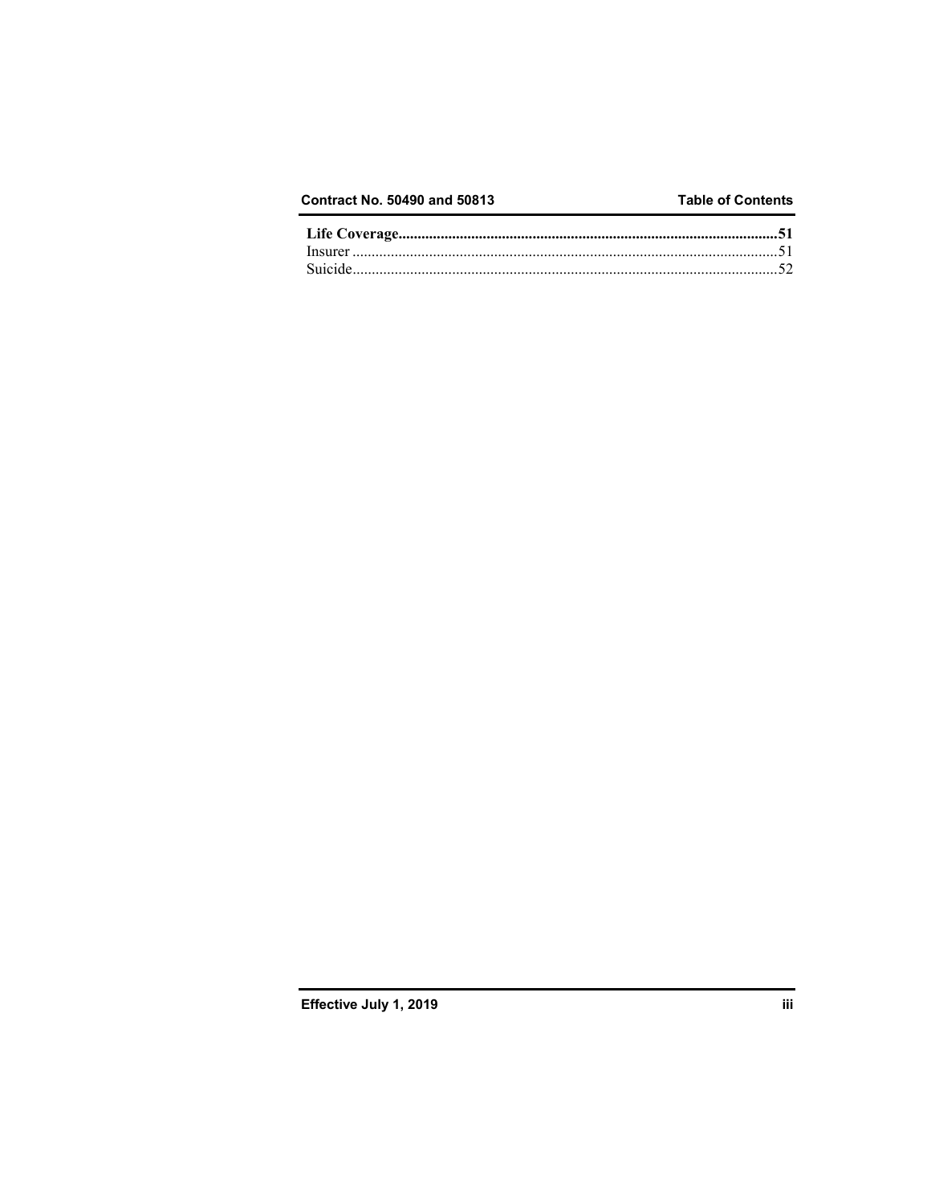**Life Coverage....................................................................................................51**
Insurer ..............................................................................................................51
Suicide..............................................................................................................52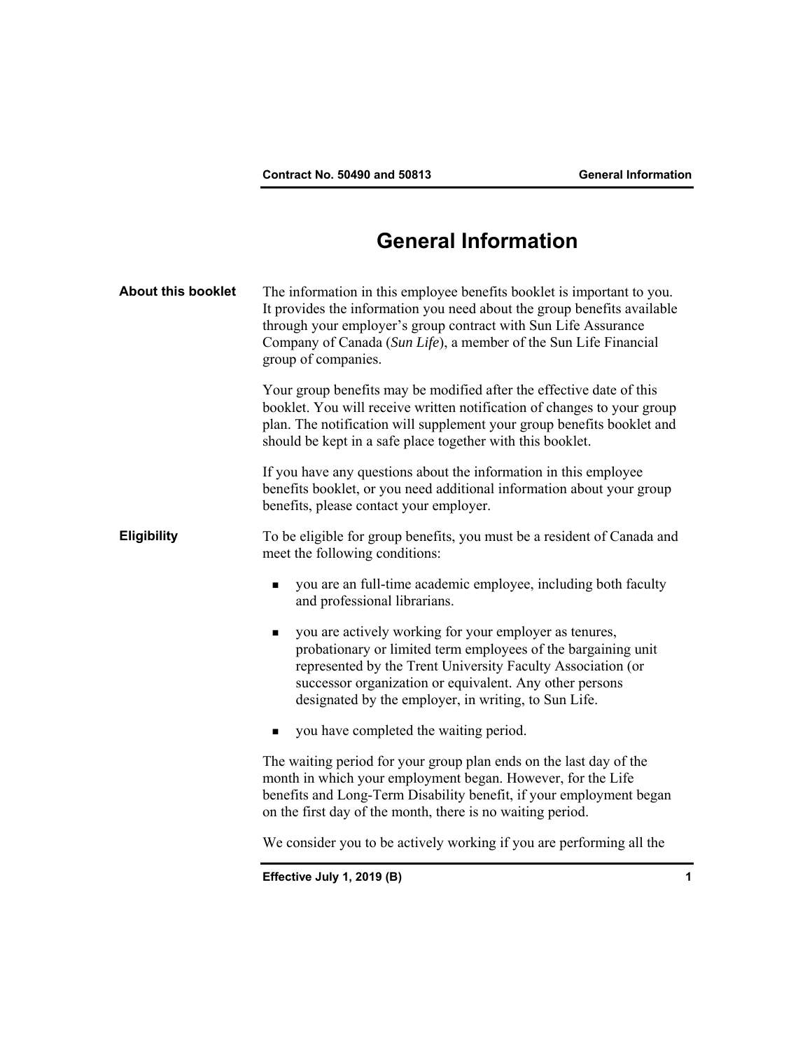# General Information

**About this booklet**

The information in this employee benefits booklet is important to you. It provides the information you need about the group benefits available through your employer's group contract with Sun Life Assurance Company of Canada (*Sun Life*), a member of the Sun Life Financial group of companies.

Your group benefits may be modified after the effective date of this booklet. You will receive written notification of changes to your group plan. The notification will supplement your group benefits booklet and should be kept in a safe place together with this booklet.

If you have any questions about the information in this employee benefits booklet, or you need additional information about your group benefits, please contact your employer.

**Eligibility**

To be eligible for group benefits, you must be a resident of Canada and meet the following conditions:

- you are an full-time academic employee, including both faculty and professional librarians.
- you are actively working for your employer as tenures, probationary or limited term employees of the bargaining unit represented by the Trent University Faculty Association (or successor organization or equivalent. Any other persons designated by the employer, in writing, to Sun Life.
- you have completed the waiting period.

The waiting period for your group plan ends on the last day of the month in which your employment began. However, for the Life benefits and Long-Term Disability benefit, if your employment began on the first day of the month, there is no waiting period.

We consider you to be actively working if you are performing all the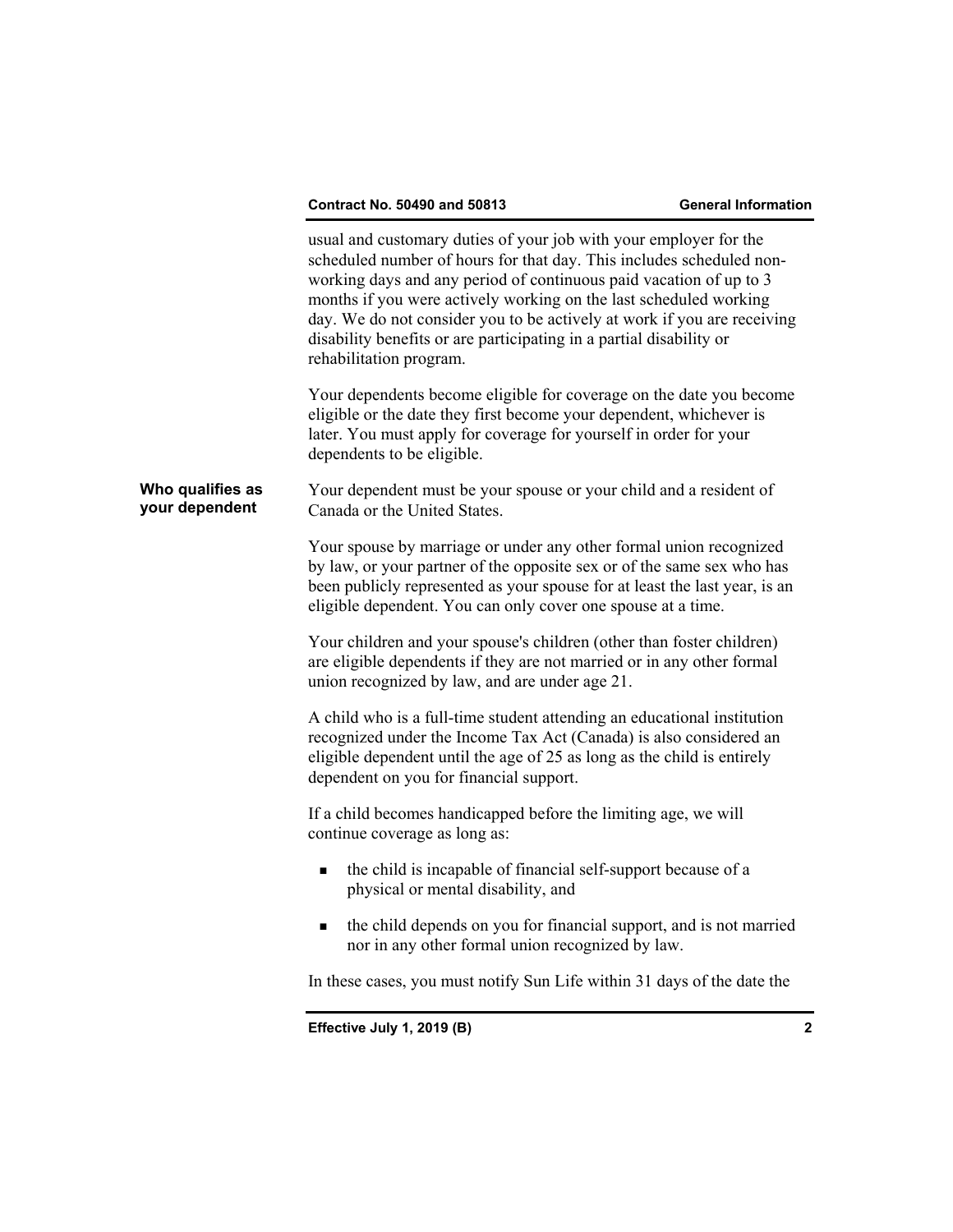usual and customary duties of your job with your employer for the scheduled number of hours for that day. This includes scheduled non-working days and any period of continuous paid vacation of up to 3 months if you were actively working on the last scheduled working day. We do not consider you to be actively at work if you are receiving disability benefits or are participating in a partial disability or rehabilitation program.

Your dependents become eligible for coverage on the date you become eligible or the date they first become your dependent, whichever is later. You must apply for coverage for yourself in order for your dependents to be eligible.

**Who qualifies as your dependent**

Your dependent must be your spouse or your child and a resident of Canada or the United States.

Your spouse by marriage or under any other formal union recognized by law, or your partner of the opposite sex or of the same sex who has been publicly represented as your spouse for at least the last year, is an eligible dependent. You can only cover one spouse at a time.

Your children and your spouse's children (other than foster children) are eligible dependents if they are not married or in any other formal union recognized by law, and are under age 21.

A child who is a full-time student attending an educational institution recognized under the Income Tax Act (Canada) is also considered an eligible dependent until the age of 25 as long as the child is entirely dependent on you for financial support.

If a child becomes handicapped before the limiting age, we will continue coverage as long as:

- the child is incapable of financial self-support because of a physical or mental disability, and
- the child depends on you for financial support, and is not married nor in any other formal union recognized by law.

In these cases, you must notify Sun Life within 31 days of the date the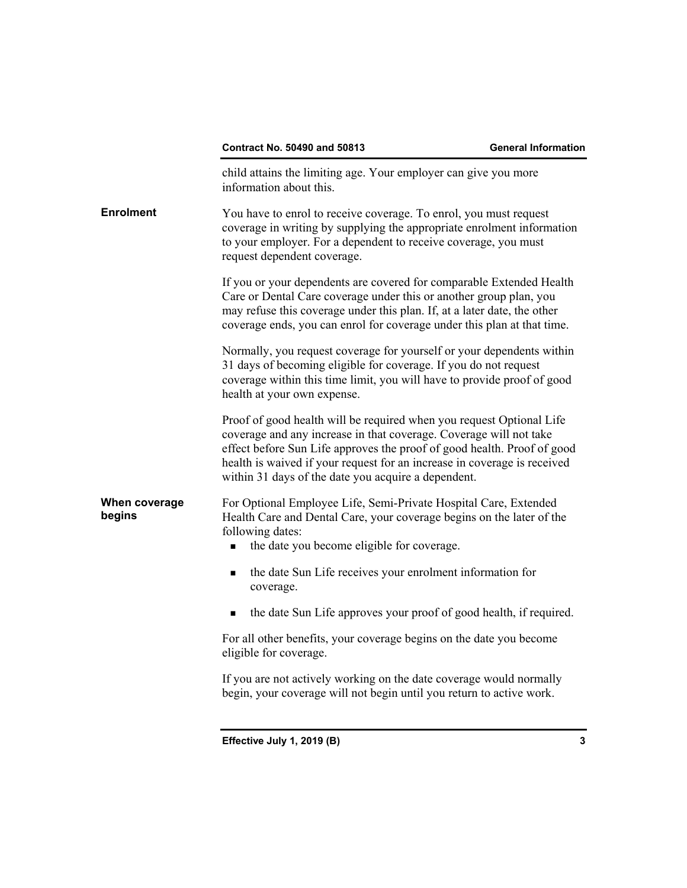child attains the limiting age. Your employer can give you more information about this.

## Enrolment

You have to enrol to receive coverage. To enrol, you must request coverage in writing by supplying the appropriate enrolment information to your employer. For a dependent to receive coverage, you must request dependent coverage.

If you or your dependents are covered for comparable Extended Health Care or Dental Care coverage under this or another group plan, you may refuse this coverage under this plan. If, at a later date, the other coverage ends, you can enrol for coverage under this plan at that time.

Normally, you request coverage for yourself or your dependents within 31 days of becoming eligible for coverage. If you do not request coverage within this time limit, you will have to provide proof of good health at your own expense.

Proof of good health will be required when you request Optional Life coverage and any increase in that coverage. Coverage will not take effect before Sun Life approves the proof of good health. Proof of good health is waived if your request for an increase in coverage is received within 31 days of the date you acquire a dependent.

## When coverage begins

For Optional Employee Life, Semi-Private Hospital Care, Extended Health Care and Dental Care, your coverage begins on the later of the following dates:

- the date you become eligible for coverage.
- the date Sun Life receives your enrolment information for coverage.
- the date Sun Life approves your proof of good health, if required.

For all other benefits, your coverage begins on the date you become eligible for coverage.

If you are not actively working on the date coverage would normally begin, your coverage will not begin until you return to active work.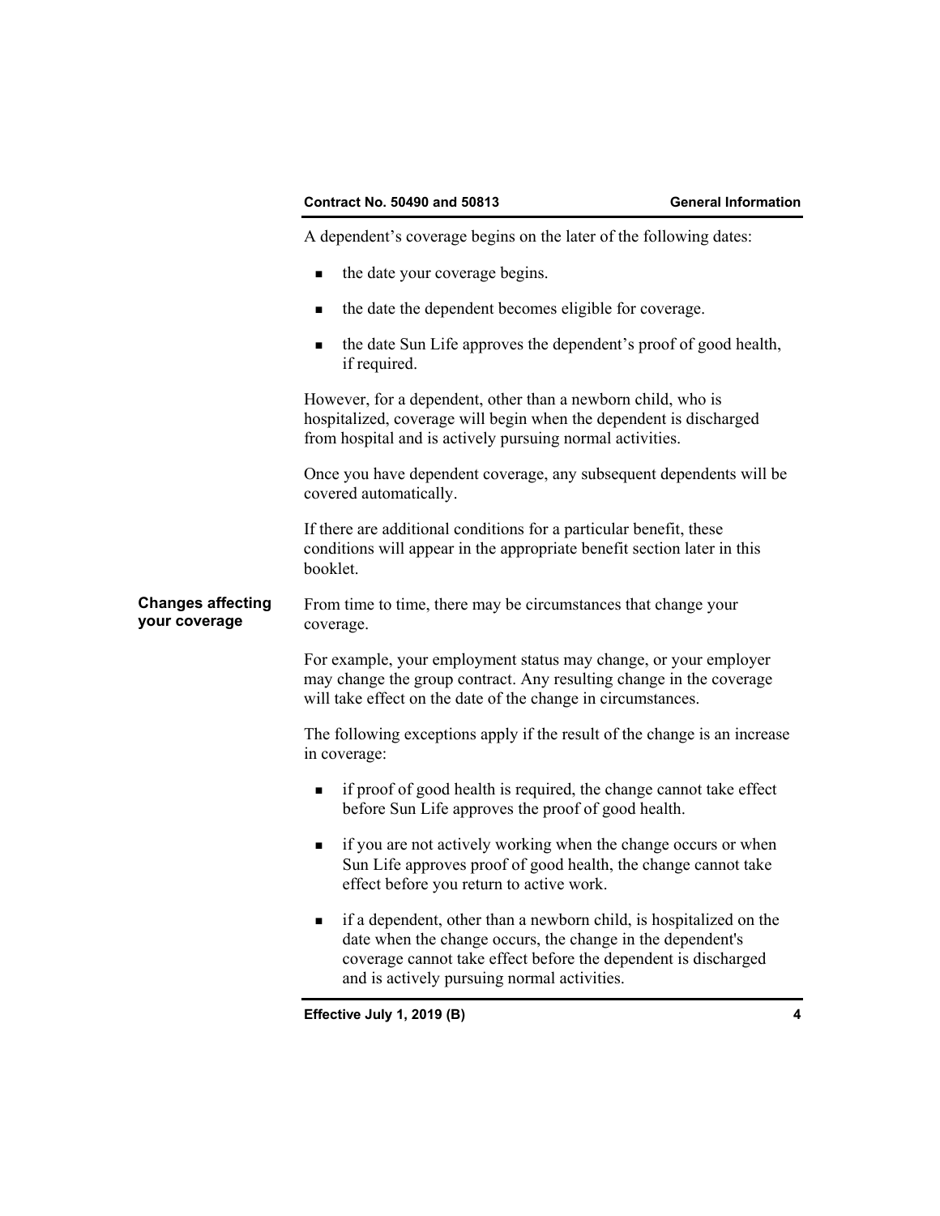A dependent's coverage begins on the later of the following dates:

- the date your coverage begins.
- the date the dependent becomes eligible for coverage.
- the date Sun Life approves the dependent's proof of good health, if required.

However, for a dependent, other than a newborn child, who is hospitalized, coverage will begin when the dependent is discharged from hospital and is actively pursuing normal activities.

Once you have dependent coverage, any subsequent dependents will be covered automatically.

If there are additional conditions for a particular benefit, these conditions will appear in the appropriate benefit section later in this booklet.

### Changes affecting your coverage

From time to time, there may be circumstances that change your coverage.

For example, your employment status may change, or your employer may change the group contract. Any resulting change in the coverage will take effect on the date of the change in circumstances.

The following exceptions apply if the result of the change is an increase in coverage:

- if proof of good health is required, the change cannot take effect before Sun Life approves the proof of good health.
- if you are not actively working when the change occurs or when Sun Life approves proof of good health, the change cannot take effect before you return to active work.
- if a dependent, other than a newborn child, is hospitalized on the date when the change occurs, the change in the dependent's coverage cannot take effect before the dependent is discharged and is actively pursuing normal activities.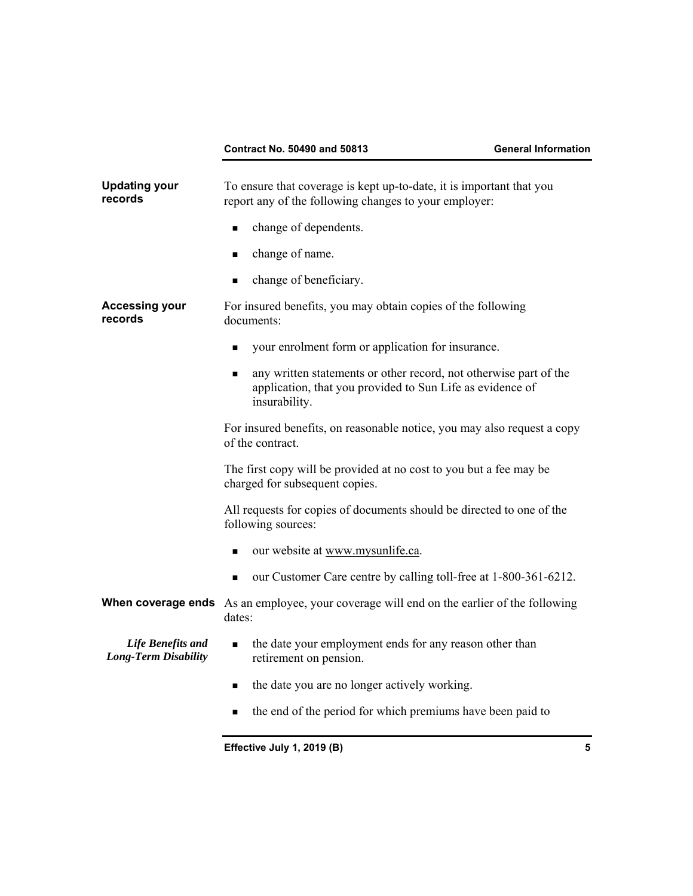**Updating your records**

To ensure that coverage is kept up-to-date, it is important that you report any of the following changes to your employer:

- change of dependents.
- change of name.
- change of beneficiary.

**Accessing your records**

For insured benefits, you may obtain copies of the following documents:

- your enrolment form or application for insurance.
- any written statements or other record, not otherwise part of the application, that you provided to Sun Life as evidence of insurability.

For insured benefits, on reasonable notice, you may also request a copy of the contract.

The first copy will be provided at no cost to you but a fee may be charged for subsequent copies.

All requests for copies of documents should be directed to one of the following sources:

- our website at www.mysunlife.ca.
- our Customer Care centre by calling toll-free at 1-800-361-6212.

**When coverage ends**

As an employee, your coverage will end on the earlier of the following dates:

***Life Benefits and Long-Term Disability***

- the date your employment ends for any reason other than retirement on pension.
- the date you are no longer actively working.
- the end of the period for which premiums have been paid to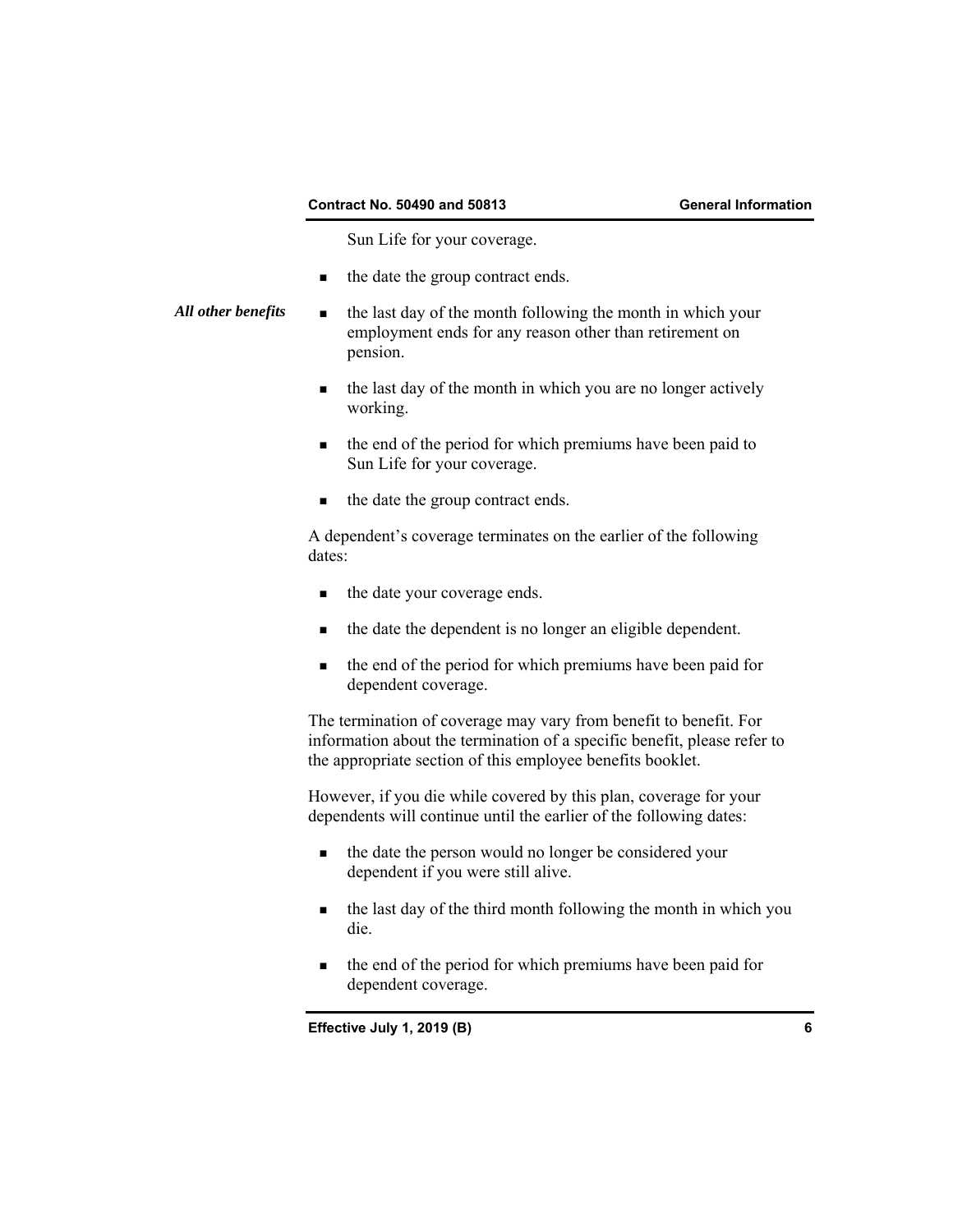Sun Life for your coverage.

- the date the group contract ends.

*All other benefits*

- the last day of the month following the month in which your employment ends for any reason other than retirement on pension.
- the last day of the month in which you are no longer actively working.
- the end of the period for which premiums have been paid to Sun Life for your coverage.
- the date the group contract ends.

A dependent's coverage terminates on the earlier of the following dates:

- the date your coverage ends.
- the date the dependent is no longer an eligible dependent.
- the end of the period for which premiums have been paid for dependent coverage.

The termination of coverage may vary from benefit to benefit. For information about the termination of a specific benefit, please refer to the appropriate section of this employee benefits booklet.

However, if you die while covered by this plan, coverage for your dependents will continue until the earlier of the following dates:

- the date the person would no longer be considered your dependent if you were still alive.
- the last day of the third month following the month in which you die.
- the end of the period for which premiums have been paid for dependent coverage.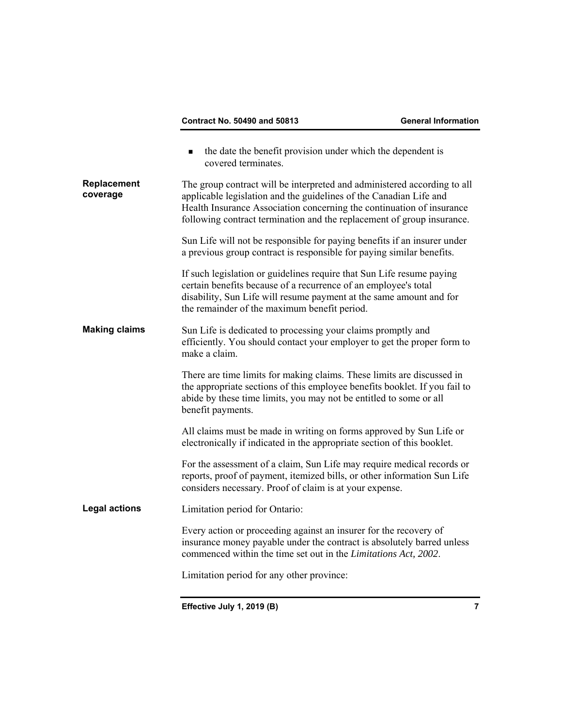- the date the benefit provision under which the dependent is covered terminates.

### Replacement coverage

The group contract will be interpreted and administered according to all applicable legislation and the guidelines of the Canadian Life and Health Insurance Association concerning the continuation of insurance following contract termination and the replacement of group insurance.

Sun Life will not be responsible for paying benefits if an insurer under a previous group contract is responsible for paying similar benefits.

If such legislation or guidelines require that Sun Life resume paying certain benefits because of a recurrence of an employee's total disability, Sun Life will resume payment at the same amount and for the remainder of the maximum benefit period.

### Making claims

Sun Life is dedicated to processing your claims promptly and efficiently. You should contact your employer to get the proper form to make a claim.

There are time limits for making claims. These limits are discussed in the appropriate sections of this employee benefits booklet. If you fail to abide by these time limits, you may not be entitled to some or all benefit payments.

All claims must be made in writing on forms approved by Sun Life or electronically if indicated in the appropriate section of this booklet.

For the assessment of a claim, Sun Life may require medical records or reports, proof of payment, itemized bills, or other information Sun Life considers necessary. Proof of claim is at your expense.

### Legal actions

Limitation period for Ontario:

Every action or proceeding against an insurer for the recovery of insurance money payable under the contract is absolutely barred unless commenced within the time set out in the *Limitations Act, 2002*.

Limitation period for any other province: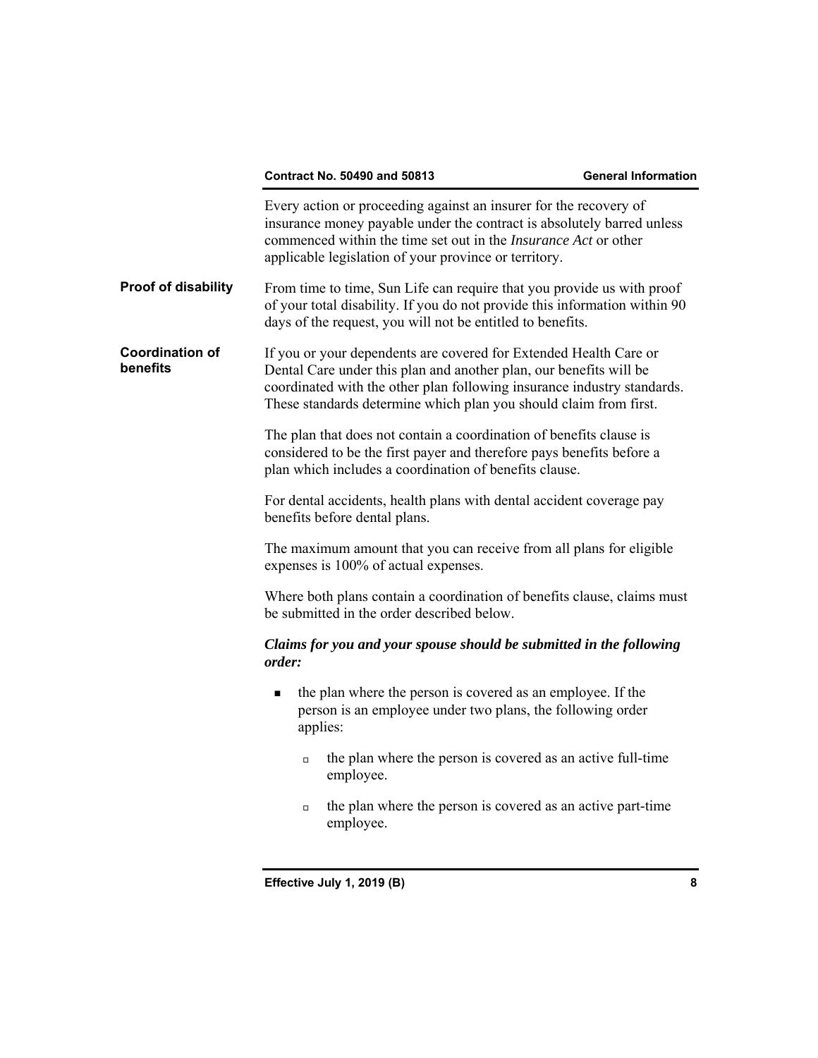Every action or proceeding against an insurer for the recovery of insurance money payable under the contract is absolutely barred unless commenced within the time set out in the *Insurance Act* or other applicable legislation of your province or territory.

**Proof of disability**

From time to time, Sun Life can require that you provide us with proof of your total disability. If you do not provide this information within 90 days of the request, you will not be entitled to benefits.

**Coordination of benefits**

If you or your dependents are covered for Extended Health Care or Dental Care under this plan and another plan, our benefits will be coordinated with the other plan following insurance industry standards. These standards determine which plan you should claim from first.

The plan that does not contain a coordination of benefits clause is considered to be the first payer and therefore pays benefits before a plan which includes a coordination of benefits clause.

For dental accidents, health plans with dental accident coverage pay benefits before dental plans.

The maximum amount that you can receive from all plans for eligible expenses is 100% of actual expenses.

Where both plans contain a coordination of benefits clause, claims must be submitted in the order described below.

***Claims for you and your spouse should be submitted in the following order:***

- the plan where the person is covered as an employee. If the person is an employee under two plans, the following order applies:
  - the plan where the person is covered as an active full-time employee.
  - the plan where the person is covered as an active part-time employee.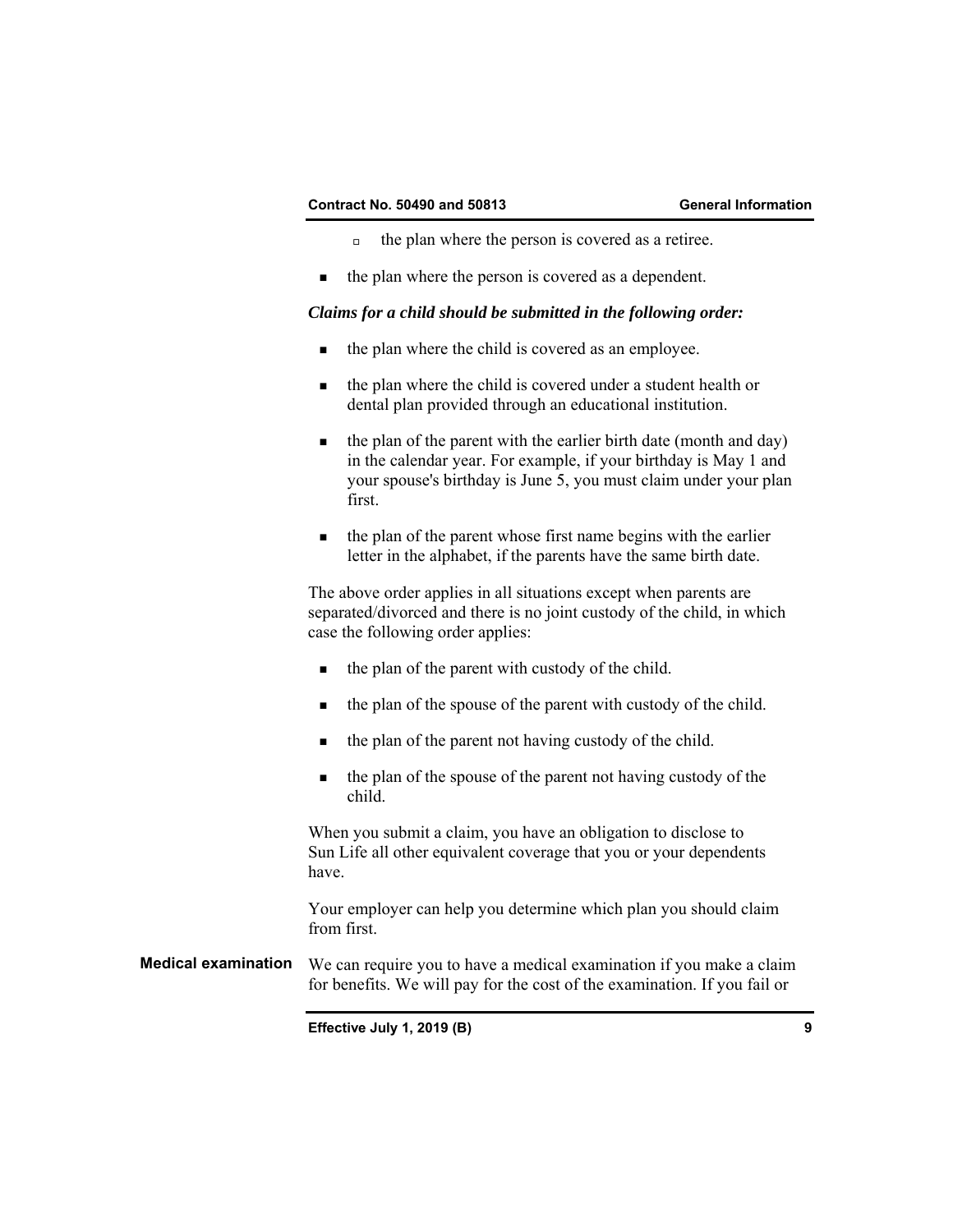- the plan where the person is covered as a retiree.

- the plan where the person is covered as a dependent.

***Claims for a child should be submitted in the following order:***

- the plan where the child is covered as an employee.
- the plan where the child is covered under a student health or dental plan provided through an educational institution.
- the plan of the parent with the earlier birth date (month and day) in the calendar year. For example, if your birthday is May 1 and your spouse's birthday is June 5, you must claim under your plan first.
- the plan of the parent whose first name begins with the earlier letter in the alphabet, if the parents have the same birth date.

The above order applies in all situations except when parents are separated/divorced and there is no joint custody of the child, in which case the following order applies:

- the plan of the parent with custody of the child.
- the plan of the spouse of the parent with custody of the child.
- the plan of the parent not having custody of the child.
- the plan of the spouse of the parent not having custody of the child.

When you submit a claim, you have an obligation to disclose to Sun Life all other equivalent coverage that you or your dependents have.

Your employer can help you determine which plan you should claim from first.

**Medical examination**

We can require you to have a medical examination if you make a claim for benefits. We will pay for the cost of the examination. If you fail or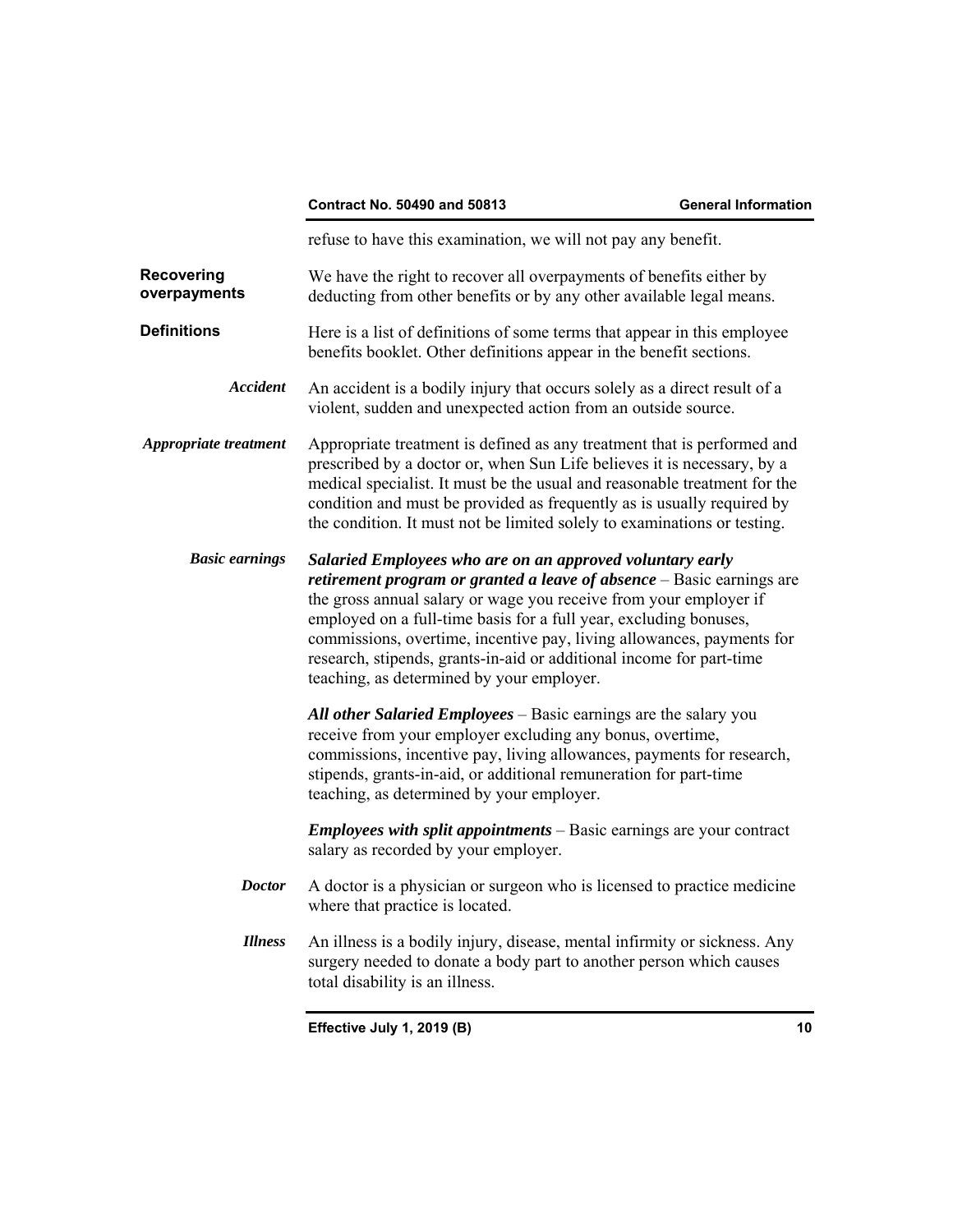refuse to have this examination, we will not pay any benefit.

**Recovering overpayments**

We have the right to recover all overpayments of benefits either by deducting from other benefits or by any other available legal means.

**Definitions**

Here is a list of definitions of some terms that appear in this employee benefits booklet. Other definitions appear in the benefit sections.

***Accident***

An accident is a bodily injury that occurs solely as a direct result of a violent, sudden and unexpected action from an outside source.

***Appropriate treatment***

Appropriate treatment is defined as any treatment that is performed and prescribed by a doctor or, when Sun Life believes it is necessary, by a medical specialist. It must be the usual and reasonable treatment for the condition and must be provided as frequently as is usually required by the condition. It must not be limited solely to examinations or testing.

***Basic earnings***

***Salaried Employees who are on an approved voluntary early retirement program or granted a leave of absence*** – Basic earnings are the gross annual salary or wage you receive from your employer if employed on a full-time basis for a full year, excluding bonuses, commissions, overtime, incentive pay, living allowances, payments for research, stipends, grants-in-aid or additional income for part-time teaching, as determined by your employer.

***All other Salaried Employees*** – Basic earnings are the salary you receive from your employer excluding any bonus, overtime, commissions, incentive pay, living allowances, payments for research, stipends, grants-in-aid, or additional remuneration for part-time teaching, as determined by your employer.

***Employees with split appointments*** – Basic earnings are your contract salary as recorded by your employer.

***Doctor***

A doctor is a physician or surgeon who is licensed to practice medicine where that practice is located.

***Illness***

An illness is a bodily injury, disease, mental infirmity or sickness. Any surgery needed to donate a body part to another person which causes total disability is an illness.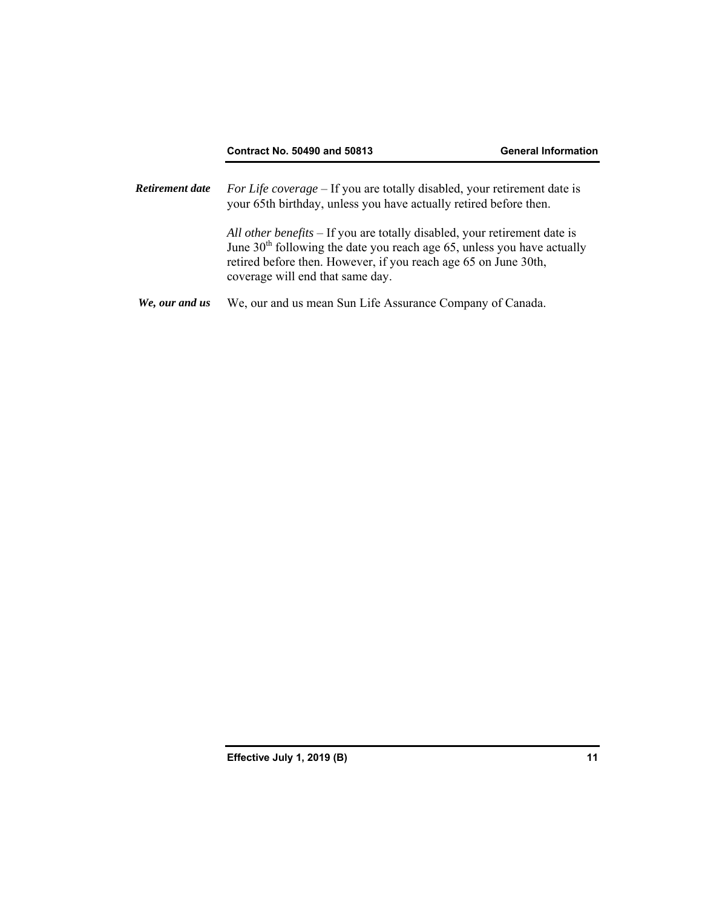***Retirement date***

*For Life coverage* – If you are totally disabled, your retirement date is your 65th birthday, unless you have actually retired before then.

*All other benefits* – If you are totally disabled, your retirement date is June 30th following the date you reach age 65, unless you have actually retired before then. However, if you reach age 65 on June 30th, coverage will end that same day.

***We, our and us***

We, our and us mean Sun Life Assurance Company of Canada.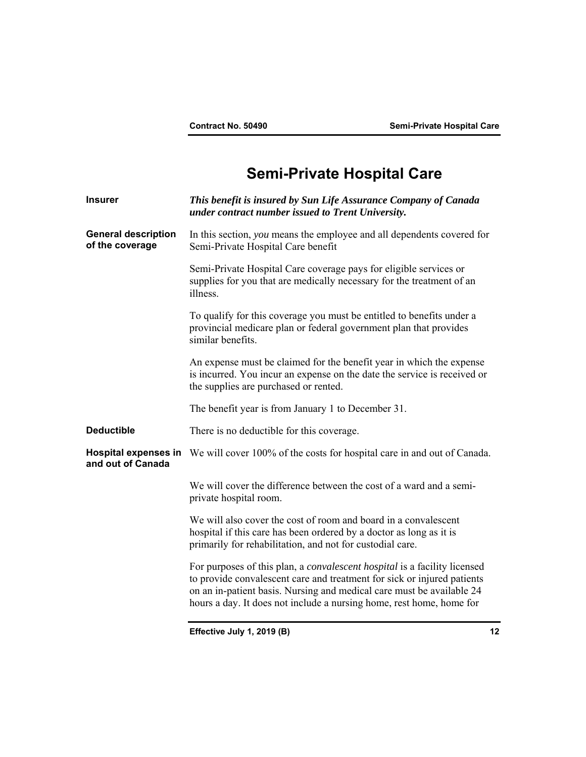# Semi-Private Hospital Care

**Insurer**

***This benefit is insured by Sun Life Assurance Company of Canada under contract number issued to Trent University.***

**General description of the coverage**

In this section, *you* means the employee and all dependents covered for Semi-Private Hospital Care benefit

Semi-Private Hospital Care coverage pays for eligible services or supplies for you that are medically necessary for the treatment of an illness.

To qualify for this coverage you must be entitled to benefits under a provincial medicare plan or federal government plan that provides similar benefits.

An expense must be claimed for the benefit year in which the expense is incurred. You incur an expense on the date the service is received or the supplies are purchased or rented.

The benefit year is from January 1 to December 31.

**Deductible**

There is no deductible for this coverage.

**Hospital expenses in and out of Canada**

We will cover 100% of the costs for hospital care in and out of Canada.

We will cover the difference between the cost of a ward and a semi-private hospital room.

We will also cover the cost of room and board in a convalescent hospital if this care has been ordered by a doctor as long as it is primarily for rehabilitation, and not for custodial care.

For purposes of this plan, a *convalescent hospital* is a facility licensed to provide convalescent care and treatment for sick or injured patients on an in-patient basis. Nursing and medical care must be available 24 hours a day. It does not include a nursing home, rest home, home for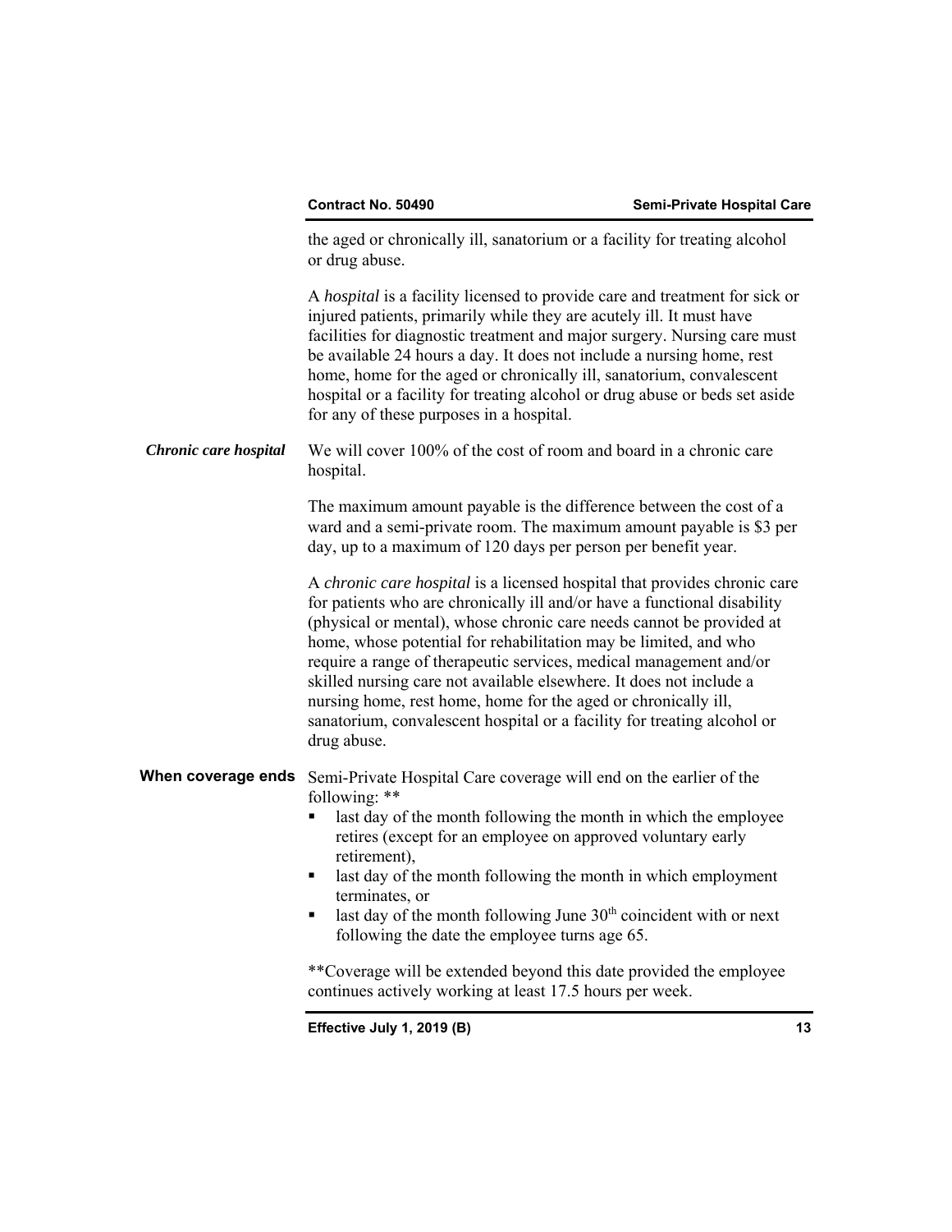the aged or chronically ill, sanatorium or a facility for treating alcohol or drug abuse.

A *hospital* is a facility licensed to provide care and treatment for sick or injured patients, primarily while they are acutely ill. It must have facilities for diagnostic treatment and major surgery. Nursing care must be available 24 hours a day. It does not include a nursing home, rest home, home for the aged or chronically ill, sanatorium, convalescent hospital or a facility for treating alcohol or drug abuse or beds set aside for any of these purposes in a hospital.

***Chronic care hospital***

We will cover 100% of the cost of room and board in a chronic care hospital.

The maximum amount payable is the difference between the cost of a ward and a semi-private room. The maximum amount payable is $3 per day, up to a maximum of 120 days per person per benefit year.

A *chronic care hospital* is a licensed hospital that provides chronic care for patients who are chronically ill and/or have a functional disability (physical or mental), whose chronic care needs cannot be provided at home, whose potential for rehabilitation may be limited, and who require a range of therapeutic services, medical management and/or skilled nursing care not available elsewhere. It does not include a nursing home, rest home, home for the aged or chronically ill, sanatorium, convalescent hospital or a facility for treating alcohol or drug abuse.

**When coverage ends**

Semi-Private Hospital Care coverage will end on the earlier of the following: **

- last day of the month following the month in which the employee retires (except for an employee on approved voluntary early retirement),
- last day of the month following the month in which employment terminates, or
- last day of the month following June 30th coincident with or next following the date the employee turns age 65.

**Coverage will be extended beyond this date provided the employee continues actively working at least 17.5 hours per week.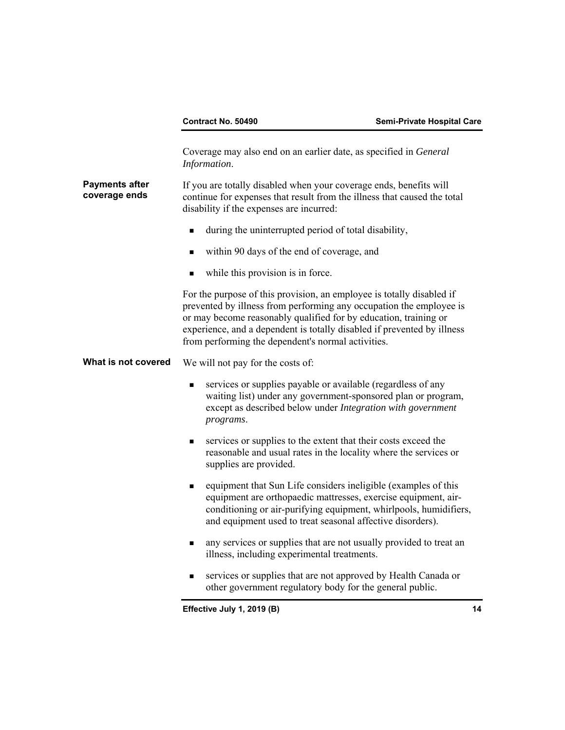Coverage may also end on an earlier date, as specified in *General Information*.

**Payments after coverage ends**

If you are totally disabled when your coverage ends, benefits will continue for expenses that result from the illness that caused the total disability if the expenses are incurred:

- during the uninterrupted period of total disability,
- within 90 days of the end of coverage, and
- while this provision is in force.

For the purpose of this provision, an employee is totally disabled if prevented by illness from performing any occupation the employee is or may become reasonably qualified for by education, training or experience, and a dependent is totally disabled if prevented by illness from performing the dependent's normal activities.

**What is not covered**

We will not pay for the costs of:

- services or supplies payable or available (regardless of any waiting list) under any government-sponsored plan or program, except as described below under *Integration with government programs*.
- services or supplies to the extent that their costs exceed the reasonable and usual rates in the locality where the services or supplies are provided.
- equipment that Sun Life considers ineligible (examples of this equipment are orthopaedic mattresses, exercise equipment, air-conditioning or air-purifying equipment, whirlpools, humidifiers, and equipment used to treat seasonal affective disorders).
- any services or supplies that are not usually provided to treat an illness, including experimental treatments.
- services or supplies that are not approved by Health Canada or other government regulatory body for the general public.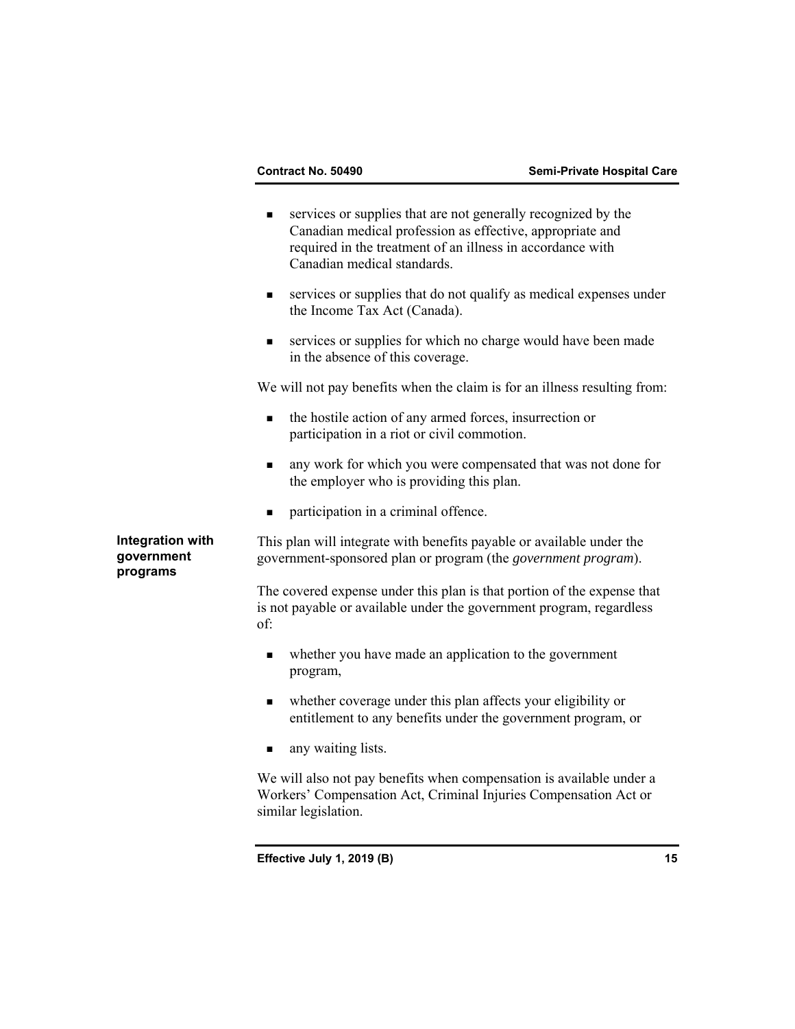- services or supplies that are not generally recognized by the Canadian medical profession as effective, appropriate and required in the treatment of an illness in accordance with Canadian medical standards.
- services or supplies that do not qualify as medical expenses under the Income Tax Act (Canada).
- services or supplies for which no charge would have been made in the absence of this coverage.

We will not pay benefits when the claim is for an illness resulting from:

- the hostile action of any armed forces, insurrection or participation in a riot or civil commotion.
- any work for which you were compensated that was not done for the employer who is providing this plan.
- participation in a criminal offence.

**Integration with government programs**

This plan will integrate with benefits payable or available under the government-sponsored plan or program (the *government program*).

The covered expense under this plan is that portion of the expense that is not payable or available under the government program, regardless of:

- whether you have made an application to the government program,
- whether coverage under this plan affects your eligibility or entitlement to any benefits under the government program, or
- any waiting lists.

We will also not pay benefits when compensation is available under a Workers' Compensation Act, Criminal Injuries Compensation Act or similar legislation.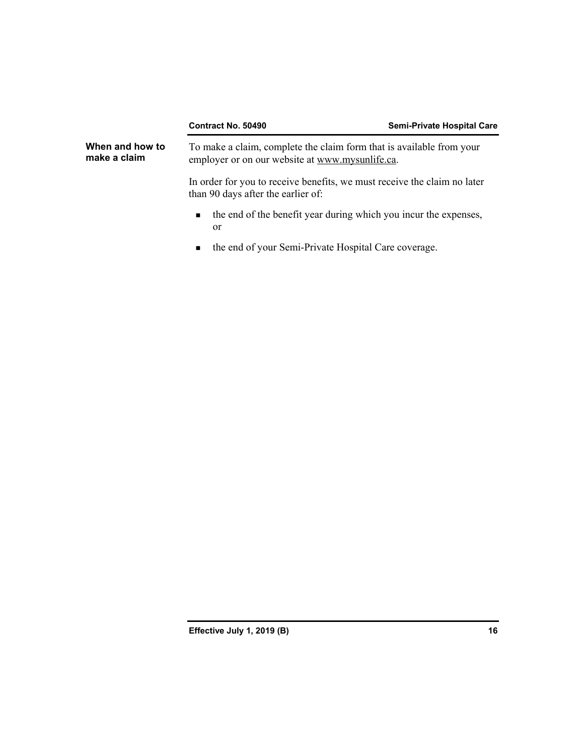## When and how to make a claim

To make a claim, complete the claim form that is available from your employer or on our website at www.mysunlife.ca.

In order for you to receive benefits, we must receive the claim no later than 90 days after the earlier of:

- the end of the benefit year during which you incur the expenses, or
- the end of your Semi-Private Hospital Care coverage.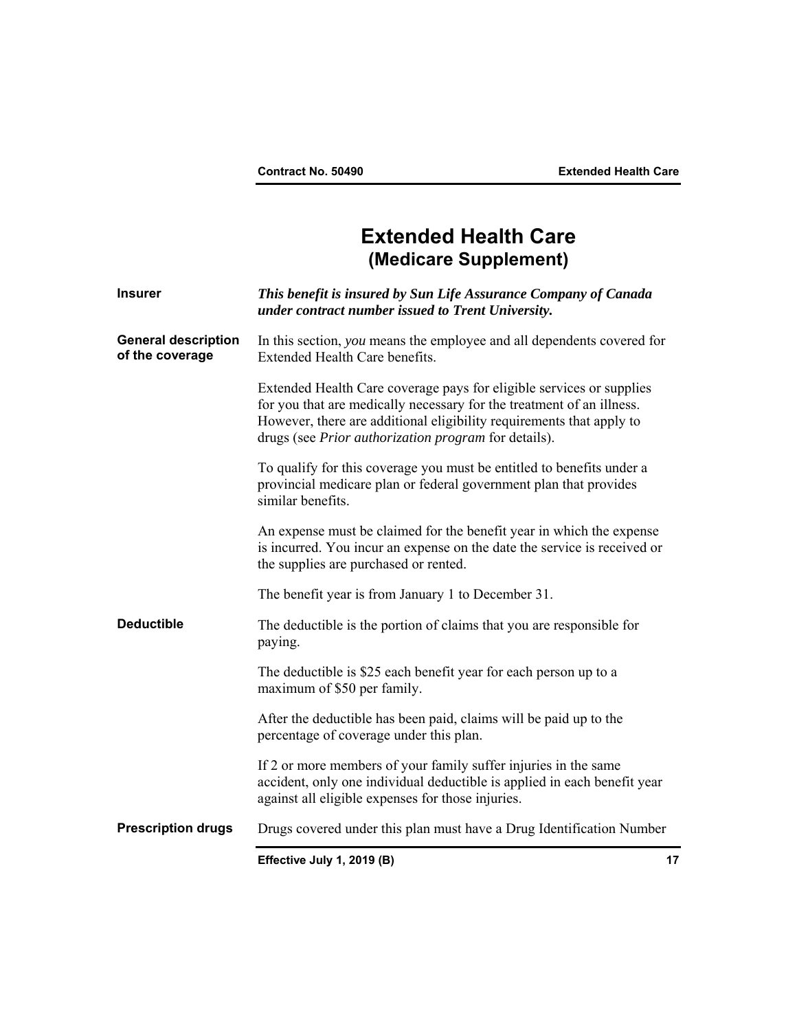# Extended Health Care
## (Medicare Supplement)

**Insurer**

***This benefit is insured by Sun Life Assurance Company of Canada under contract number issued to Trent University.***

**General description of the coverage**

In this section, *you* means the employee and all dependents covered for Extended Health Care benefits.

Extended Health Care coverage pays for eligible services or supplies for you that are medically necessary for the treatment of an illness. However, there are additional eligibility requirements that apply to drugs (see *Prior authorization program* for details).

To qualify for this coverage you must be entitled to benefits under a provincial medicare plan or federal government plan that provides similar benefits.

An expense must be claimed for the benefit year in which the expense is incurred. You incur an expense on the date the service is received or the supplies are purchased or rented.

The benefit year is from January 1 to December 31.

**Deductible**

The deductible is the portion of claims that you are responsible for paying.

The deductible is $25 each benefit year for each person up to a maximum of $50 per family.

After the deductible has been paid, claims will be paid up to the percentage of coverage under this plan.

If 2 or more members of your family suffer injuries in the same accident, only one individual deductible is applied in each benefit year against all eligible expenses for those injuries.

**Prescription drugs**

Drugs covered under this plan must have a Drug Identification Number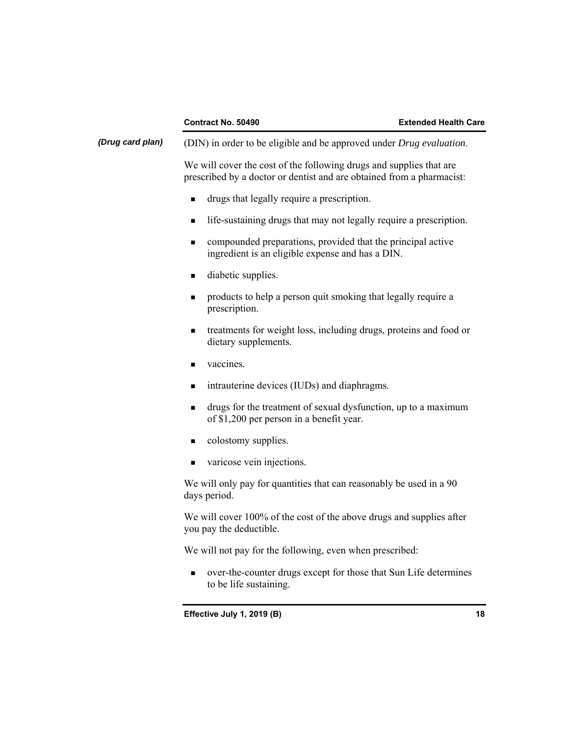*(Drug card plan)*

(DIN) in order to be eligible and be approved under *Drug evaluation*.

We will cover the cost of the following drugs and supplies that are prescribed by a doctor or dentist and are obtained from a pharmacist:

- drugs that legally require a prescription.
- life-sustaining drugs that may not legally require a prescription.
- compounded preparations, provided that the principal active ingredient is an eligible expense and has a DIN.
- diabetic supplies.
- products to help a person quit smoking that legally require a prescription.
- treatments for weight loss, including drugs, proteins and food or dietary supplements.
- vaccines.
- intrauterine devices (IUDs) and diaphragms.
- drugs for the treatment of sexual dysfunction, up to a maximum of $1,200 per person in a benefit year.
- colostomy supplies.
- varicose vein injections.

We will only pay for quantities that can reasonably be used in a 90 days period.

We will cover 100% of the cost of the above drugs and supplies after you pay the deductible.

We will not pay for the following, even when prescribed:

- over-the-counter drugs except for those that Sun Life determines to be life sustaining.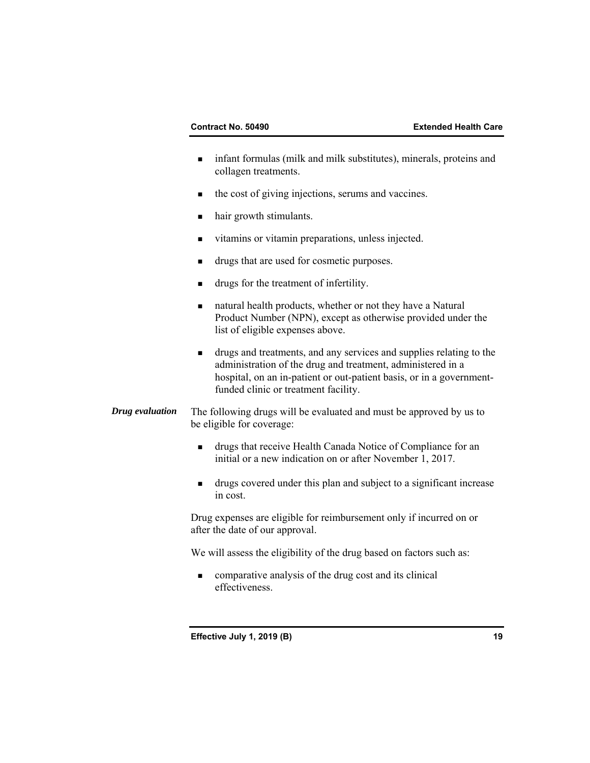- infant formulas (milk and milk substitutes), minerals, proteins and collagen treatments.
- the cost of giving injections, serums and vaccines.
- hair growth stimulants.
- vitamins or vitamin preparations, unless injected.
- drugs that are used for cosmetic purposes.
- drugs for the treatment of infertility.
- natural health products, whether or not they have a Natural Product Number (NPN), except as otherwise provided under the list of eligible expenses above.
- drugs and treatments, and any services and supplies relating to the administration of the drug and treatment, administered in a hospital, on an in-patient or out-patient basis, or in a government-funded clinic or treatment facility.

***Drug evaluation***

The following drugs will be evaluated and must be approved by us to be eligible for coverage:

- drugs that receive Health Canada Notice of Compliance for an initial or a new indication on or after November 1, 2017.
- drugs covered under this plan and subject to a significant increase in cost.

Drug expenses are eligible for reimbursement only if incurred on or after the date of our approval.

We will assess the eligibility of the drug based on factors such as:

- comparative analysis of the drug cost and its clinical effectiveness.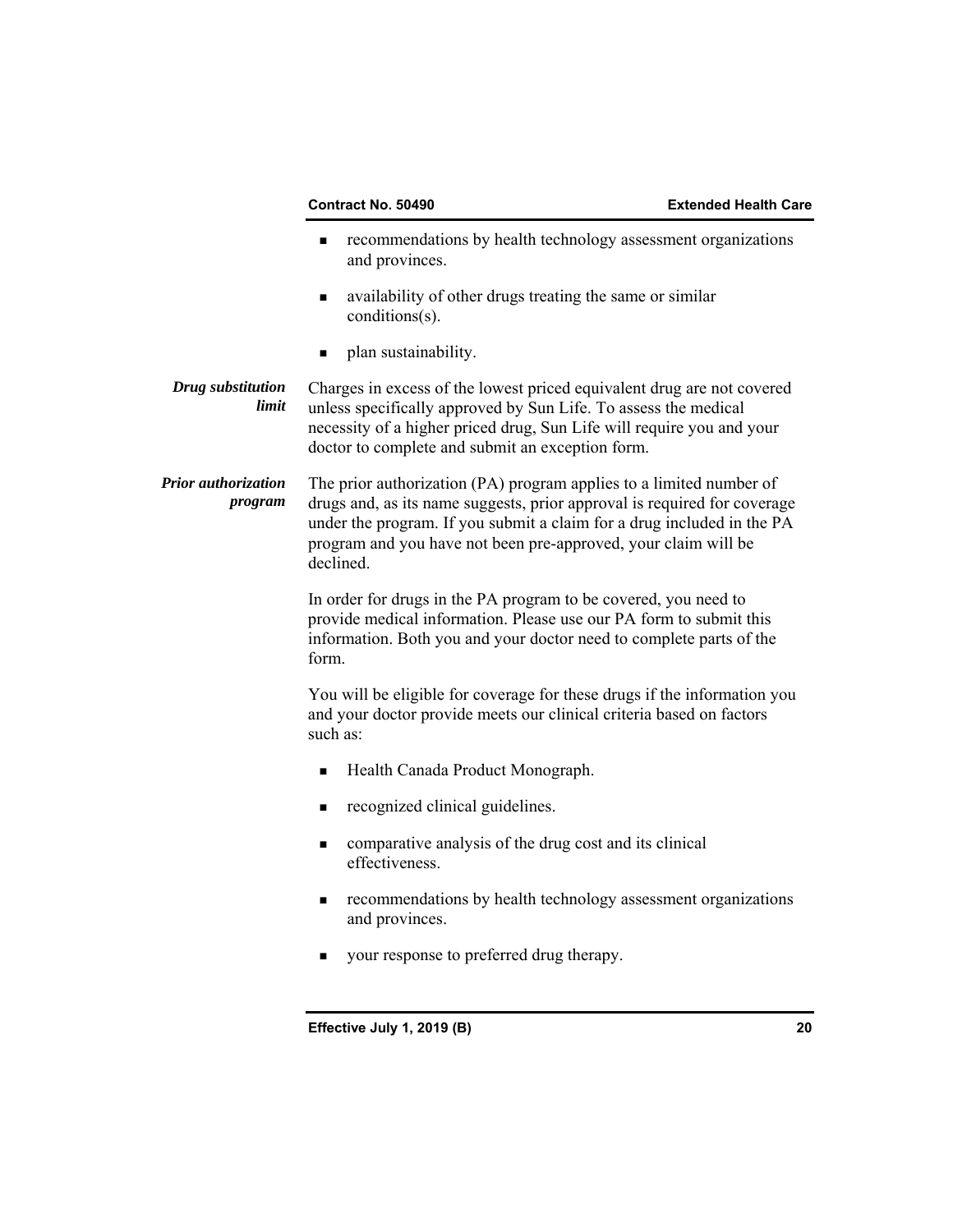- recommendations by health technology assessment organizations and provinces.
- availability of other drugs treating the same or similar conditions(s).
- plan sustainability.

***Drug substitution limit***

Charges in excess of the lowest priced equivalent drug are not covered unless specifically approved by Sun Life. To assess the medical necessity of a higher priced drug, Sun Life will require you and your doctor to complete and submit an exception form.

***Prior authorization program***

The prior authorization (PA) program applies to a limited number of drugs and, as its name suggests, prior approval is required for coverage under the program. If you submit a claim for a drug included in the PA program and you have not been pre-approved, your claim will be declined.

In order for drugs in the PA program to be covered, you need to provide medical information. Please use our PA form to submit this information. Both you and your doctor need to complete parts of the form.

You will be eligible for coverage for these drugs if the information you and your doctor provide meets our clinical criteria based on factors such as:

- Health Canada Product Monograph.
- recognized clinical guidelines.
- comparative analysis of the drug cost and its clinical effectiveness.
- recommendations by health technology assessment organizations and provinces.
- your response to preferred drug therapy.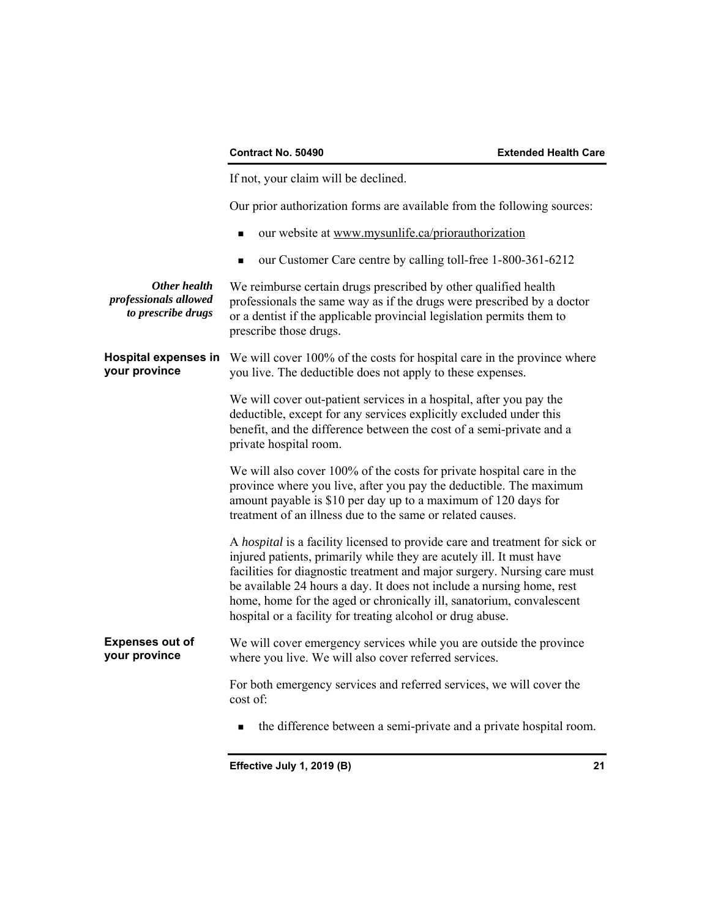If not, your claim will be declined.

Our prior authorization forms are available from the following sources:

- our website at www.mysunlife.ca/priorauthorization
- our Customer Care centre by calling toll-free 1-800-361-6212

***Other health professionals allowed to prescribe drugs***

We reimburse certain drugs prescribed by other qualified health professionals the same way as if the drugs were prescribed by a doctor or a dentist if the applicable provincial legislation permits them to prescribe those drugs.

**Hospital expenses in your province**

We will cover 100% of the costs for hospital care in the province where you live. The deductible does not apply to these expenses.

We will cover out-patient services in a hospital, after you pay the deductible, except for any services explicitly excluded under this benefit, and the difference between the cost of a semi-private and a private hospital room.

We will also cover 100% of the costs for private hospital care in the province where you live, after you pay the deductible. The maximum amount payable is $10 per day up to a maximum of 120 days for treatment of an illness due to the same or related causes.

A *hospital* is a facility licensed to provide care and treatment for sick or injured patients, primarily while they are acutely ill. It must have facilities for diagnostic treatment and major surgery. Nursing care must be available 24 hours a day. It does not include a nursing home, rest home, home for the aged or chronically ill, sanatorium, convalescent hospital or a facility for treating alcohol or drug abuse.

**Expenses out of your province**

We will cover emergency services while you are outside the province where you live. We will also cover referred services.

For both emergency services and referred services, we will cover the cost of:

- the difference between a semi-private and a private hospital room.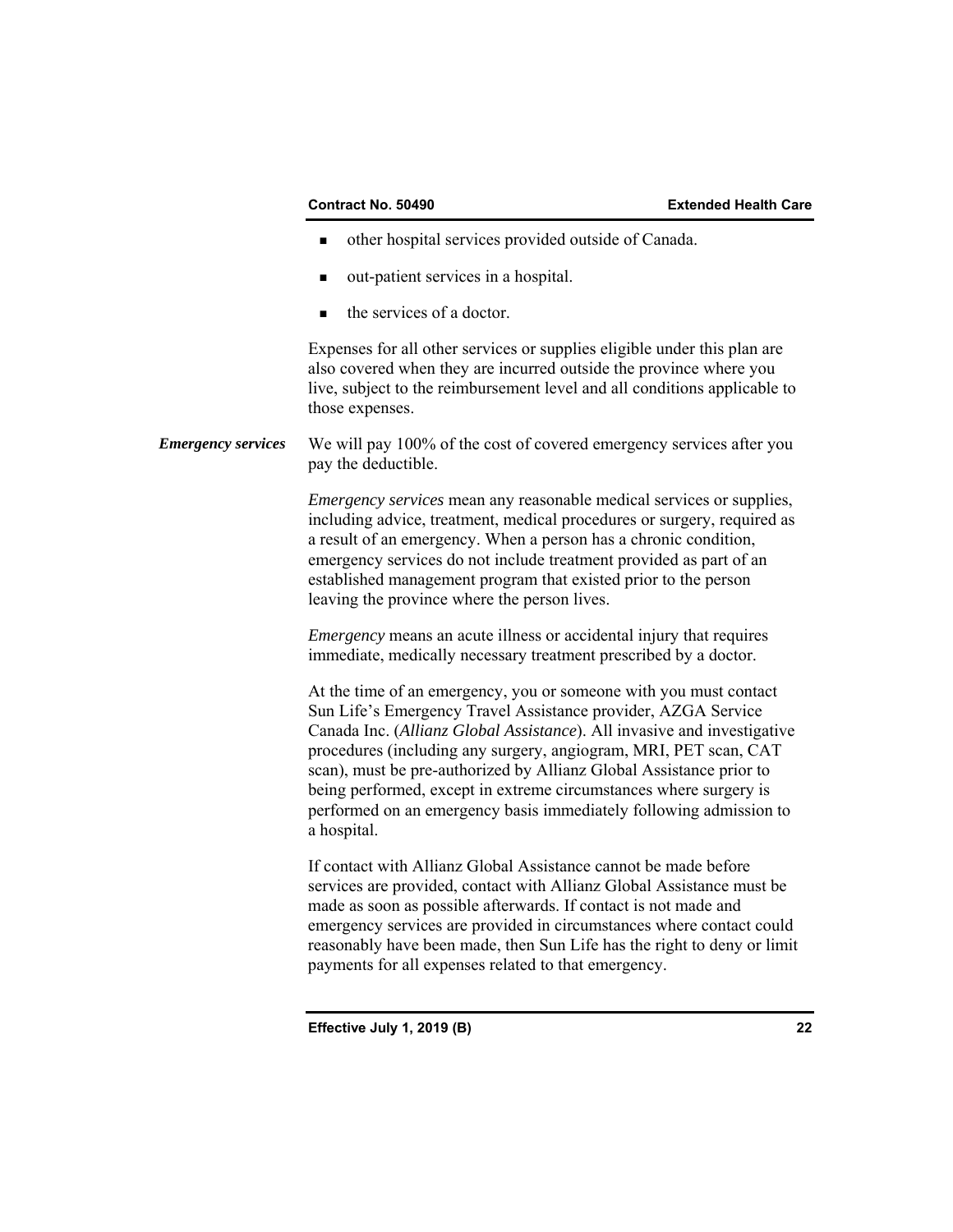- other hospital services provided outside of Canada.
- out-patient services in a hospital.
- the services of a doctor.

Expenses for all other services or supplies eligible under this plan are also covered when they are incurred outside the province where you live, subject to the reimbursement level and all conditions applicable to those expenses.

***Emergency services***

We will pay 100% of the cost of covered emergency services after you pay the deductible.

*Emergency services* mean any reasonable medical services or supplies, including advice, treatment, medical procedures or surgery, required as a result of an emergency. When a person has a chronic condition, emergency services do not include treatment provided as part of an established management program that existed prior to the person leaving the province where the person lives.

*Emergency* means an acute illness or accidental injury that requires immediate, medically necessary treatment prescribed by a doctor.

At the time of an emergency, you or someone with you must contact Sun Life's Emergency Travel Assistance provider, AZGA Service Canada Inc. (*Allianz Global Assistance*). All invasive and investigative procedures (including any surgery, angiogram, MRI, PET scan, CAT scan), must be pre-authorized by Allianz Global Assistance prior to being performed, except in extreme circumstances where surgery is performed on an emergency basis immediately following admission to a hospital.

If contact with Allianz Global Assistance cannot be made before services are provided, contact with Allianz Global Assistance must be made as soon as possible afterwards. If contact is not made and emergency services are provided in circumstances where contact could reasonably have been made, then Sun Life has the right to deny or limit payments for all expenses related to that emergency.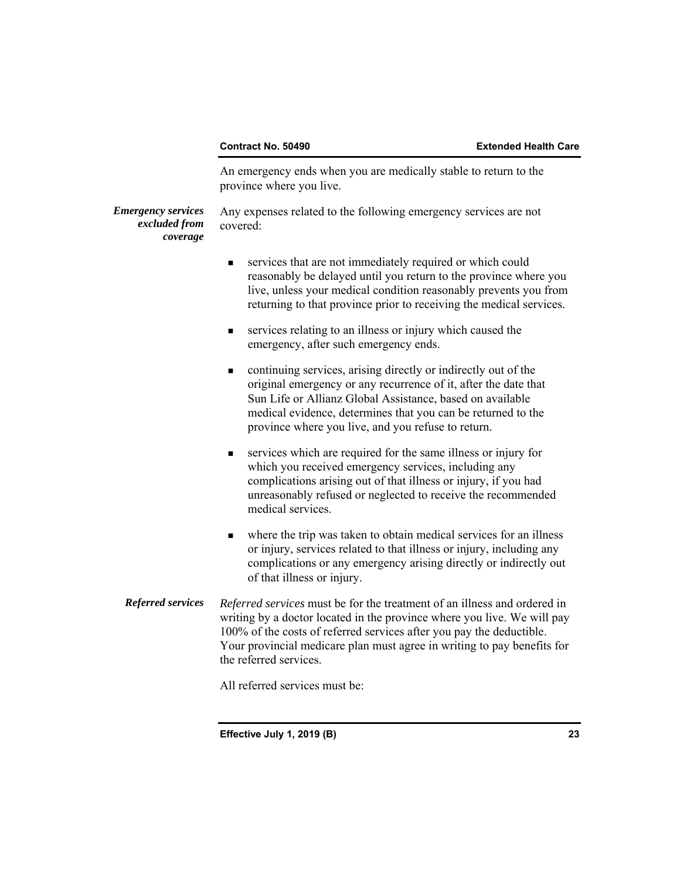An emergency ends when you are medically stable to return to the province where you live.

***Emergency services excluded from coverage***

Any expenses related to the following emergency services are not covered:

- services that are not immediately required or which could reasonably be delayed until you return to the province where you live, unless your medical condition reasonably prevents you from returning to that province prior to receiving the medical services.
- services relating to an illness or injury which caused the emergency, after such emergency ends.
- continuing services, arising directly or indirectly out of the original emergency or any recurrence of it, after the date that Sun Life or Allianz Global Assistance, based on available medical evidence, determines that you can be returned to the province where you live, and you refuse to return.
- services which are required for the same illness or injury for which you received emergency services, including any complications arising out of that illness or injury, if you had unreasonably refused or neglected to receive the recommended medical services.
- where the trip was taken to obtain medical services for an illness or injury, services related to that illness or injury, including any complications or any emergency arising directly or indirectly out of that illness or injury.

***Referred services***

*Referred services* must be for the treatment of an illness and ordered in writing by a doctor located in the province where you live. We will pay 100% of the costs of referred services after you pay the deductible. Your provincial medicare plan must agree in writing to pay benefits for the referred services.

All referred services must be: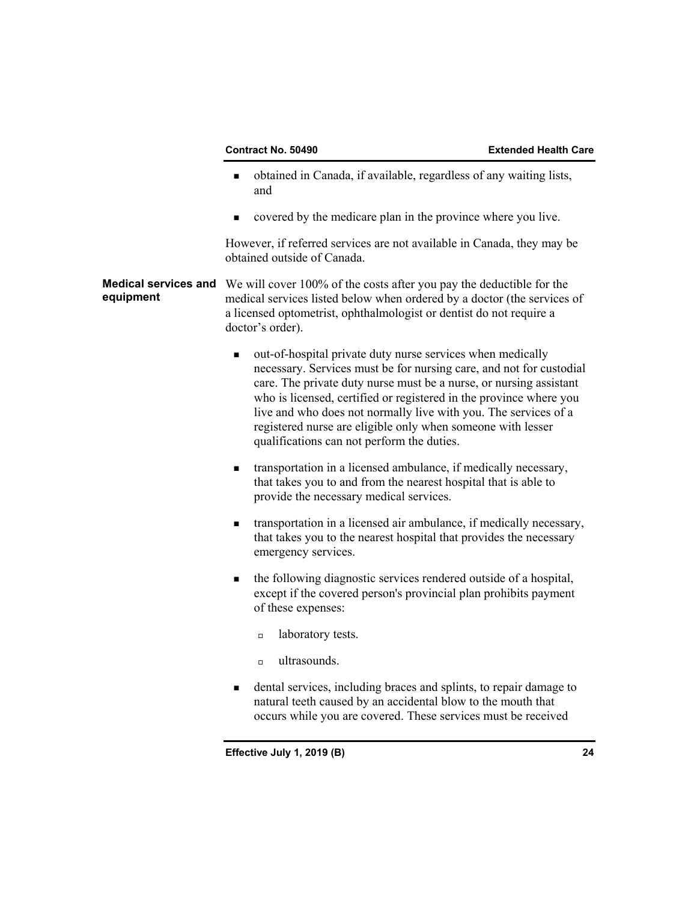- obtained in Canada, if available, regardless of any waiting lists, and
- covered by the medicare plan in the province where you live.

However, if referred services are not available in Canada, they may be obtained outside of Canada.

**Medical services and equipment**

We will cover 100% of the costs after you pay the deductible for the medical services listed below when ordered by a doctor (the services of a licensed optometrist, ophthalmologist or dentist do not require a doctor's order).

- out-of-hospital private duty nurse services when medically necessary. Services must be for nursing care, and not for custodial care. The private duty nurse must be a nurse, or nursing assistant who is licensed, certified or registered in the province where you live and who does not normally live with you. The services of a registered nurse are eligible only when someone with lesser qualifications can not perform the duties.
- transportation in a licensed ambulance, if medically necessary, that takes you to and from the nearest hospital that is able to provide the necessary medical services.
- transportation in a licensed air ambulance, if medically necessary, that takes you to the nearest hospital that provides the necessary emergency services.
- the following diagnostic services rendered outside of a hospital, except if the covered person's provincial plan prohibits payment of these expenses:
  - laboratory tests.
  - ultrasounds.
- dental services, including braces and splints, to repair damage to natural teeth caused by an accidental blow to the mouth that occurs while you are covered. These services must be received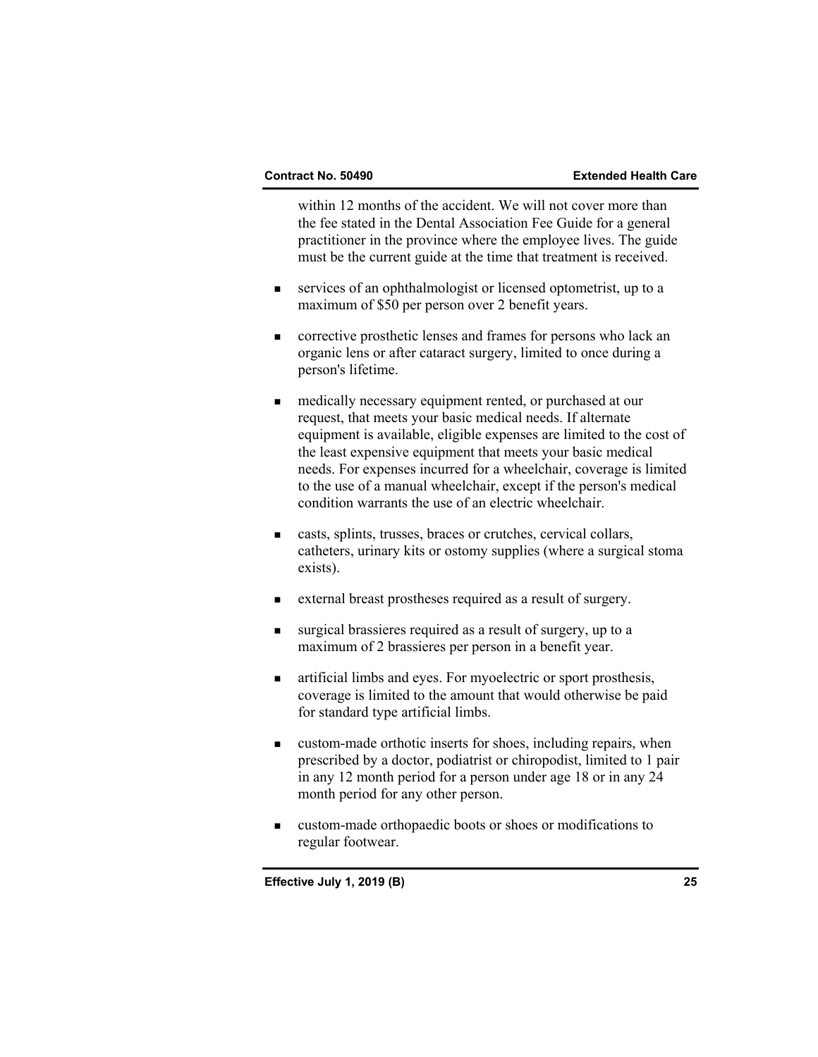within 12 months of the accident. We will not cover more than the fee stated in the Dental Association Fee Guide for a general practitioner in the province where the employee lives. The guide must be the current guide at the time that treatment is received.

- services of an ophthalmologist or licensed optometrist, up to a maximum of $50 per person over 2 benefit years.

- corrective prosthetic lenses and frames for persons who lack an organic lens or after cataract surgery, limited to once during a person's lifetime.

- medically necessary equipment rented, or purchased at our request, that meets your basic medical needs. If alternate equipment is available, eligible expenses are limited to the cost of the least expensive equipment that meets your basic medical needs. For expenses incurred for a wheelchair, coverage is limited to the use of a manual wheelchair, except if the person's medical condition warrants the use of an electric wheelchair.

- casts, splints, trusses, braces or crutches, cervical collars, catheters, urinary kits or ostomy supplies (where a surgical stoma exists).

- external breast prostheses required as a result of surgery.

- surgical brassieres required as a result of surgery, up to a maximum of 2 brassieres per person in a benefit year.

- artificial limbs and eyes. For myoelectric or sport prosthesis, coverage is limited to the amount that would otherwise be paid for standard type artificial limbs.

- custom-made orthotic inserts for shoes, including repairs, when prescribed by a doctor, podiatrist or chiropodist, limited to 1 pair in any 12 month period for a person under age 18 or in any 24 month period for any other person.

- custom-made orthopaedic boots or shoes or modifications to regular footwear.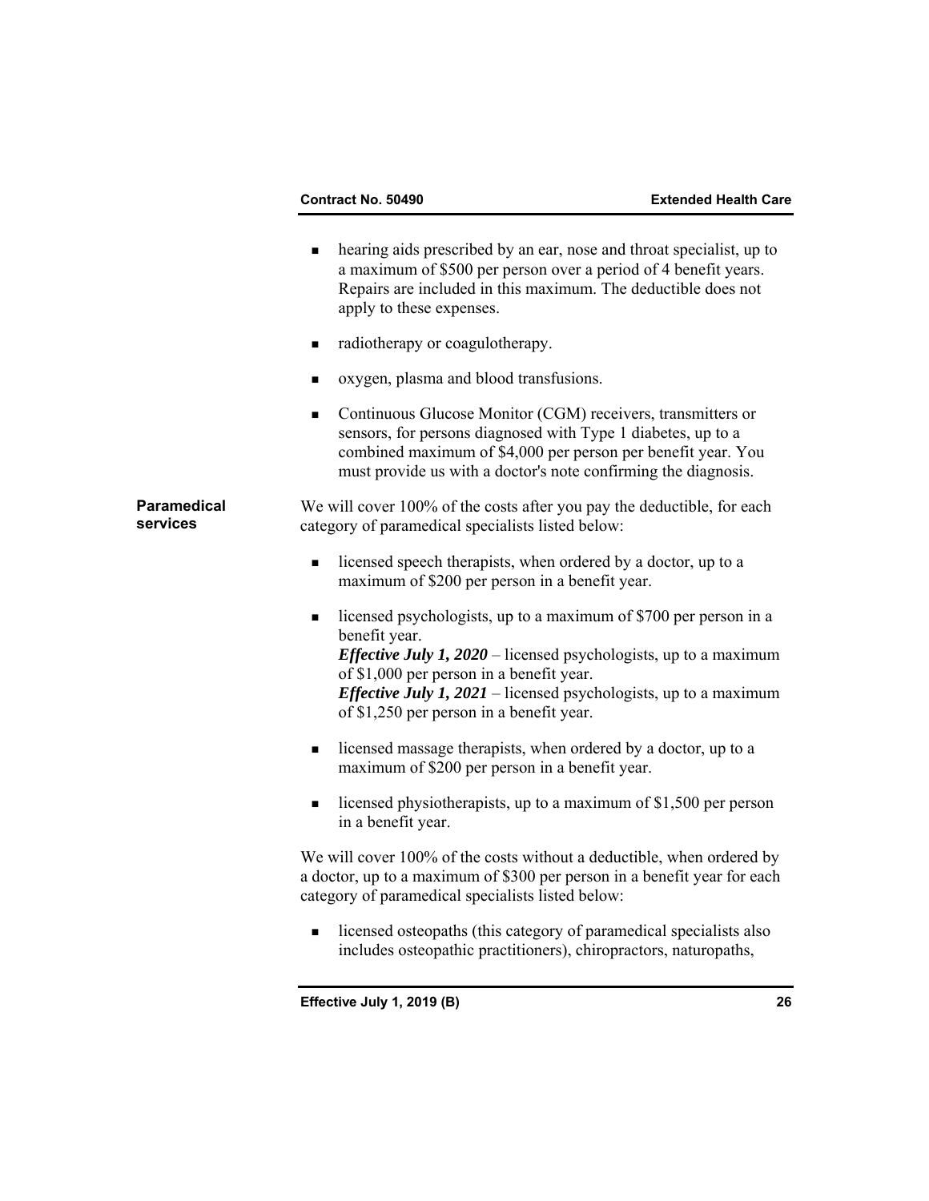- hearing aids prescribed by an ear, nose and throat specialist, up to a maximum of $500 per person over a period of 4 benefit years. Repairs are included in this maximum. The deductible does not apply to these expenses.
- radiotherapy or coagulotherapy.
- oxygen, plasma and blood transfusions.
- Continuous Glucose Monitor (CGM) receivers, transmitters or sensors, for persons diagnosed with Type 1 diabetes, up to a combined maximum of $4,000 per person per benefit year. You must provide us with a doctor's note confirming the diagnosis.

**Paramedical services**

We will cover 100% of the costs after you pay the deductible, for each category of paramedical specialists listed below:

- licensed speech therapists, when ordered by a doctor, up to a maximum of $200 per person in a benefit year.
- licensed psychologists, up to a maximum of $700 per person in a benefit year.
  ***Effective July 1, 2020*** – licensed psychologists, up to a maximum of $1,000 per person in a benefit year.
  ***Effective July 1, 2021*** – licensed psychologists, up to a maximum of $1,250 per person in a benefit year.
- licensed massage therapists, when ordered by a doctor, up to a maximum of $200 per person in a benefit year.
- licensed physiotherapists, up to a maximum of $1,500 per person in a benefit year.

We will cover 100% of the costs without a deductible, when ordered by a doctor, up to a maximum of $300 per person in a benefit year for each category of paramedical specialists listed below:

- licensed osteopaths (this category of paramedical specialists also includes osteopathic practitioners), chiropractors, naturopaths,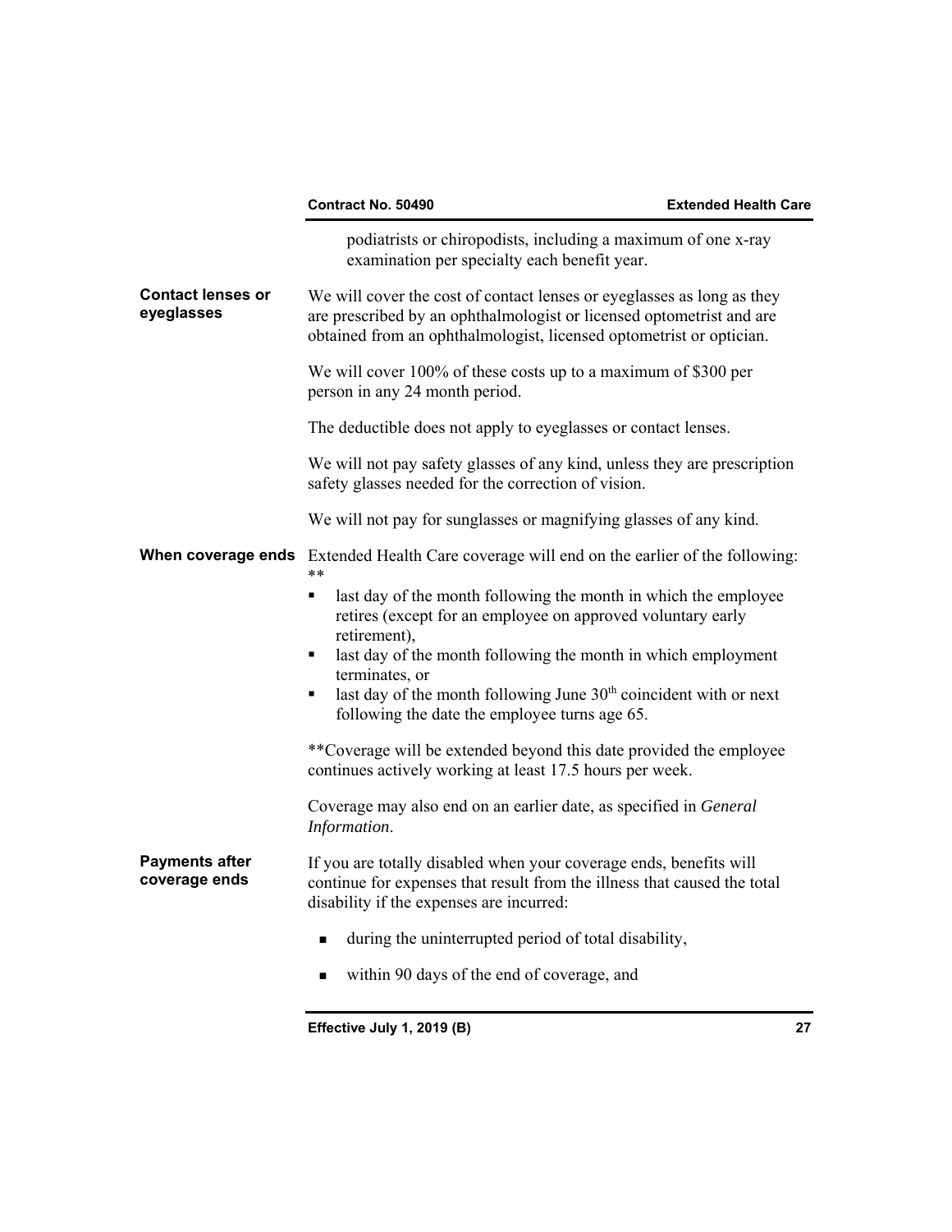podiatrists or chiropodists, including a maximum of one x-ray examination per specialty each benefit year.

**Contact lenses or eyeglasses**

We will cover the cost of contact lenses or eyeglasses as long as they are prescribed by an ophthalmologist or licensed optometrist and are obtained from an ophthalmologist, licensed optometrist or optician.

We will cover 100% of these costs up to a maximum of $300 per person in any 24 month period.

The deductible does not apply to eyeglasses or contact lenses.

We will not pay safety glasses of any kind, unless they are prescription safety glasses needed for the correction of vision.

We will not pay for sunglasses or magnifying glasses of any kind.

**When coverage ends**

Extended Health Care coverage will end on the earlier of the following: **

- last day of the month following the month in which the employee retires (except for an employee on approved voluntary early retirement),
- last day of the month following the month in which employment terminates, or
- last day of the month following June 30th coincident with or next following the date the employee turns age 65.

**Coverage will be extended beyond this date provided the employee continues actively working at least 17.5 hours per week.

Coverage may also end on an earlier date, as specified in *General Information*.

**Payments after coverage ends**

If you are totally disabled when your coverage ends, benefits will continue for expenses that result from the illness that caused the total disability if the expenses are incurred:

- during the uninterrupted period of total disability,
- within 90 days of the end of coverage, and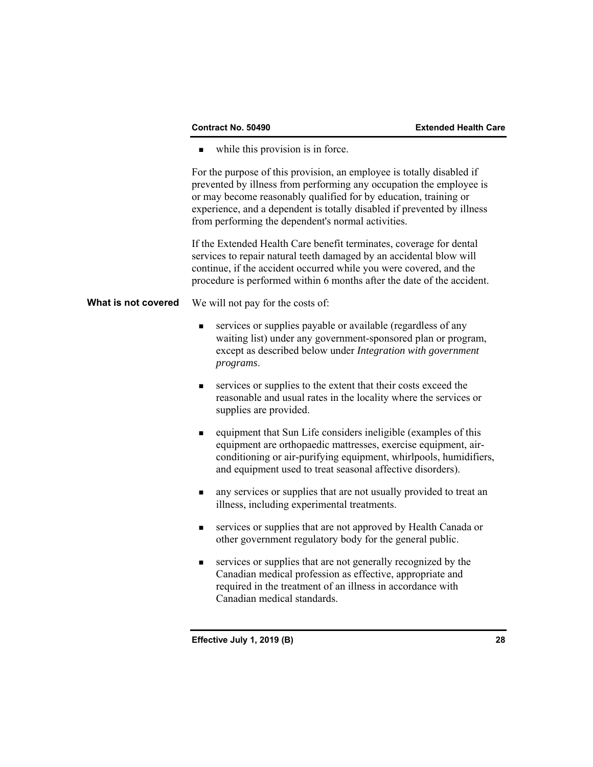- while this provision is in force.

For the purpose of this provision, an employee is totally disabled if prevented by illness from performing any occupation the employee is or may become reasonably qualified for by education, training or experience, and a dependent is totally disabled if prevented by illness from performing the dependent's normal activities.

If the Extended Health Care benefit terminates, coverage for dental services to repair natural teeth damaged by an accidental blow will continue, if the accident occurred while you were covered, and the procedure is performed within 6 months after the date of the accident.

**What is not covered**

We will not pay for the costs of:

- services or supplies payable or available (regardless of any waiting list) under any government-sponsored plan or program, except as described below under *Integration with government programs*.
- services or supplies to the extent that their costs exceed the reasonable and usual rates in the locality where the services or supplies are provided.
- equipment that Sun Life considers ineligible (examples of this equipment are orthopaedic mattresses, exercise equipment, air-conditioning or air-purifying equipment, whirlpools, humidifiers, and equipment used to treat seasonal affective disorders).
- any services or supplies that are not usually provided to treat an illness, including experimental treatments.
- services or supplies that are not approved by Health Canada or other government regulatory body for the general public.
- services or supplies that are not generally recognized by the Canadian medical profession as effective, appropriate and required in the treatment of an illness in accordance with Canadian medical standards.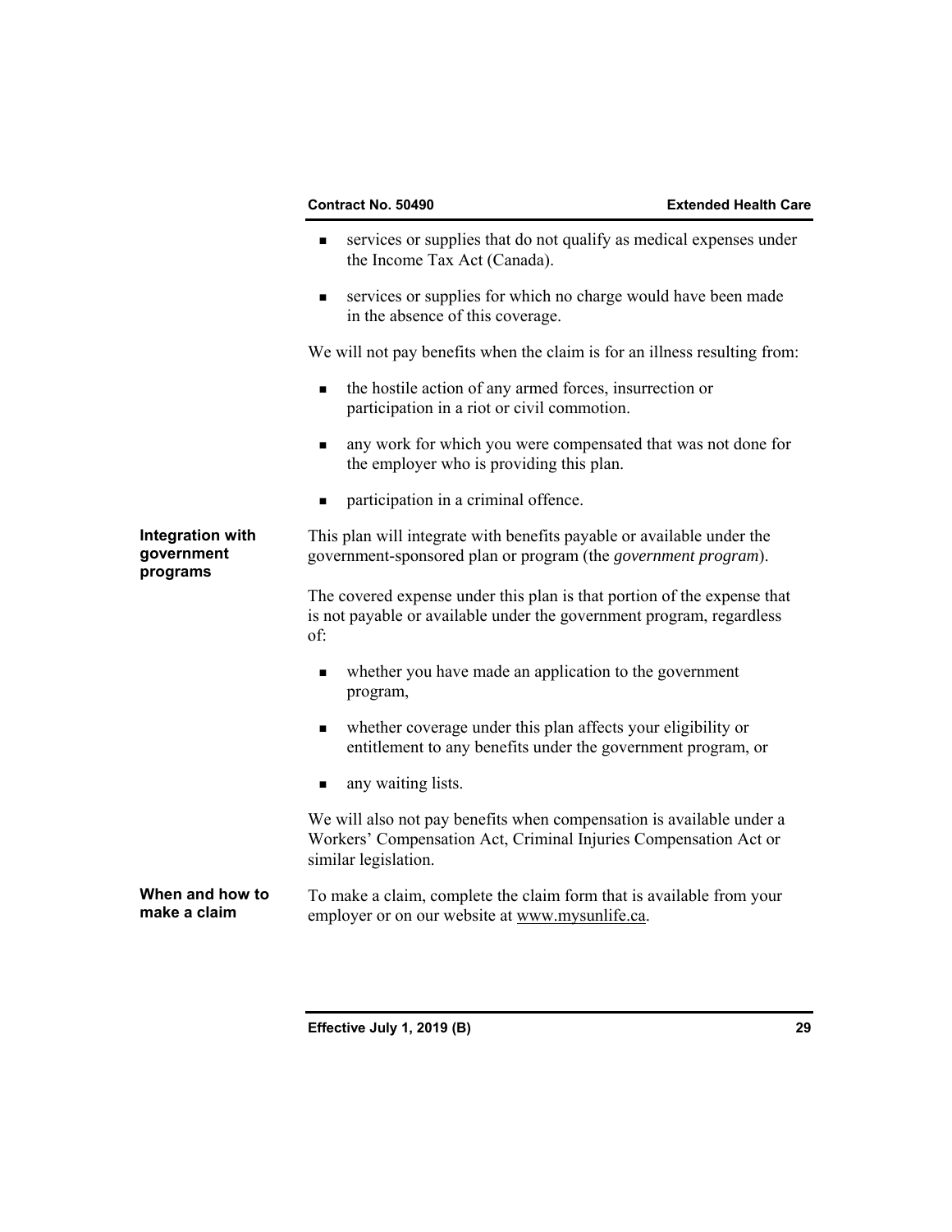- services or supplies that do not qualify as medical expenses under the Income Tax Act (Canada).

- services or supplies for which no charge would have been made in the absence of this coverage.

We will not pay benefits when the claim is for an illness resulting from:

- the hostile action of any armed forces, insurrection or participation in a riot or civil commotion.

- any work for which you were compensated that was not done for the employer who is providing this plan.

- participation in a criminal offence.

### Integration with government programs

This plan will integrate with benefits payable or available under the government-sponsored plan or program (the *government program*).

The covered expense under this plan is that portion of the expense that is not payable or available under the government program, regardless of:

- whether you have made an application to the government program,

- whether coverage under this plan affects your eligibility or entitlement to any benefits under the government program, or

- any waiting lists.

We will also not pay benefits when compensation is available under a Workers' Compensation Act, Criminal Injuries Compensation Act or similar legislation.

### When and how to make a claim

To make a claim, complete the claim form that is available from your employer or on our website at www.mysunlife.ca.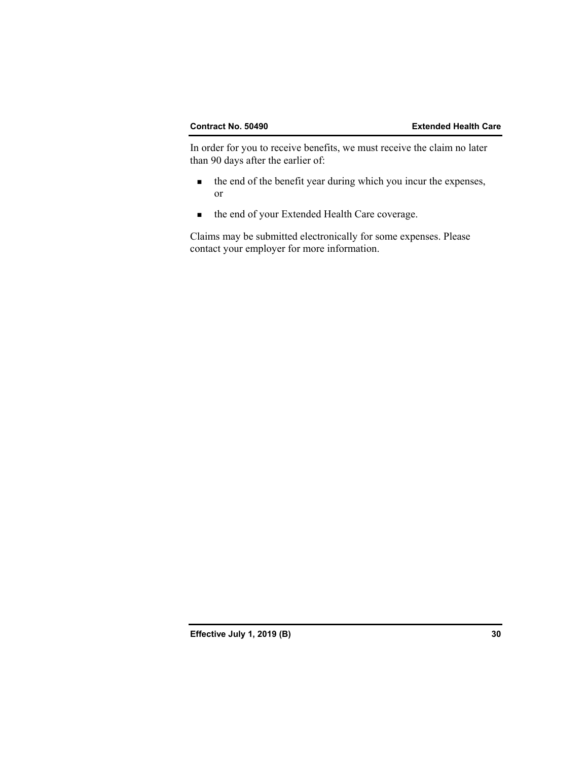In order for you to receive benefits, we must receive the claim no later than 90 days after the earlier of:

- the end of the benefit year during which you incur the expenses, or
- the end of your Extended Health Care coverage.

Claims may be submitted electronically for some expenses. Please contact your employer for more information.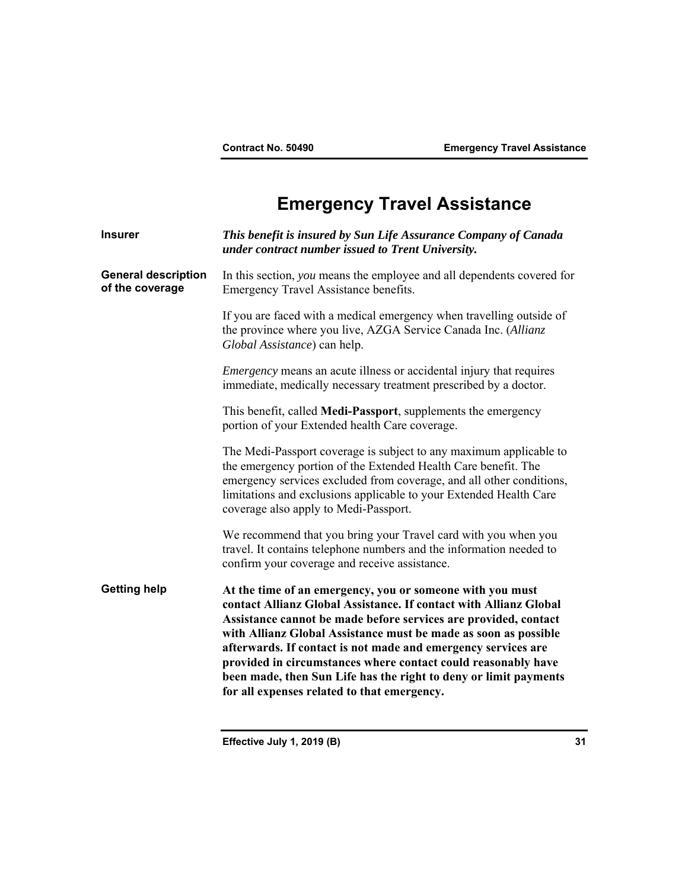# Emergency Travel Assistance

**Insurer**

***This benefit is insured by Sun Life Assurance Company of Canada under contract number issued to Trent University.***

**General description of the coverage**

In this section, *you* means the employee and all dependents covered for Emergency Travel Assistance benefits.

If you are faced with a medical emergency when travelling outside of the province where you live, AZGA Service Canada Inc. (*Allianz Global Assistance*) can help.

*Emergency* means an acute illness or accidental injury that requires immediate, medically necessary treatment prescribed by a doctor.

This benefit, called **Medi-Passport**, supplements the emergency portion of your Extended health Care coverage.

The Medi-Passport coverage is subject to any maximum applicable to the emergency portion of the Extended Health Care benefit. The emergency services excluded from coverage, and all other conditions, limitations and exclusions applicable to your Extended Health Care coverage also apply to Medi-Passport.

We recommend that you bring your Travel card with you when you travel. It contains telephone numbers and the information needed to confirm your coverage and receive assistance.

**Getting help**

**At the time of an emergency, you or someone with you must contact Allianz Global Assistance. If contact with Allianz Global Assistance cannot be made before services are provided, contact with Allianz Global Assistance must be made as soon as possible afterwards. If contact is not made and emergency services are provided in circumstances where contact could reasonably have been made, then Sun Life has the right to deny or limit payments for all expenses related to that emergency.**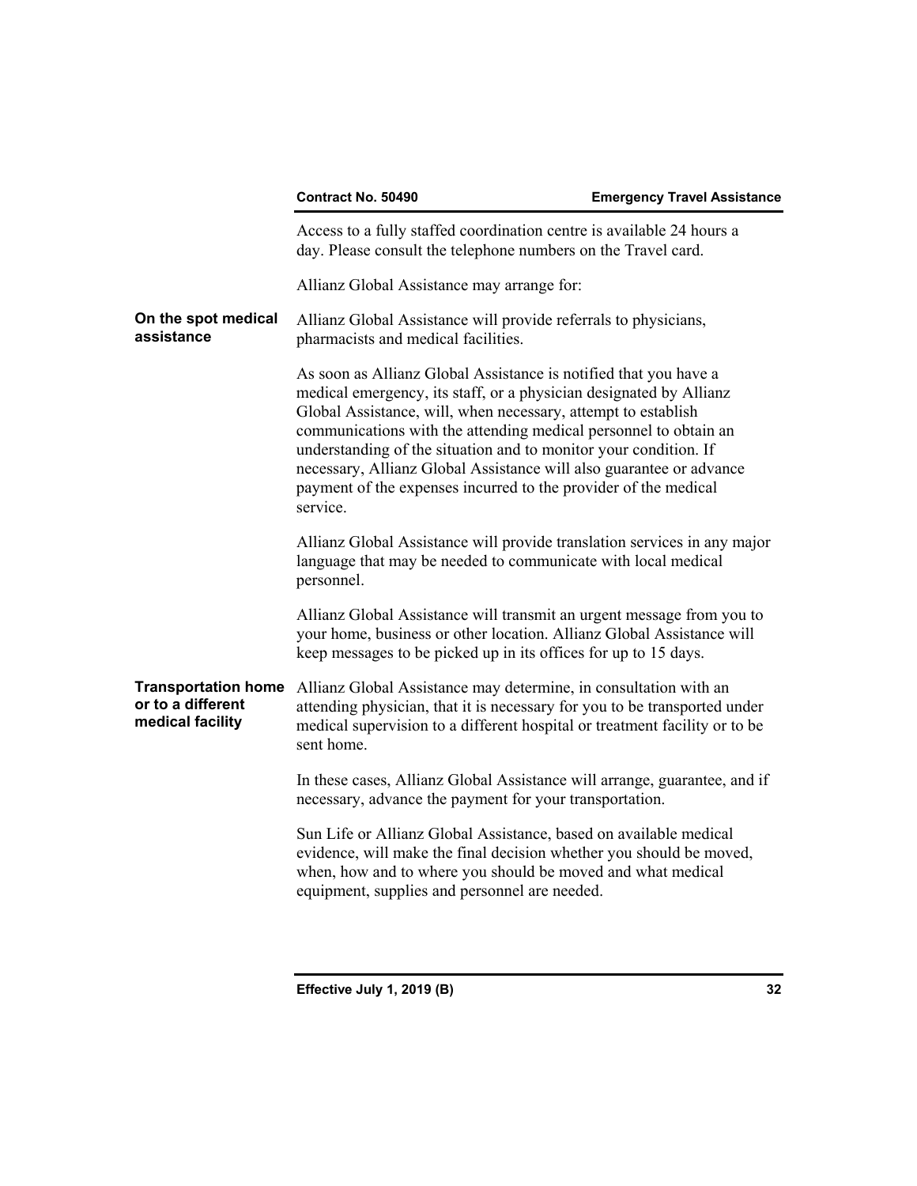Access to a fully staffed coordination centre is available 24 hours a day. Please consult the telephone numbers on the Travel card.

Allianz Global Assistance may arrange for:

**On the spot medical assistance**

Allianz Global Assistance will provide referrals to physicians, pharmacists and medical facilities.

As soon as Allianz Global Assistance is notified that you have a medical emergency, its staff, or a physician designated by Allianz Global Assistance, will, when necessary, attempt to establish communications with the attending medical personnel to obtain an understanding of the situation and to monitor your condition. If necessary, Allianz Global Assistance will also guarantee or advance payment of the expenses incurred to the provider of the medical service.

Allianz Global Assistance will provide translation services in any major language that may be needed to communicate with local medical personnel.

Allianz Global Assistance will transmit an urgent message from you to your home, business or other location. Allianz Global Assistance will keep messages to be picked up in its offices for up to 15 days.

**Transportation home or to a different medical facility**

Allianz Global Assistance may determine, in consultation with an attending physician, that it is necessary for you to be transported under medical supervision to a different hospital or treatment facility or to be sent home.

In these cases, Allianz Global Assistance will arrange, guarantee, and if necessary, advance the payment for your transportation.

Sun Life or Allianz Global Assistance, based on available medical evidence, will make the final decision whether you should be moved, when, how and to where you should be moved and what medical equipment, supplies and personnel are needed.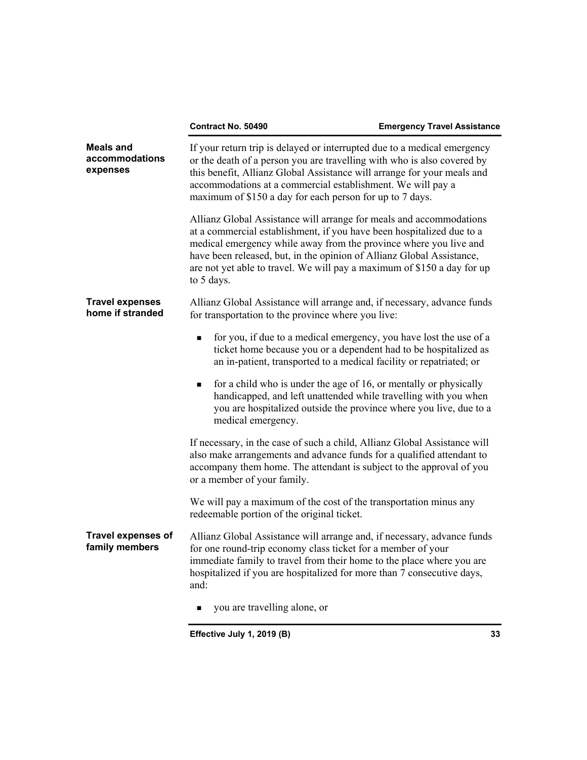### Meals and accommodations expenses

If your return trip is delayed or interrupted due to a medical emergency or the death of a person you are travelling with who is also covered by this benefit, Allianz Global Assistance will arrange for your meals and accommodations at a commercial establishment. We will pay a maximum of $150 a day for each person for up to 7 days.

Allianz Global Assistance will arrange for meals and accommodations at a commercial establishment, if you have been hospitalized due to a medical emergency while away from the province where you live and have been released, but, in the opinion of Allianz Global Assistance, are not yet able to travel. We will pay a maximum of $150 a day for up to 5 days.

### Travel expenses home if stranded

Allianz Global Assistance will arrange and, if necessary, advance funds for transportation to the province where you live:

- for you, if due to a medical emergency, you have lost the use of a ticket home because you or a dependent had to be hospitalized as an in-patient, transported to a medical facility or repatriated; or
- for a child who is under the age of 16, or mentally or physically handicapped, and left unattended while travelling with you when you are hospitalized outside the province where you live, due to a medical emergency.

If necessary, in the case of such a child, Allianz Global Assistance will also make arrangements and advance funds for a qualified attendant to accompany them home. The attendant is subject to the approval of you or a member of your family.

We will pay a maximum of the cost of the transportation minus any redeemable portion of the original ticket.

### Travel expenses of family members

Allianz Global Assistance will arrange and, if necessary, advance funds for one round-trip economy class ticket for a member of your immediate family to travel from their home to the place where you are hospitalized if you are hospitalized for more than 7 consecutive days, and:

- you are travelling alone, or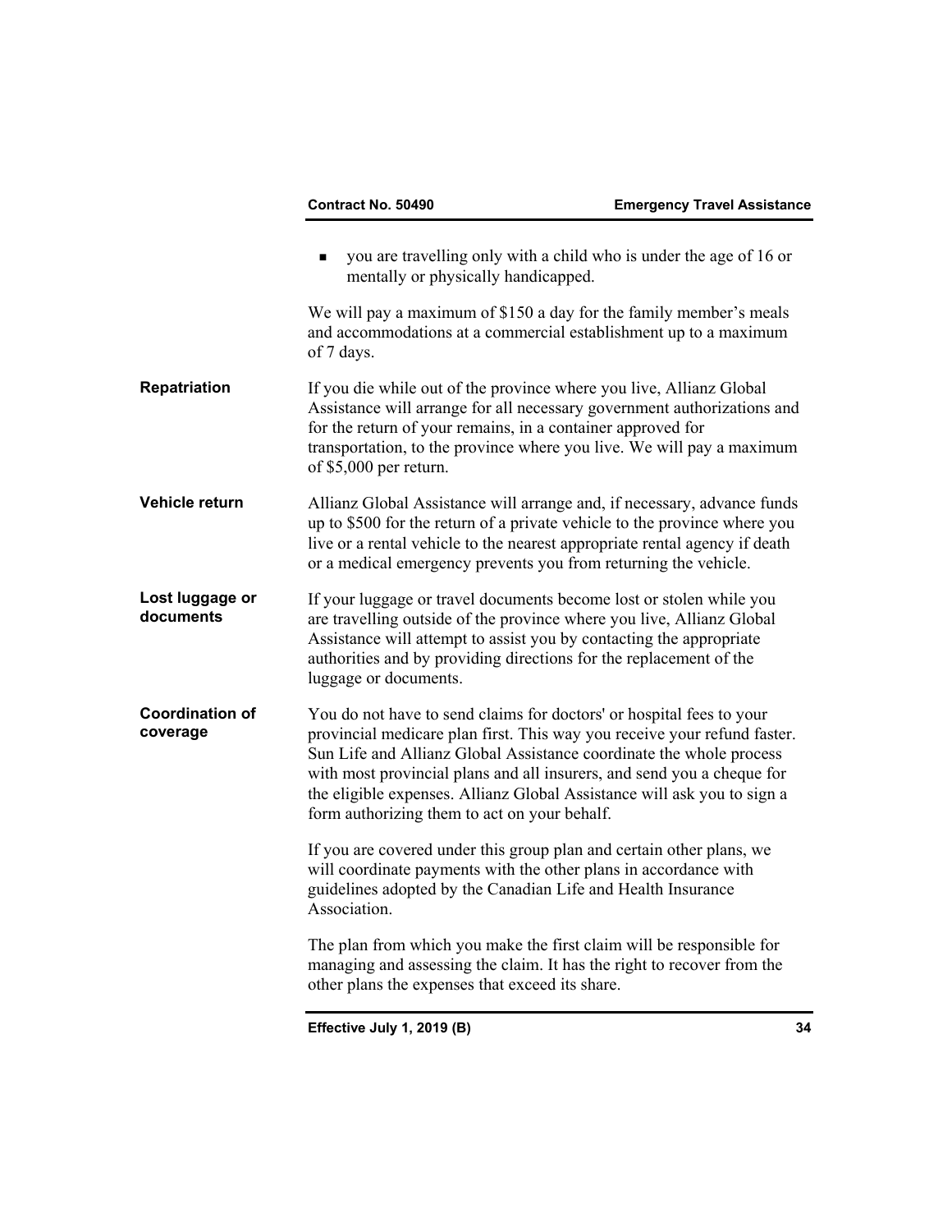- you are travelling only with a child who is under the age of 16 or mentally or physically handicapped.

We will pay a maximum of $150 a day for the family member's meals and accommodations at a commercial establishment up to a maximum of 7 days.

**Repatriation**

If you die while out of the province where you live, Allianz Global Assistance will arrange for all necessary government authorizations and for the return of your remains, in a container approved for transportation, to the province where you live. We will pay a maximum of $5,000 per return.

**Vehicle return**

Allianz Global Assistance will arrange and, if necessary, advance funds up to $500 for the return of a private vehicle to the province where you live or a rental vehicle to the nearest appropriate rental agency if death or a medical emergency prevents you from returning the vehicle.

**Lost luggage or documents**

If your luggage or travel documents become lost or stolen while you are travelling outside of the province where you live, Allianz Global Assistance will attempt to assist you by contacting the appropriate authorities and by providing directions for the replacement of the luggage or documents.

**Coordination of coverage**

You do not have to send claims for doctors' or hospital fees to your provincial medicare plan first. This way you receive your refund faster. Sun Life and Allianz Global Assistance coordinate the whole process with most provincial plans and all insurers, and send you a cheque for the eligible expenses. Allianz Global Assistance will ask you to sign a form authorizing them to act on your behalf.

If you are covered under this group plan and certain other plans, we will coordinate payments with the other plans in accordance with guidelines adopted by the Canadian Life and Health Insurance Association.

The plan from which you make the first claim will be responsible for managing and assessing the claim. It has the right to recover from the other plans the expenses that exceed its share.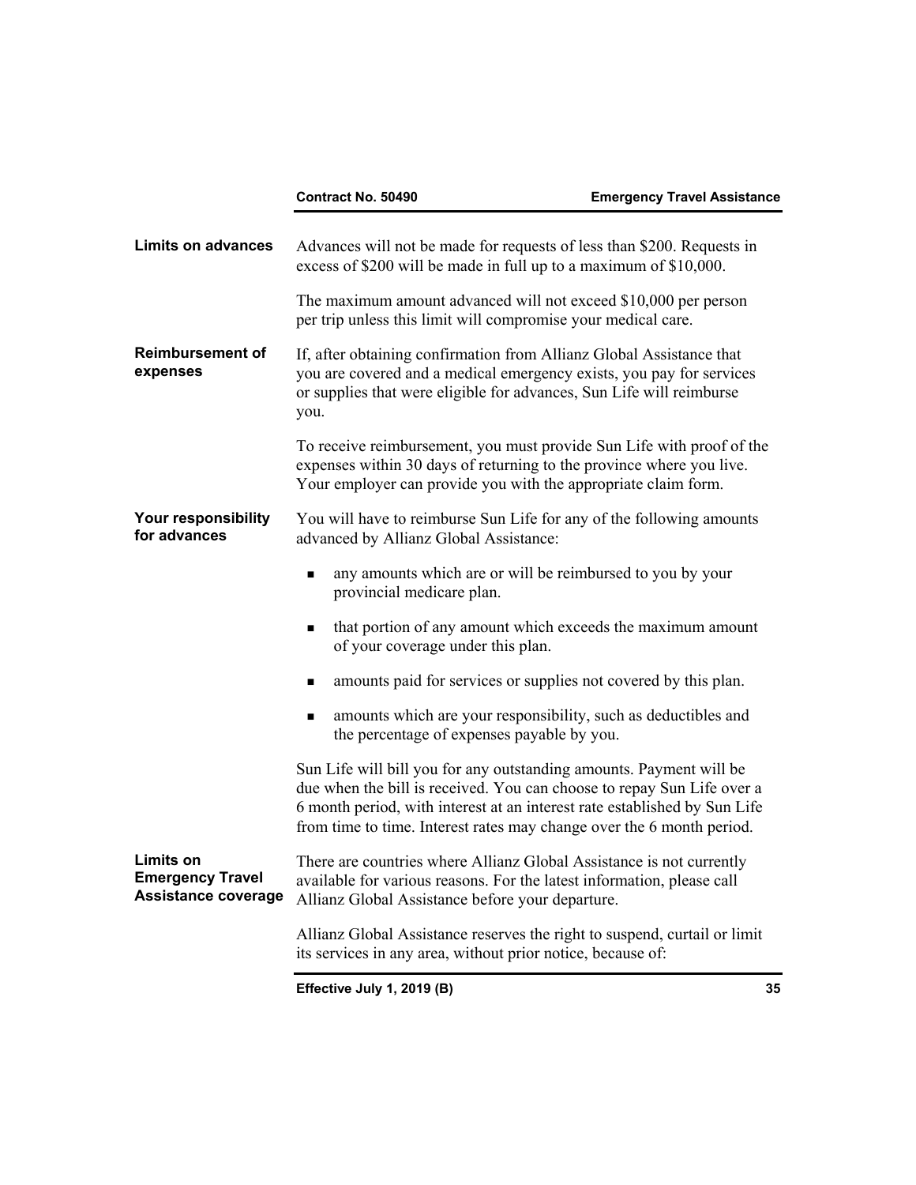**Limits on advances**

Advances will not be made for requests of less than $200. Requests in excess of $200 will be made in full up to a maximum of $10,000.

The maximum amount advanced will not exceed $10,000 per person per trip unless this limit will compromise your medical care.

**Reimbursement of expenses**

If, after obtaining confirmation from Allianz Global Assistance that you are covered and a medical emergency exists, you pay for services or supplies that were eligible for advances, Sun Life will reimburse you.

To receive reimbursement, you must provide Sun Life with proof of the expenses within 30 days of returning to the province where you live. Your employer can provide you with the appropriate claim form.

**Your responsibility for advances**

You will have to reimburse Sun Life for any of the following amounts advanced by Allianz Global Assistance:

- any amounts which are or will be reimbursed to you by your provincial medicare plan.
- that portion of any amount which exceeds the maximum amount of your coverage under this plan.
- amounts paid for services or supplies not covered by this plan.
- amounts which are your responsibility, such as deductibles and the percentage of expenses payable by you.

Sun Life will bill you for any outstanding amounts. Payment will be due when the bill is received. You can choose to repay Sun Life over a 6 month period, with interest at an interest rate established by Sun Life from time to time. Interest rates may change over the 6 month period.

**Limits on Emergency Travel Assistance coverage**

There are countries where Allianz Global Assistance is not currently available for various reasons. For the latest information, please call Allianz Global Assistance before your departure.

Allianz Global Assistance reserves the right to suspend, curtail or limit its services in any area, without prior notice, because of: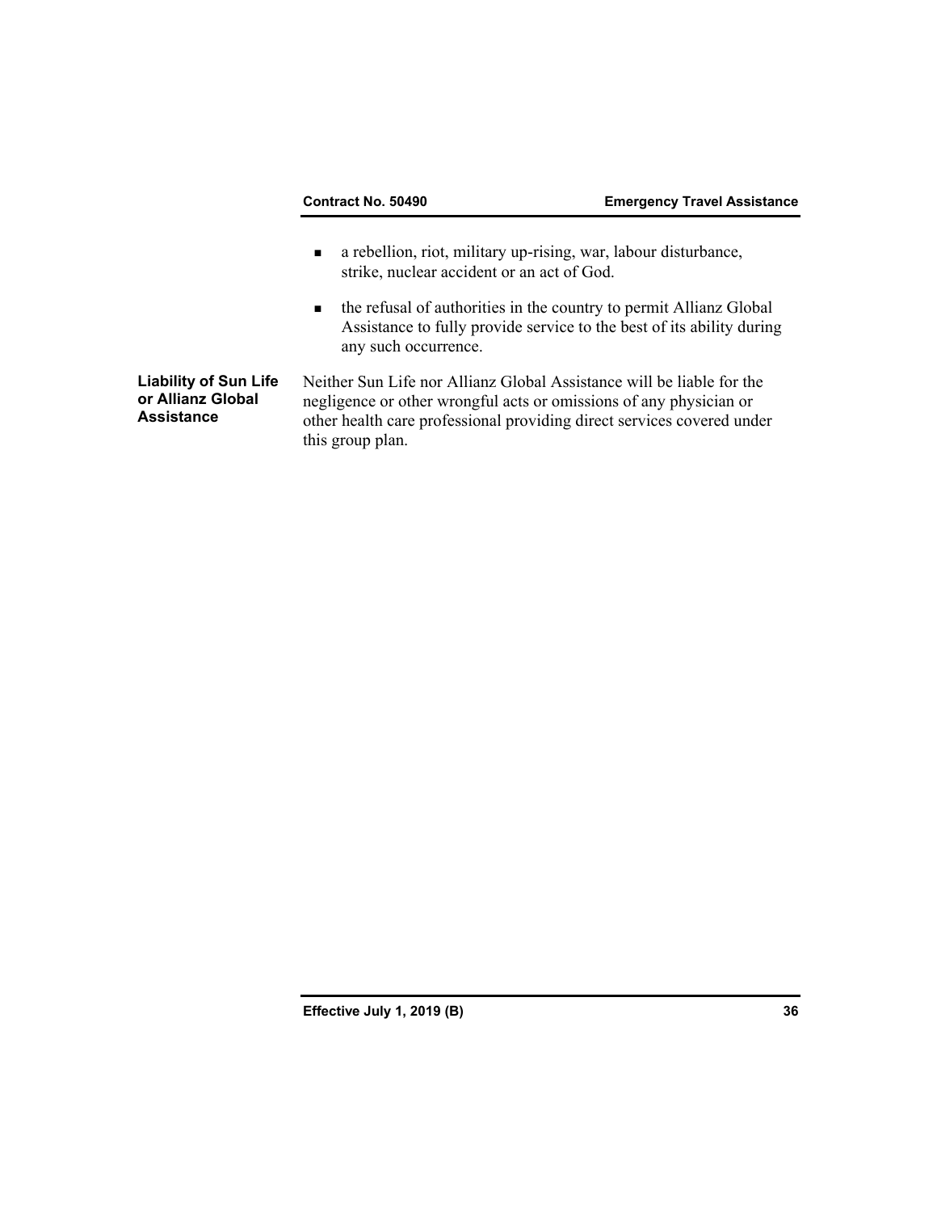- a rebellion, riot, military up-rising, war, labour disturbance, strike, nuclear accident or an act of God.
- the refusal of authorities in the country to permit Allianz Global Assistance to fully provide service to the best of its ability during any such occurrence.

**Liability of Sun Life or Allianz Global Assistance**

Neither Sun Life nor Allianz Global Assistance will be liable for the negligence or other wrongful acts or omissions of any physician or other health care professional providing direct services covered under this group plan.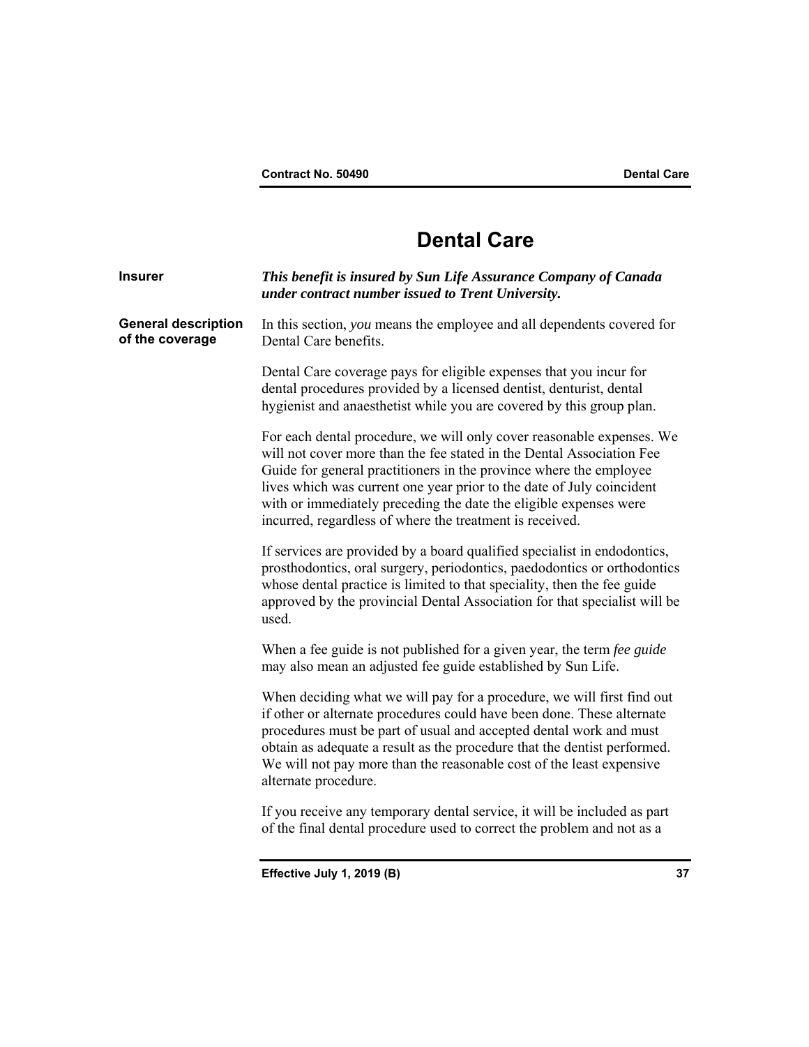# Dental Care

**Insurer**

***This benefit is insured by Sun Life Assurance Company of Canada under contract number issued to Trent University.***

**General description of the coverage**

In this section, *you* means the employee and all dependents covered for Dental Care benefits.

Dental Care coverage pays for eligible expenses that you incur for dental procedures provided by a licensed dentist, denturist, dental hygienist and anaesthetist while you are covered by this group plan.

For each dental procedure, we will only cover reasonable expenses. We will not cover more than the fee stated in the Dental Association Fee Guide for general practitioners in the province where the employee lives which was current one year prior to the date of July coincident with or immediately preceding the date the eligible expenses were incurred, regardless of where the treatment is received.

If services are provided by a board qualified specialist in endodontics, prosthodontics, oral surgery, periodontics, paedodontics or orthodontics whose dental practice is limited to that speciality, then the fee guide approved by the provincial Dental Association for that specialist will be used.

When a fee guide is not published for a given year, the term *fee guide* may also mean an adjusted fee guide established by Sun Life.

When deciding what we will pay for a procedure, we will first find out if other or alternate procedures could have been done. These alternate procedures must be part of usual and accepted dental work and must obtain as adequate a result as the procedure that the dentist performed. We will not pay more than the reasonable cost of the least expensive alternate procedure.

If you receive any temporary dental service, it will be included as part of the final dental procedure used to correct the problem and not as a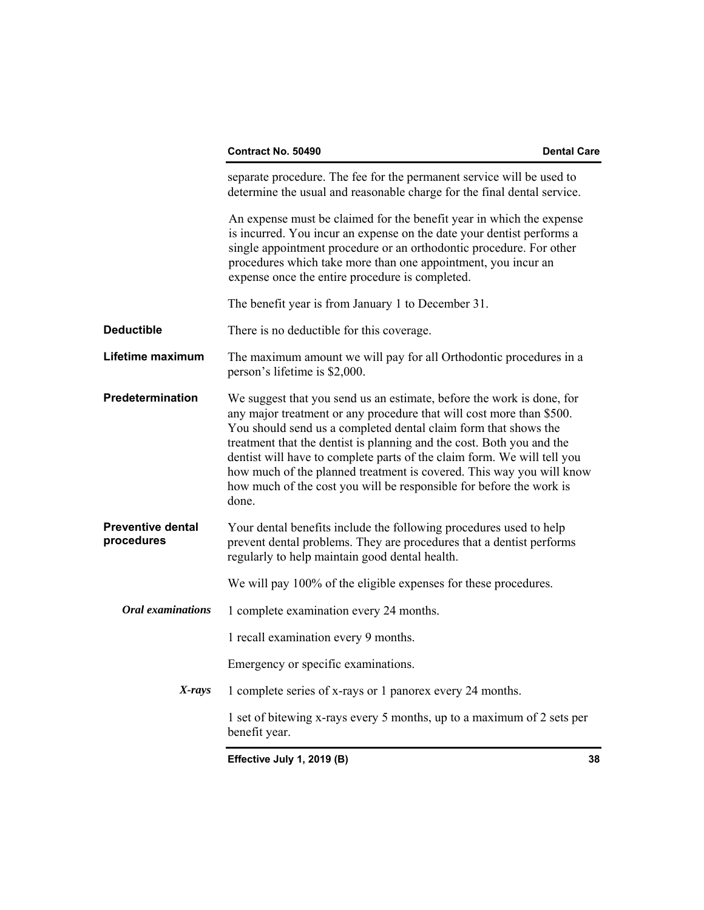separate procedure. The fee for the permanent service will be used to determine the usual and reasonable charge for the final dental service.

An expense must be claimed for the benefit year in which the expense is incurred. You incur an expense on the date your dentist performs a single appointment procedure or an orthodontic procedure. For other procedures which take more than one appointment, you incur an expense once the entire procedure is completed.

The benefit year is from January 1 to December 31.

**Deductible**

There is no deductible for this coverage.

**Lifetime maximum**

The maximum amount we will pay for all Orthodontic procedures in a person's lifetime is $2,000.

**Predetermination**

We suggest that you send us an estimate, before the work is done, for any major treatment or any procedure that will cost more than $500. You should send us a completed dental claim form that shows the treatment that the dentist is planning and the cost. Both you and the dentist will have to complete parts of the claim form. We will tell you how much of the planned treatment is covered. This way you will know how much of the cost you will be responsible for before the work is done.

**Preventive dental procedures**

Your dental benefits include the following procedures used to help prevent dental problems. They are procedures that a dentist performs regularly to help maintain good dental health.

We will pay 100% of the eligible expenses for these procedures.

***Oral examinations***

1 complete examination every 24 months.

1 recall examination every 9 months.

Emergency or specific examinations.

***X-rays***

1 complete series of x-rays or 1 panorex every 24 months.

1 set of bitewing x-rays every 5 months, up to a maximum of 2 sets per benefit year.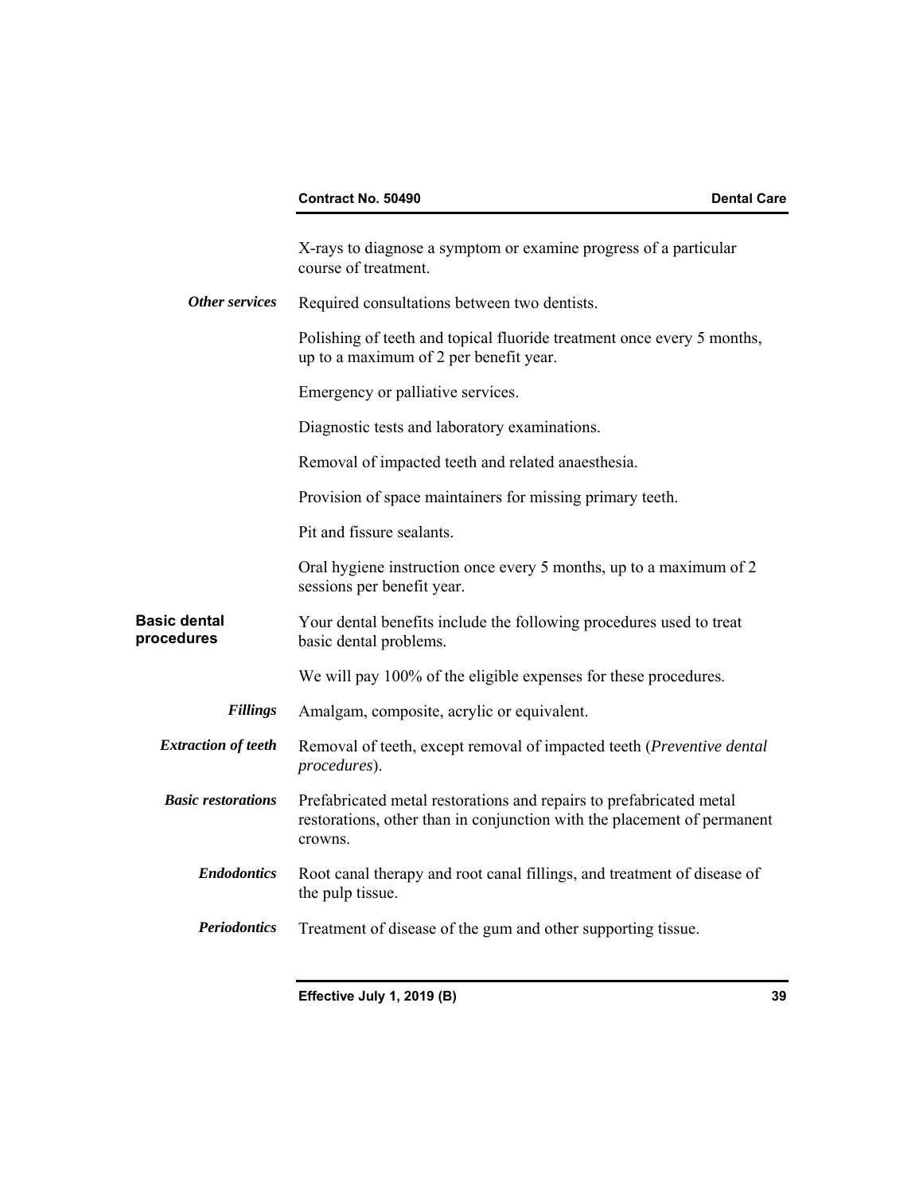X-rays to diagnose a symptom or examine progress of a particular course of treatment.

***Other services*** Required consultations between two dentists.

Polishing of teeth and topical fluoride treatment once every 5 months, up to a maximum of 2 per benefit year.

Emergency or palliative services.

Diagnostic tests and laboratory examinations.

Removal of impacted teeth and related anaesthesia.

Provision of space maintainers for missing primary teeth.

Pit and fissure sealants.

Oral hygiene instruction once every 5 months, up to a maximum of 2 sessions per benefit year.

## Basic dental procedures

Your dental benefits include the following procedures used to treat basic dental problems.

We will pay 100% of the eligible expenses for these procedures.

***Fillings*** Amalgam, composite, acrylic or equivalent.

***Extraction of teeth*** Removal of teeth, except removal of impacted teeth (*Preventive dental procedures*).

***Basic restorations*** Prefabricated metal restorations and repairs to prefabricated metal restorations, other than in conjunction with the placement of permanent crowns.

***Endodontics*** Root canal therapy and root canal fillings, and treatment of disease of the pulp tissue.

***Periodontics*** Treatment of disease of the gum and other supporting tissue.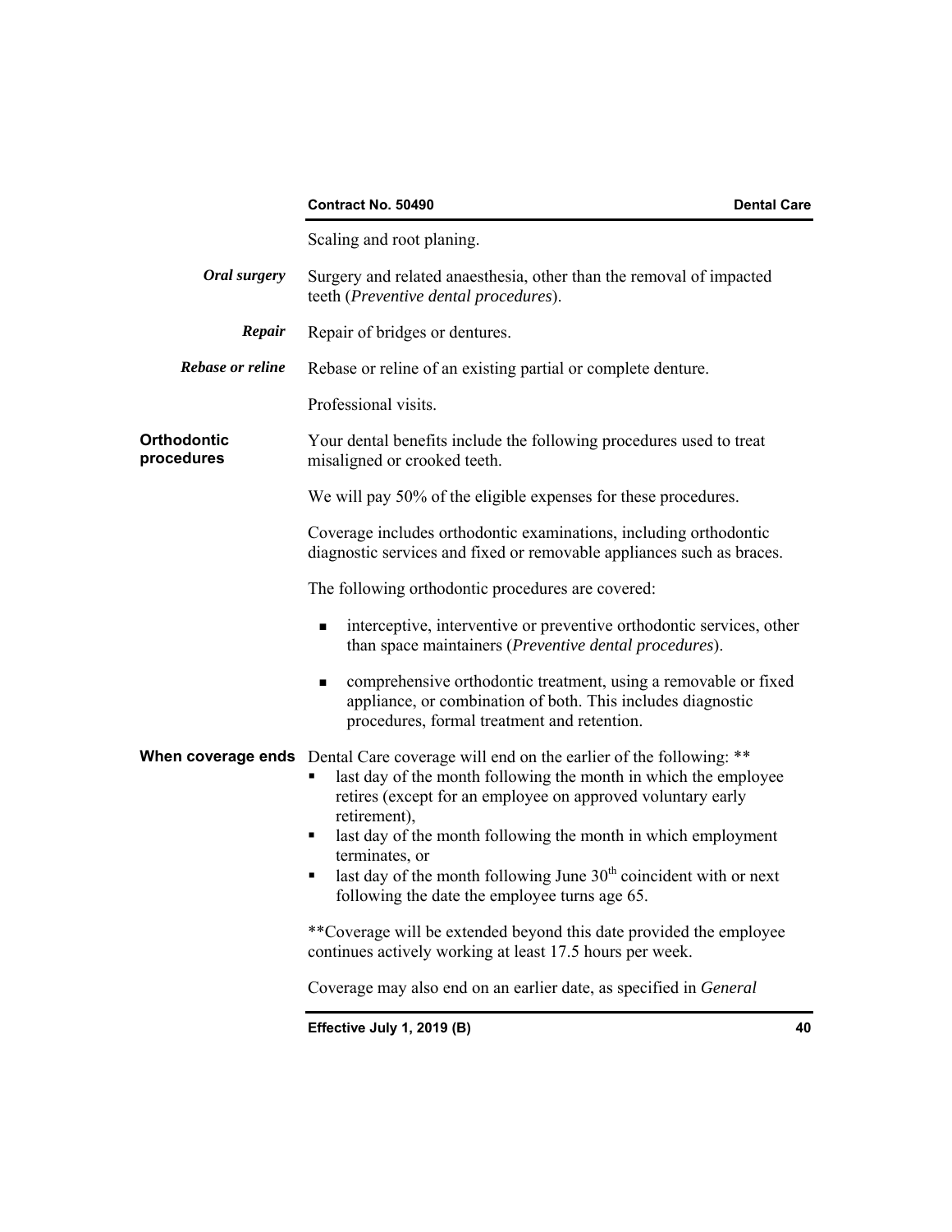Scaling and root planing.

***Oral surgery*** Surgery and related anaesthesia, other than the removal of impacted teeth (*Preventive dental procedures*).

***Repair*** Repair of bridges or dentures.

***Rebase or reline*** Rebase or reline of an existing partial or complete denture.

Professional visits.

**Orthodontic procedures**

Your dental benefits include the following procedures used to treat misaligned or crooked teeth.

We will pay 50% of the eligible expenses for these procedures.

Coverage includes orthodontic examinations, including orthodontic diagnostic services and fixed or removable appliances such as braces.

The following orthodontic procedures are covered:

- interceptive, interventive or preventive orthodontic services, other than space maintainers (*Preventive dental procedures*).
- comprehensive orthodontic treatment, using a removable or fixed appliance, or combination of both. This includes diagnostic procedures, formal treatment and retention.

**When coverage ends**

Dental Care coverage will end on the earlier of the following: **

- last day of the month following the month in which the employee retires (except for an employee on approved voluntary early retirement),
- last day of the month following the month in which employment terminates, or
- last day of the month following June 30th coincident with or next following the date the employee turns age 65.

**Coverage will be extended beyond this date provided the employee continues actively working at least 17.5 hours per week.

Coverage may also end on an earlier date, as specified in *General*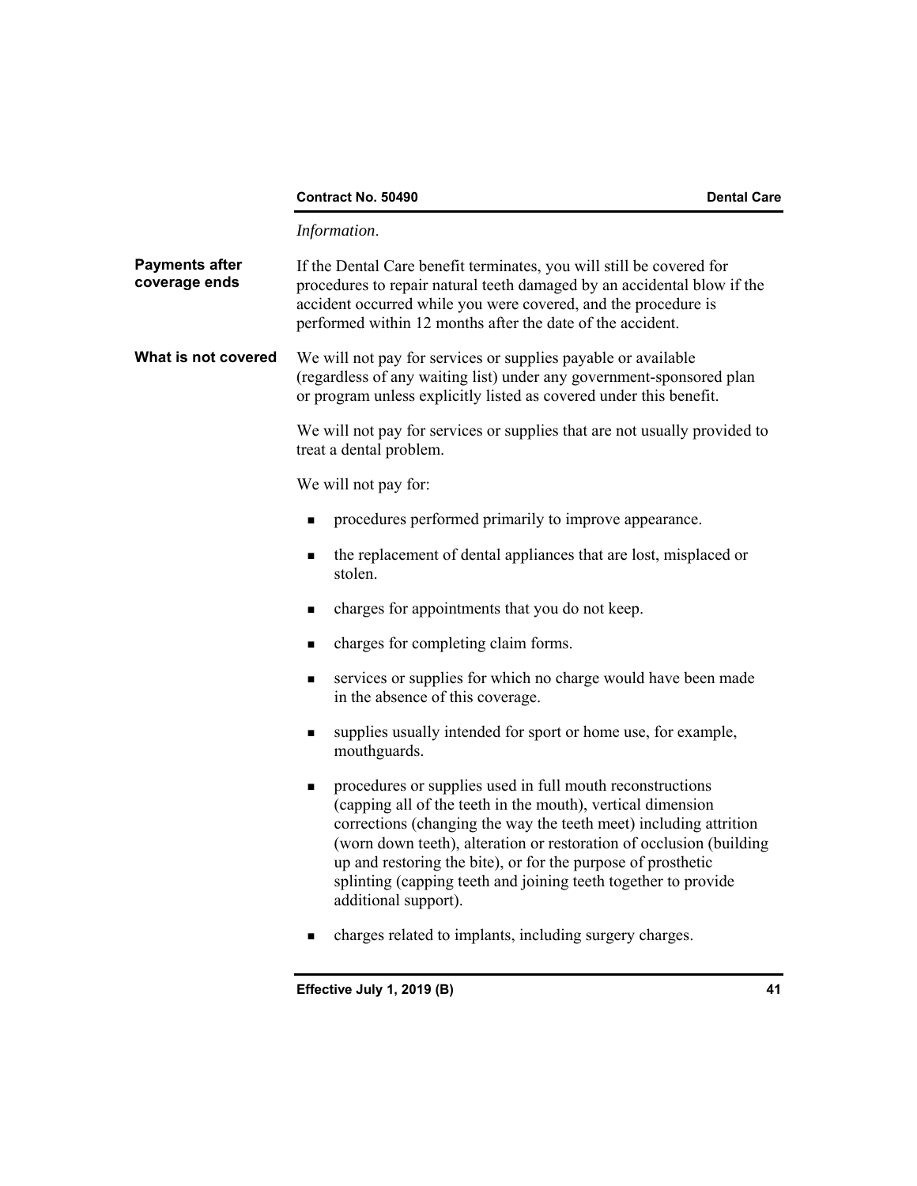*Information*.

**Payments after coverage ends**

If the Dental Care benefit terminates, you will still be covered for procedures to repair natural teeth damaged by an accidental blow if the accident occurred while you were covered, and the procedure is performed within 12 months after the date of the accident.

**What is not covered**

We will not pay for services or supplies payable or available (regardless of any waiting list) under any government-sponsored plan or program unless explicitly listed as covered under this benefit.

We will not pay for services or supplies that are not usually provided to treat a dental problem.

We will not pay for:

- procedures performed primarily to improve appearance.
- the replacement of dental appliances that are lost, misplaced or stolen.
- charges for appointments that you do not keep.
- charges for completing claim forms.
- services or supplies for which no charge would have been made in the absence of this coverage.
- supplies usually intended for sport or home use, for example, mouthguards.
- procedures or supplies used in full mouth reconstructions (capping all of the teeth in the mouth), vertical dimension corrections (changing the way the teeth meet) including attrition (worn down teeth), alteration or restoration of occlusion (building up and restoring the bite), or for the purpose of prosthetic splinting (capping teeth and joining teeth together to provide additional support).
- charges related to implants, including surgery charges.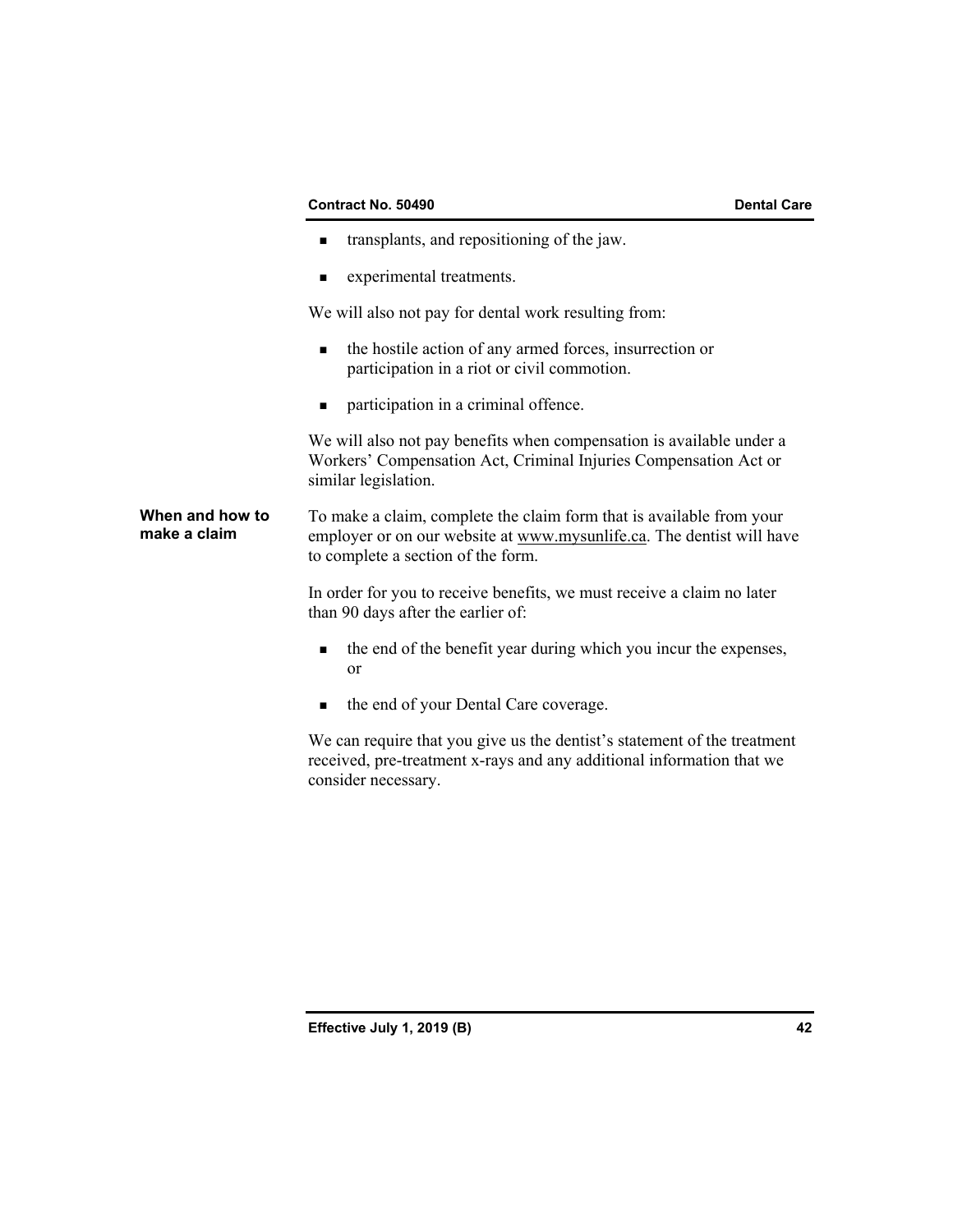- transplants, and repositioning of the jaw.
- experimental treatments.

We will also not pay for dental work resulting from:

- the hostile action of any armed forces, insurrection or participation in a riot or civil commotion.
- participation in a criminal offence.

We will also not pay benefits when compensation is available under a Workers' Compensation Act, Criminal Injuries Compensation Act or similar legislation.

**When and how to make a claim**

To make a claim, complete the claim form that is available from your employer or on our website at www.mysunlife.ca. The dentist will have to complete a section of the form.

In order for you to receive benefits, we must receive a claim no later than 90 days after the earlier of:

- the end of the benefit year during which you incur the expenses, or
- the end of your Dental Care coverage.

We can require that you give us the dentist's statement of the treatment received, pre-treatment x-rays and any additional information that we consider necessary.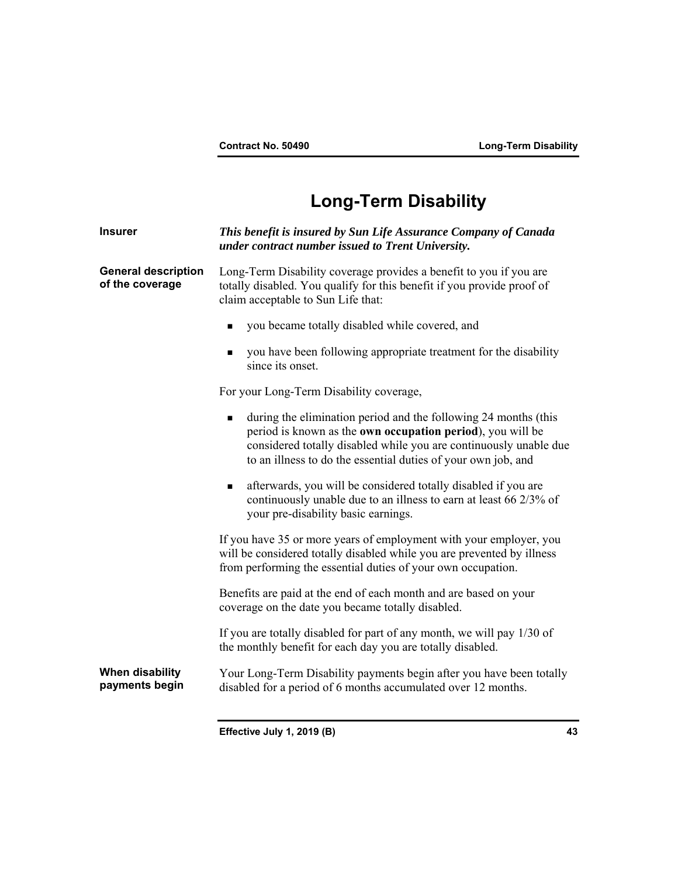# Long-Term Disability

**Insurer**

***This benefit is insured by Sun Life Assurance Company of Canada under contract number issued to Trent University.***

**General description of the coverage**

Long-Term Disability coverage provides a benefit to you if you are totally disabled. You qualify for this benefit if you provide proof of claim acceptable to Sun Life that:

- you became totally disabled while covered, and
- you have been following appropriate treatment for the disability since its onset.

For your Long-Term Disability coverage,

- during the elimination period and the following 24 months (this period is known as the **own occupation period**), you will be considered totally disabled while you are continuously unable due to an illness to do the essential duties of your own job, and
- afterwards, you will be considered totally disabled if you are continuously unable due to an illness to earn at least 66 2/3% of your pre-disability basic earnings.

If you have 35 or more years of employment with your employer, you will be considered totally disabled while you are prevented by illness from performing the essential duties of your own occupation.

Benefits are paid at the end of each month and are based on your coverage on the date you became totally disabled.

If you are totally disabled for part of any month, we will pay 1/30 of the monthly benefit for each day you are totally disabled.

**When disability payments begin**

Your Long-Term Disability payments begin after you have been totally disabled for a period of 6 months accumulated over 12 months.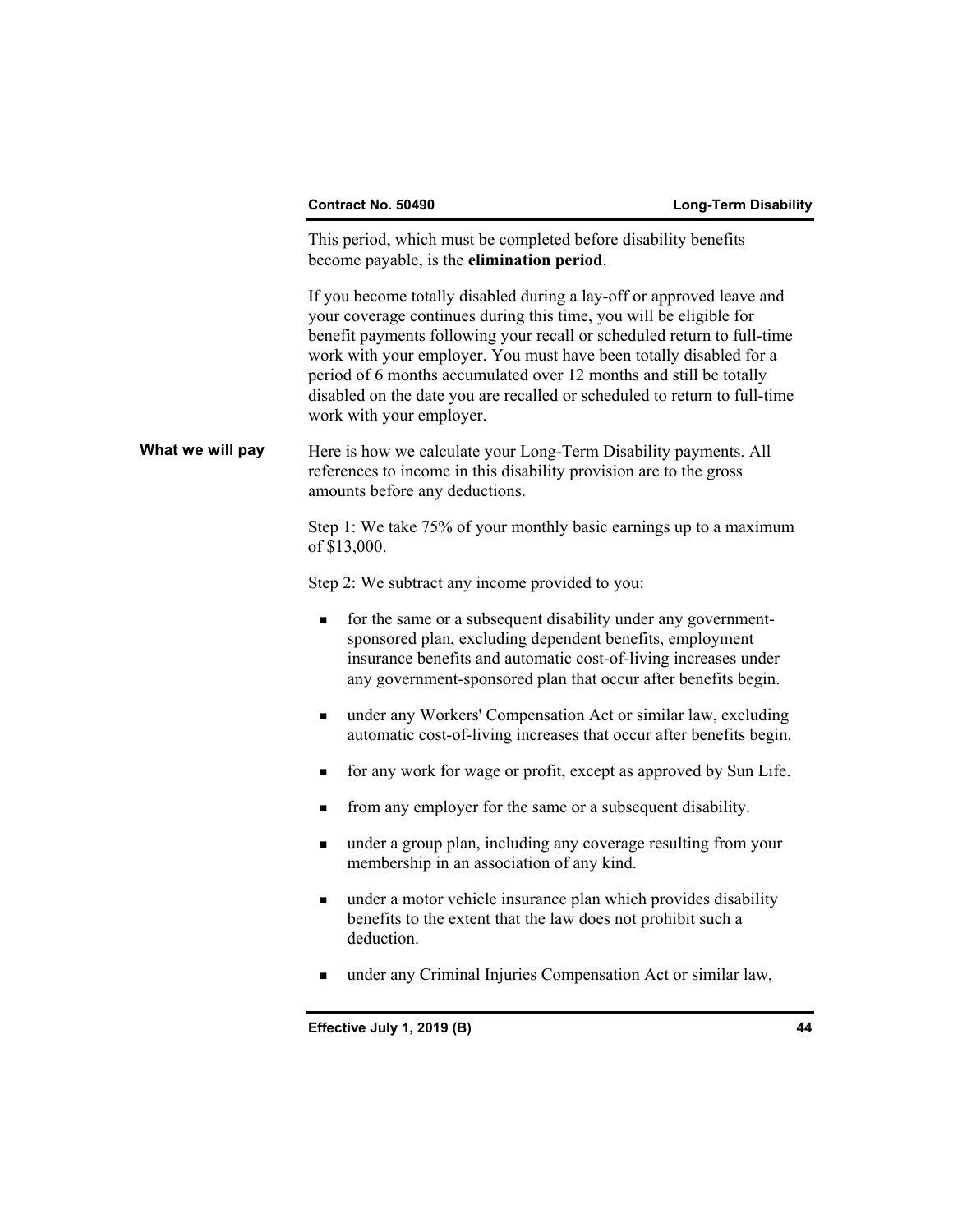This period, which must be completed before disability benefits become payable, is the **elimination period**.

If you become totally disabled during a lay-off or approved leave and your coverage continues during this time, you will be eligible for benefit payments following your recall or scheduled return to full-time work with your employer. You must have been totally disabled for a period of 6 months accumulated over 12 months and still be totally disabled on the date you are recalled or scheduled to return to full-time work with your employer.

**What we will pay**

Here is how we calculate your Long-Term Disability payments. All references to income in this disability provision are to the gross amounts before any deductions.

Step 1: We take 75% of your monthly basic earnings up to a maximum of $13,000.

Step 2: We subtract any income provided to you:

- for the same or a subsequent disability under any government-sponsored plan, excluding dependent benefits, employment insurance benefits and automatic cost-of-living increases under any government-sponsored plan that occur after benefits begin.
- under any Workers' Compensation Act or similar law, excluding automatic cost-of-living increases that occur after benefits begin.
- for any work for wage or profit, except as approved by Sun Life.
- from any employer for the same or a subsequent disability.
- under a group plan, including any coverage resulting from your membership in an association of any kind.
- under a motor vehicle insurance plan which provides disability benefits to the extent that the law does not prohibit such a deduction.
- under any Criminal Injuries Compensation Act or similar law,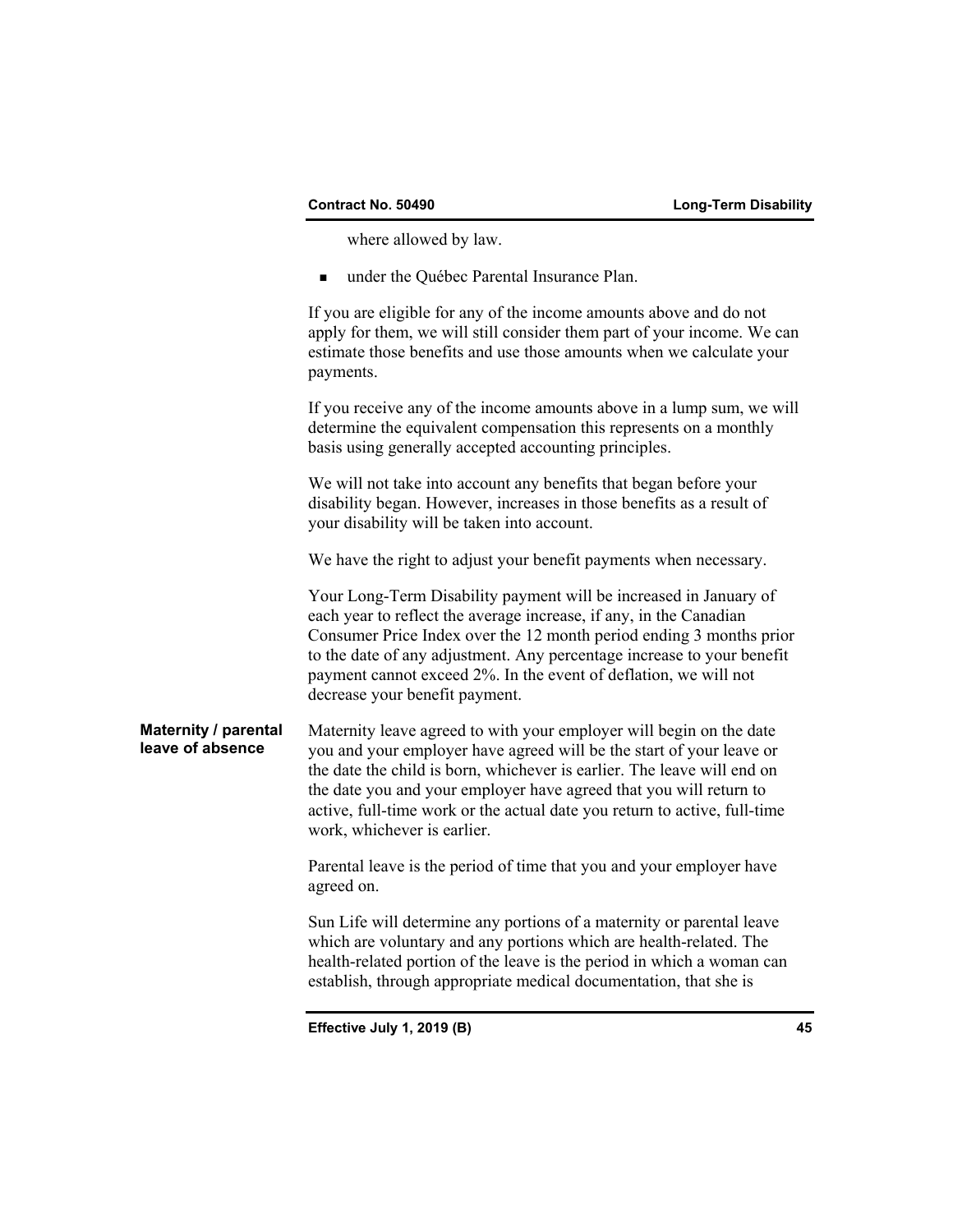where allowed by law.

- under the Québec Parental Insurance Plan.

If you are eligible for any of the income amounts above and do not apply for them, we will still consider them part of your income. We can estimate those benefits and use those amounts when we calculate your payments.

If you receive any of the income amounts above in a lump sum, we will determine the equivalent compensation this represents on a monthly basis using generally accepted accounting principles.

We will not take into account any benefits that began before your disability began. However, increases in those benefits as a result of your disability will be taken into account.

We have the right to adjust your benefit payments when necessary.

Your Long-Term Disability payment will be increased in January of each year to reflect the average increase, if any, in the Canadian Consumer Price Index over the 12 month period ending 3 months prior to the date of any adjustment. Any percentage increase to your benefit payment cannot exceed 2%. In the event of deflation, we will not decrease your benefit payment.

**Maternity / parental leave of absence**

Maternity leave agreed to with your employer will begin on the date you and your employer have agreed will be the start of your leave or the date the child is born, whichever is earlier. The leave will end on the date you and your employer have agreed that you will return to active, full-time work or the actual date you return to active, full-time work, whichever is earlier.

Parental leave is the period of time that you and your employer have agreed on.

Sun Life will determine any portions of a maternity or parental leave which are voluntary and any portions which are health-related. The health-related portion of the leave is the period in which a woman can establish, through appropriate medical documentation, that she is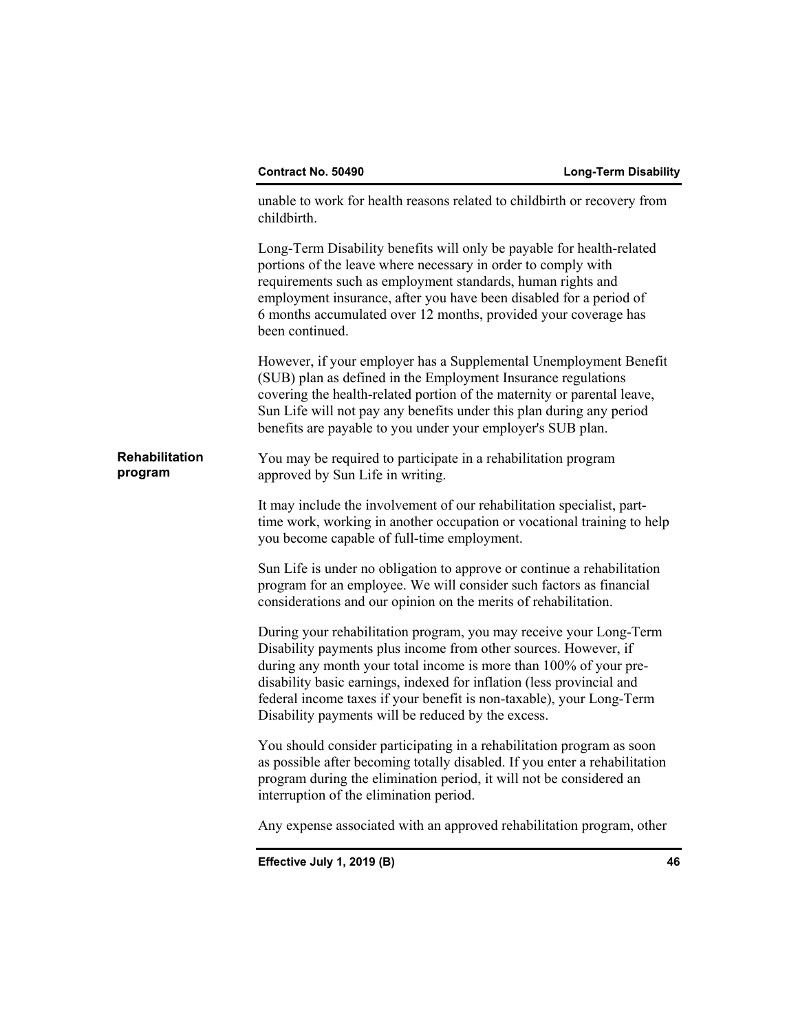unable to work for health reasons related to childbirth or recovery from childbirth.

Long-Term Disability benefits will only be payable for health-related portions of the leave where necessary in order to comply with requirements such as employment standards, human rights and employment insurance, after you have been disabled for a period of 6 months accumulated over 12 months, provided your coverage has been continued.

However, if your employer has a Supplemental Unemployment Benefit (SUB) plan as defined in the Employment Insurance regulations covering the health-related portion of the maternity or parental leave, Sun Life will not pay any benefits under this plan during any period benefits are payable to you under your employer's SUB plan.

**Rehabilitation program**

You may be required to participate in a rehabilitation program approved by Sun Life in writing.

It may include the involvement of our rehabilitation specialist, part-time work, working in another occupation or vocational training to help you become capable of full-time employment.

Sun Life is under no obligation to approve or continue a rehabilitation program for an employee. We will consider such factors as financial considerations and our opinion on the merits of rehabilitation.

During your rehabilitation program, you may receive your Long-Term Disability payments plus income from other sources. However, if during any month your total income is more than 100% of your pre-disability basic earnings, indexed for inflation (less provincial and federal income taxes if your benefit is non-taxable), your Long-Term Disability payments will be reduced by the excess.

You should consider participating in a rehabilitation program as soon as possible after becoming totally disabled. If you enter a rehabilitation program during the elimination period, it will not be considered an interruption of the elimination period.

Any expense associated with an approved rehabilitation program, other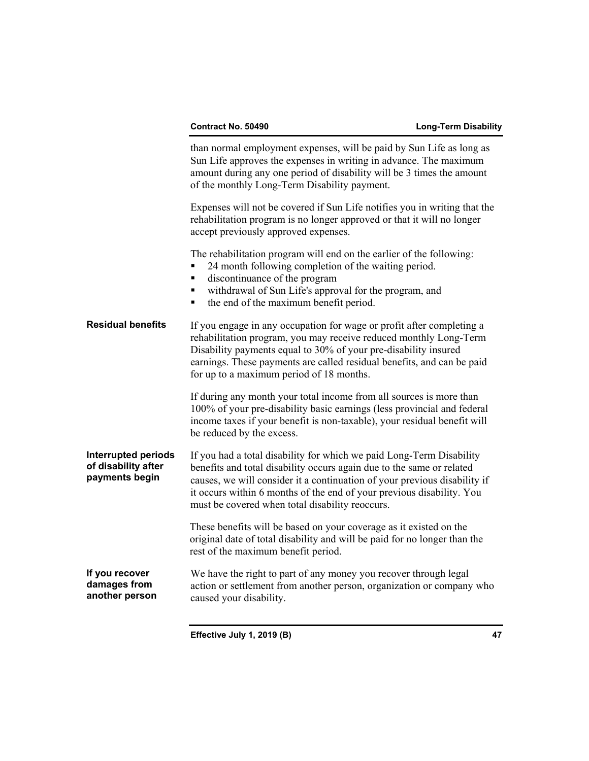than normal employment expenses, will be paid by Sun Life as long as Sun Life approves the expenses in writing in advance. The maximum amount during any one period of disability will be 3 times the amount of the monthly Long-Term Disability payment.

Expenses will not be covered if Sun Life notifies you in writing that the rehabilitation program is no longer approved or that it will no longer accept previously approved expenses.

The rehabilitation program will end on the earlier of the following:

- 24 month following completion of the waiting period.
- discontinuance of the program
- withdrawal of Sun Life's approval for the program, and
- the end of the maximum benefit period.

**Residual benefits**

If you engage in any occupation for wage or profit after completing a rehabilitation program, you may receive reduced monthly Long-Term Disability payments equal to 30% of your pre-disability insured earnings. These payments are called residual benefits, and can be paid for up to a maximum period of 18 months.

If during any month your total income from all sources is more than 100% of your pre-disability basic earnings (less provincial and federal income taxes if your benefit is non-taxable), your residual benefit will be reduced by the excess.

**Interrupted periods of disability after payments begin**

If you had a total disability for which we paid Long-Term Disability benefits and total disability occurs again due to the same or related causes, we will consider it a continuation of your previous disability if it occurs within 6 months of the end of your previous disability. You must be covered when total disability reoccurs.

These benefits will be based on your coverage as it existed on the original date of total disability and will be paid for no longer than the rest of the maximum benefit period.

**If you recover damages from another person**

We have the right to part of any money you recover through legal action or settlement from another person, organization or company who caused your disability.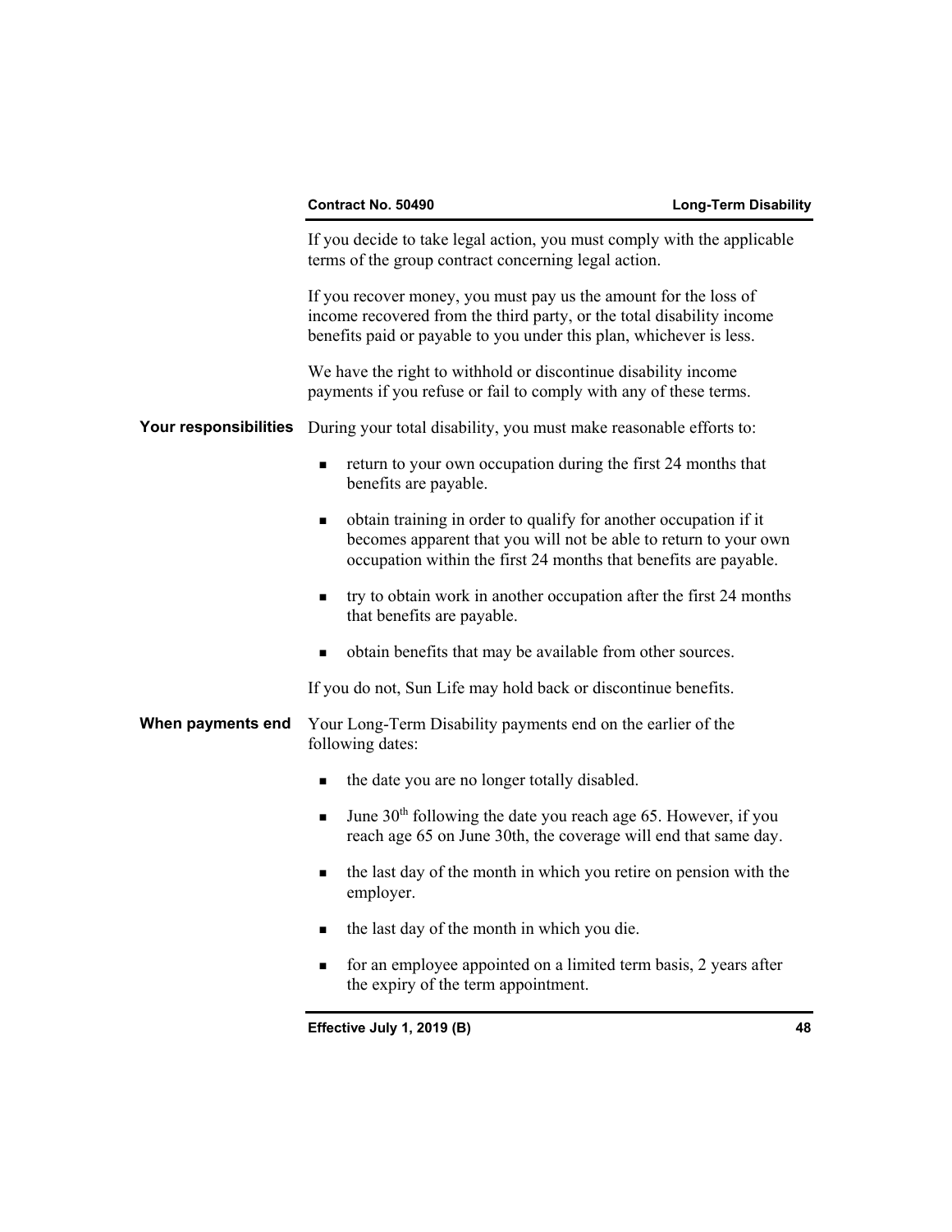If you decide to take legal action, you must comply with the applicable terms of the group contract concerning legal action.

If you recover money, you must pay us the amount for the loss of income recovered from the third party, or the total disability income benefits paid or payable to you under this plan, whichever is less.

We have the right to withhold or discontinue disability income payments if you refuse or fail to comply with any of these terms.

**Your responsibilities**

During your total disability, you must make reasonable efforts to:

- return to your own occupation during the first 24 months that benefits are payable.
- obtain training in order to qualify for another occupation if it becomes apparent that you will not be able to return to your own occupation within the first 24 months that benefits are payable.
- try to obtain work in another occupation after the first 24 months that benefits are payable.
- obtain benefits that may be available from other sources.

If you do not, Sun Life may hold back or discontinue benefits.

**When payments end**

Your Long-Term Disability payments end on the earlier of the following dates:

- the date you are no longer totally disabled.
- June 30th following the date you reach age 65. However, if you reach age 65 on June 30th, the coverage will end that same day.
- the last day of the month in which you retire on pension with the employer.
- the last day of the month in which you die.
- for an employee appointed on a limited term basis, 2 years after the expiry of the term appointment.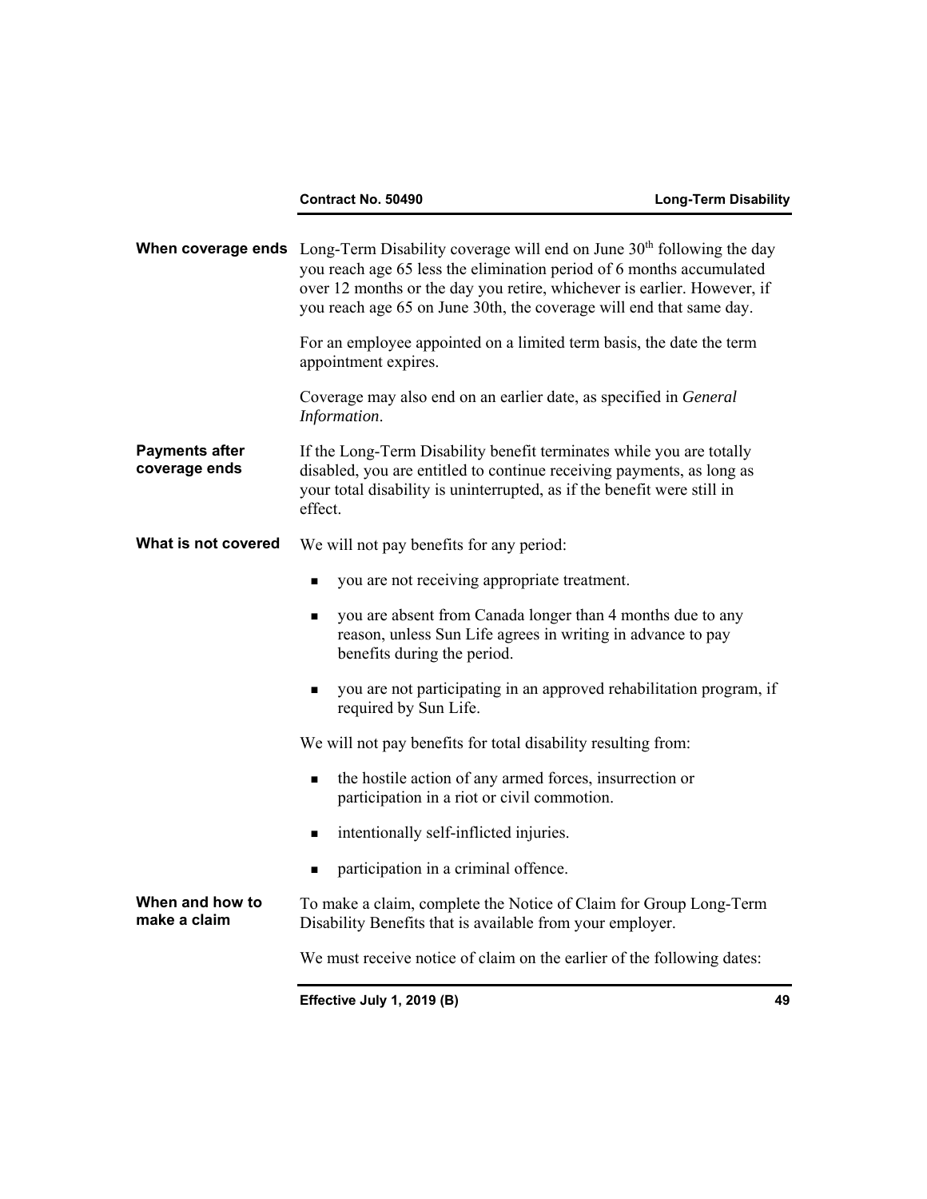**When coverage ends**

Long-Term Disability coverage will end on June 30th following the day you reach age 65 less the elimination period of 6 months accumulated over 12 months or the day you retire, whichever is earlier. However, if you reach age 65 on June 30th, the coverage will end that same day.

For an employee appointed on a limited term basis, the date the term appointment expires.

Coverage may also end on an earlier date, as specified in *General Information*.

**Payments after coverage ends**

If the Long-Term Disability benefit terminates while you are totally disabled, you are entitled to continue receiving payments, as long as your total disability is uninterrupted, as if the benefit were still in effect.

**What is not covered**

We will not pay benefits for any period:

- you are not receiving appropriate treatment.
- you are absent from Canada longer than 4 months due to any reason, unless Sun Life agrees in writing in advance to pay benefits during the period.
- you are not participating in an approved rehabilitation program, if required by Sun Life.

We will not pay benefits for total disability resulting from:

- the hostile action of any armed forces, insurrection or participation in a riot or civil commotion.
- intentionally self-inflicted injuries.
- participation in a criminal offence.

**When and how to make a claim**

To make a claim, complete the Notice of Claim for Group Long-Term Disability Benefits that is available from your employer.

We must receive notice of claim on the earlier of the following dates: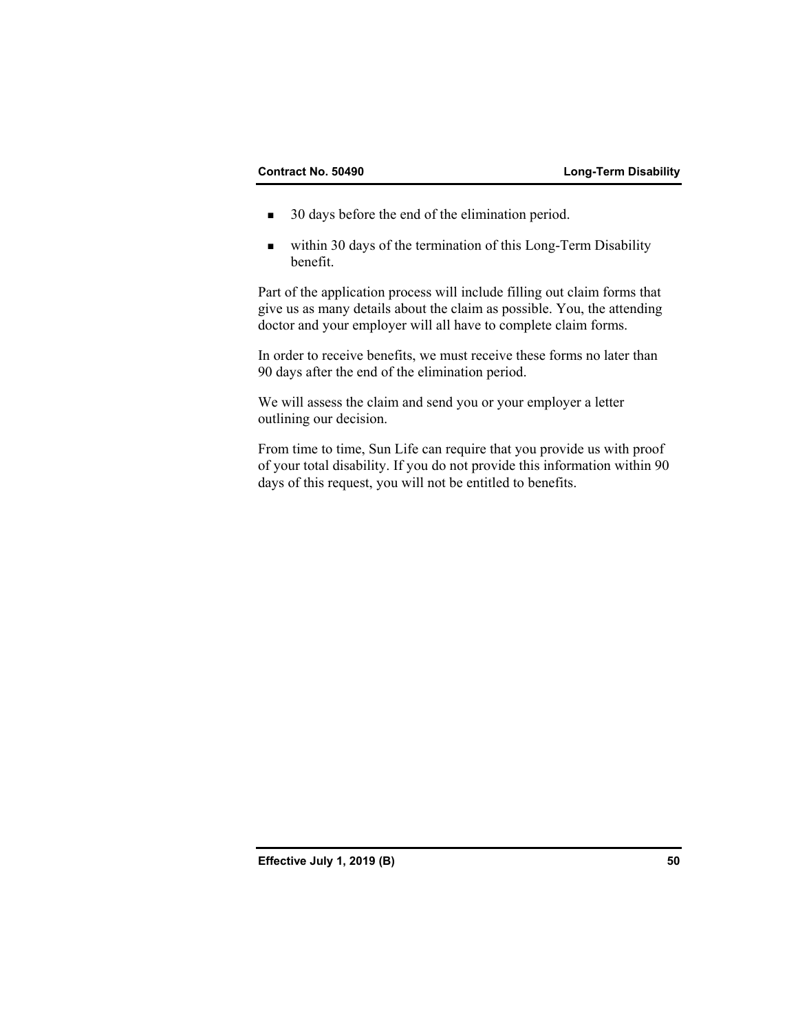- 30 days before the end of the elimination period.
- within 30 days of the termination of this Long-Term Disability benefit.

Part of the application process will include filling out claim forms that give us as many details about the claim as possible. You, the attending doctor and your employer will all have to complete claim forms.

In order to receive benefits, we must receive these forms no later than 90 days after the end of the elimination period.

We will assess the claim and send you or your employer a letter outlining our decision.

From time to time, Sun Life can require that you provide us with proof of your total disability. If you do not provide this information within 90 days of this request, you will not be entitled to benefits.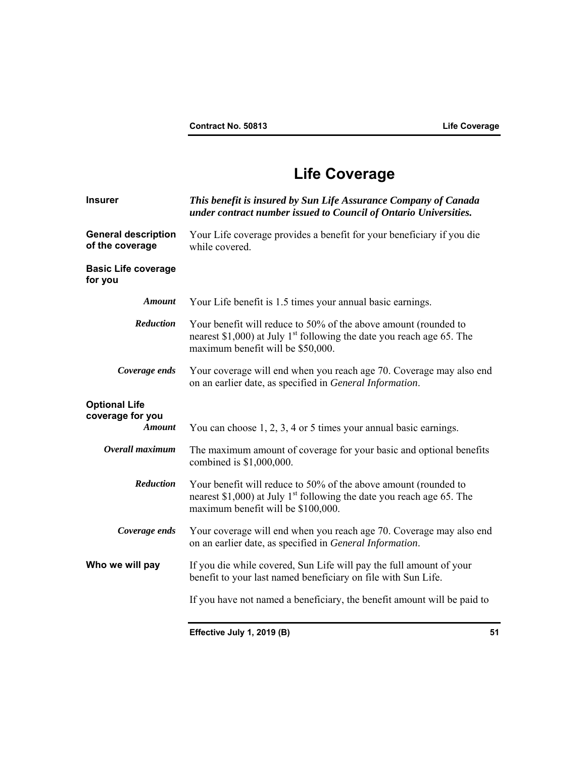# Life Coverage

**Insurer**

***This benefit is insured by Sun Life Assurance Company of Canada under contract number issued to Council of Ontario Universities.***

**General description of the coverage**

Your Life coverage provides a benefit for your beneficiary if you die while covered.

**Basic Life coverage for you**

***Amount***

Your Life benefit is 1.5 times your annual basic earnings.

***Reduction***

Your benefit will reduce to 50% of the above amount (rounded to nearest $1,000) at July 1st following the date you reach age 65. The maximum benefit will be $50,000.

***Coverage ends***

Your coverage will end when you reach age 70. Coverage may also end on an earlier date, as specified in *General Information*.

**Optional Life coverage for you**

***Amount***

You can choose 1, 2, 3, 4 or 5 times your annual basic earnings.

***Overall maximum***

The maximum amount of coverage for your basic and optional benefits combined is $1,000,000.

***Reduction***

Your benefit will reduce to 50% of the above amount (rounded to nearest $1,000) at July 1st following the date you reach age 65. The maximum benefit will be $100,000.

***Coverage ends***

Your coverage will end when you reach age 70. Coverage may also end on an earlier date, as specified in *General Information*.

**Who we will pay**

If you die while covered, Sun Life will pay the full amount of your benefit to your last named beneficiary on file with Sun Life.

If you have not named a beneficiary, the benefit amount will be paid to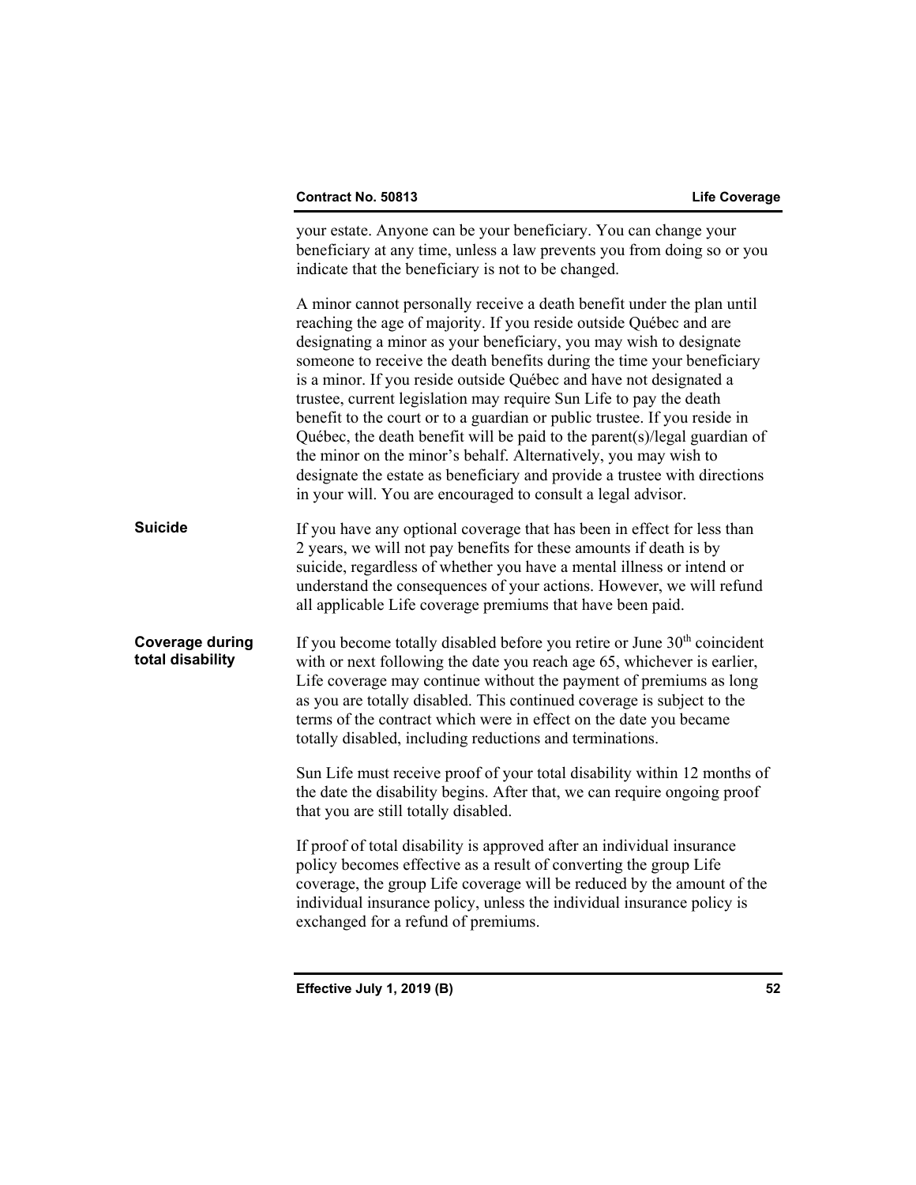your estate. Anyone can be your beneficiary. You can change your beneficiary at any time, unless a law prevents you from doing so or you indicate that the beneficiary is not to be changed.

A minor cannot personally receive a death benefit under the plan until reaching the age of majority. If you reside outside Québec and are designating a minor as your beneficiary, you may wish to designate someone to receive the death benefits during the time your beneficiary is a minor. If you reside outside Québec and have not designated a trustee, current legislation may require Sun Life to pay the death benefit to the court or to a guardian or public trustee. If you reside in Québec, the death benefit will be paid to the parent(s)/legal guardian of the minor on the minor's behalf. Alternatively, you may wish to designate the estate as beneficiary and provide a trustee with directions in your will. You are encouraged to consult a legal advisor.

**Suicide**

If you have any optional coverage that has been in effect for less than 2 years, we will not pay benefits for these amounts if death is by suicide, regardless of whether you have a mental illness or intend or understand the consequences of your actions. However, we will refund all applicable Life coverage premiums that have been paid.

**Coverage during total disability**

If you become totally disabled before you retire or June 30th coincident with or next following the date you reach age 65, whichever is earlier, Life coverage may continue without the payment of premiums as long as you are totally disabled. This continued coverage is subject to the terms of the contract which were in effect on the date you became totally disabled, including reductions and terminations.

Sun Life must receive proof of your total disability within 12 months of the date the disability begins. After that, we can require ongoing proof that you are still totally disabled.

If proof of total disability is approved after an individual insurance policy becomes effective as a result of converting the group Life coverage, the group Life coverage will be reduced by the amount of the individual insurance policy, unless the individual insurance policy is exchanged for a refund of premiums.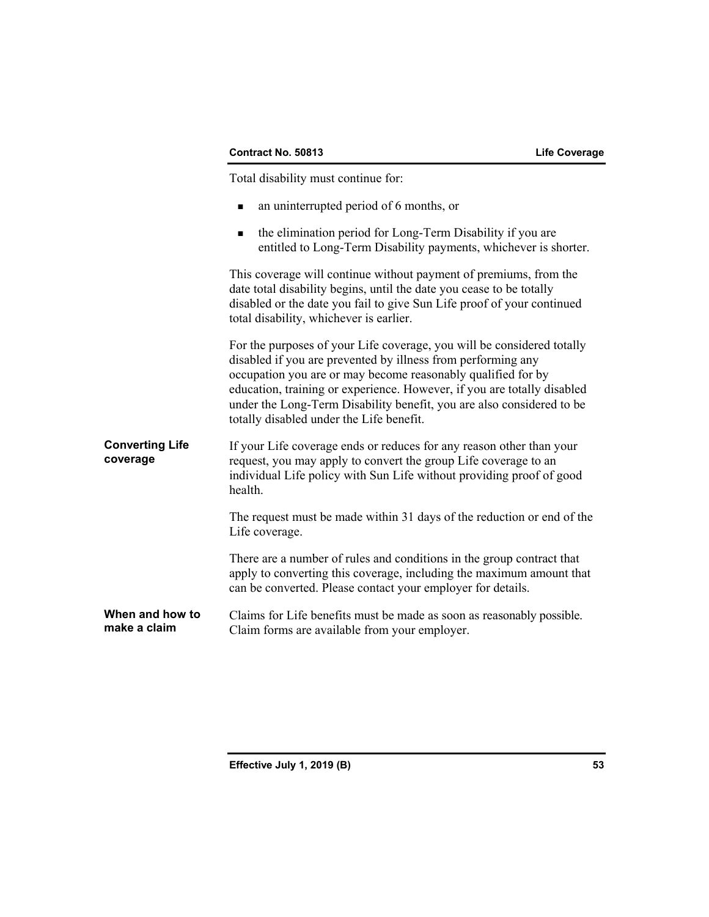Total disability must continue for:

- an uninterrupted period of 6 months, or
- the elimination period for Long-Term Disability if you are entitled to Long-Term Disability payments, whichever is shorter.

This coverage will continue without payment of premiums, from the date total disability begins, until the date you cease to be totally disabled or the date you fail to give Sun Life proof of your continued total disability, whichever is earlier.

For the purposes of your Life coverage, you will be considered totally disabled if you are prevented by illness from performing any occupation you are or may become reasonably qualified for by education, training or experience. However, if you are totally disabled under the Long-Term Disability benefit, you are also considered to be totally disabled under the Life benefit.

**Converting Life coverage**

If your Life coverage ends or reduces for any reason other than your request, you may apply to convert the group Life coverage to an individual Life policy with Sun Life without providing proof of good health.

The request must be made within 31 days of the reduction or end of the Life coverage.

There are a number of rules and conditions in the group contract that apply to converting this coverage, including the maximum amount that can be converted. Please contact your employer for details.

**When and how to make a claim**

Claims for Life benefits must be made as soon as reasonably possible. Claim forms are available from your employer.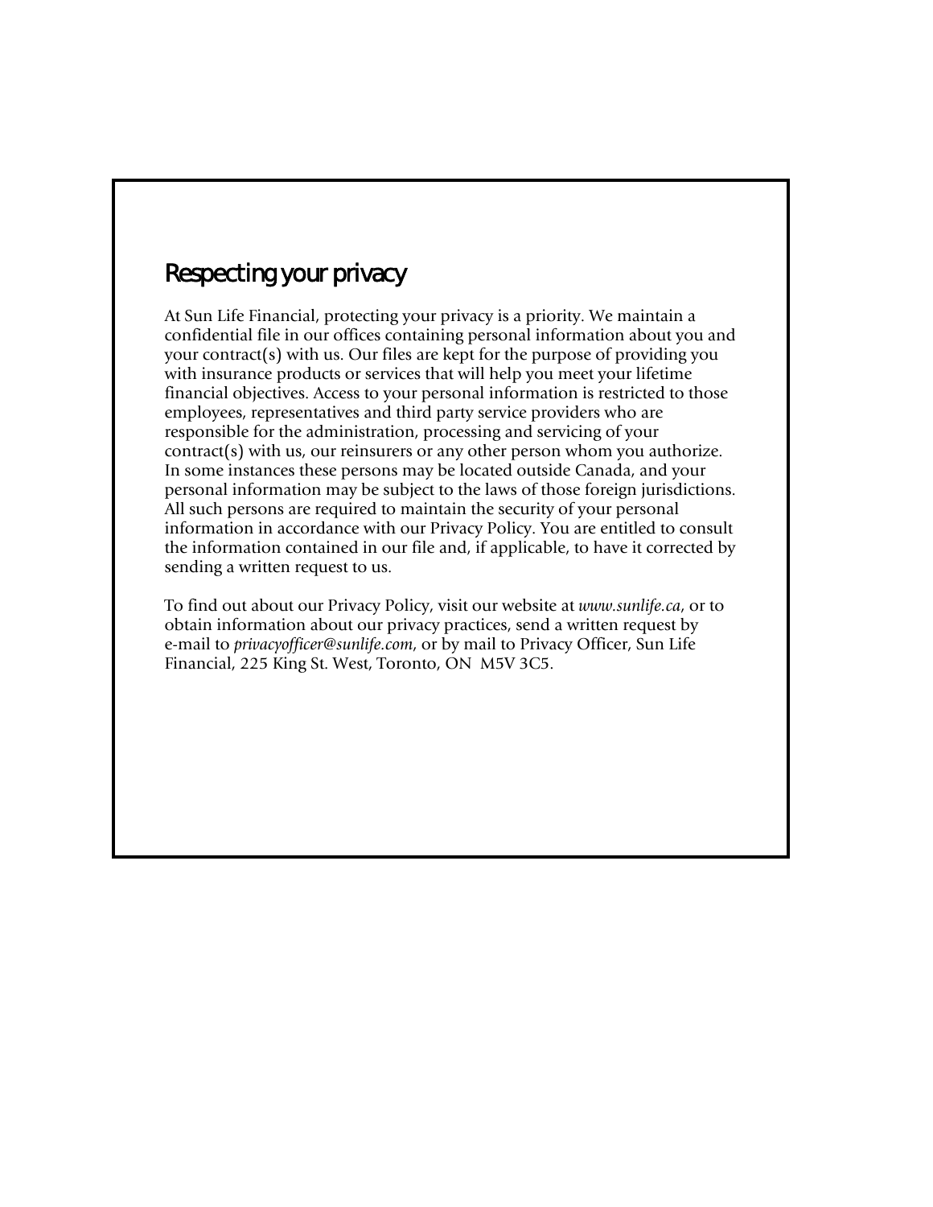## Respecting your privacy

At Sun Life Financial, protecting your privacy is a priority. We maintain a confidential file in our offices containing personal information about you and your contract(s) with us. Our files are kept for the purpose of providing you with insurance products or services that will help you meet your lifetime financial objectives. Access to your personal information is restricted to those employees, representatives and third party service providers who are responsible for the administration, processing and servicing of your contract(s) with us, our reinsurers or any other person whom you authorize. In some instances these persons may be located outside Canada, and your personal information may be subject to the laws of those foreign jurisdictions. All such persons are required to maintain the security of your personal information in accordance with our Privacy Policy. You are entitled to consult the information contained in our file and, if applicable, to have it corrected by sending a written request to us.

To find out about our Privacy Policy, visit our website at *www.sunlife.ca*, or to obtain information about our privacy practices, send a written request by e-mail to *privacyofficer@sunlife.com*, or by mail to Privacy Officer, Sun Life Financial, 225 King St. West, Toronto, ON  M5V 3C5.